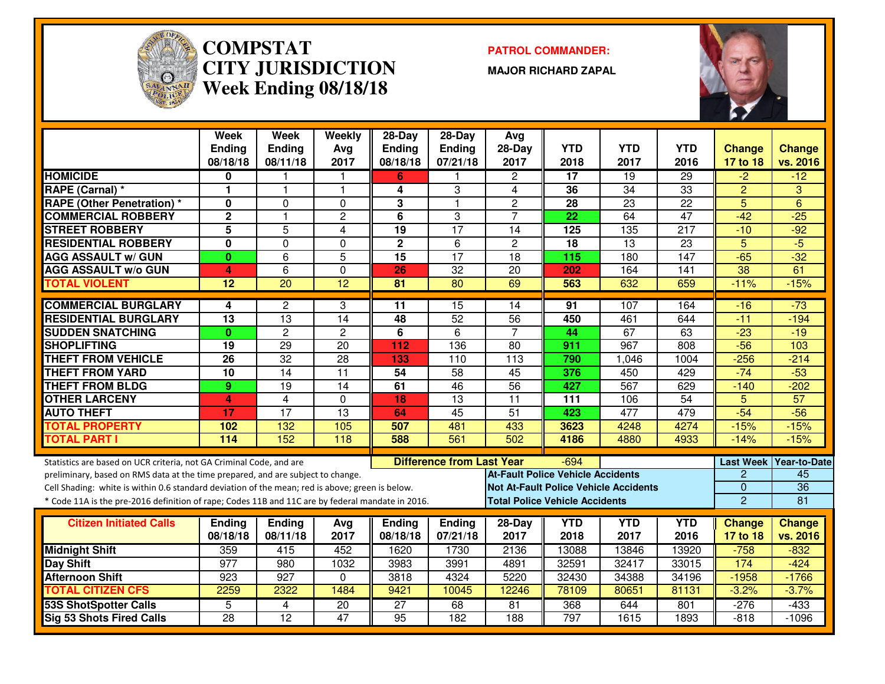# COMPSTAT
# CITY JURISDICTION
# Week Ending 08/18/18

**PATROL COMMANDER:**

**MAJOR RICHARD ZAPAL**

| | Week Ending 08/18/18 | Week Ending 08/11/18 | Weekly Avg 2017 | 28-Day Ending 08/18/18 | 28-Day Ending 07/21/18 | Avg 28-Day 2017 | YTD 2018 | YTD 2017 | YTD 2016 | Change 17 to 18 | Change vs. 2016 |
|---|---|---|---|---|---|---|---|---|---|---|---|
| HOMICIDE | 0 | 1 | 1 | 6 | 1 | 2 | 17 | 19 | 29 | -2 | -12 |
| RAPE (Carnal) * | 1 | 1 | 1 | 4 | 3 | 4 | 36 | 34 | 33 | 2 | 3 |
| RAPE (Other Penetration) * | 0 | 0 | 0 | 3 | 1 | 2 | 28 | 23 | 22 | 5 | 6 |
| COMMERCIAL ROBBERY | 2 | 1 | 2 | 6 | 3 | 7 | 22 | 64 | 47 | -42 | -25 |
| STREET ROBBERY | 5 | 5 | 4 | 19 | 17 | 14 | 125 | 135 | 217 | -10 | -92 |
| RESIDENTIAL ROBBERY | 0 | 0 | 0 | 2 | 6 | 2 | 18 | 13 | 23 | 5 | -5 |
| AGG ASSAULT w/ GUN | 0 | 6 | 5 | 15 | 17 | 18 | 115 | 180 | 147 | -65 | -32 |
| AGG ASSAULT w/o GUN | 4 | 6 | 0 | 26 | 32 | 20 | 202 | 164 | 141 | 38 | 61 |
| TOTAL VIOLENT | 12 | 20 | 12 | 81 | 80 | 69 | 563 | 632 | 659 | -11% | -15% |
| COMMERCIAL BURGLARY | 4 | 2 | 3 | 11 | 15 | 14 | 91 | 107 | 164 | -16 | -73 |
| RESIDENTIAL BURGLARY | 13 | 13 | 14 | 48 | 52 | 56 | 450 | 461 | 644 | -11 | -194 |
| SUDDEN SNATCHING | 0 | 2 | 2 | 6 | 6 | 7 | 44 | 67 | 63 | -23 | -19 |
| SHOPLIFTING | 19 | 29 | 20 | 112 | 136 | 80 | 911 | 967 | 808 | -56 | 103 |
| THEFT FROM VEHICLE | 26 | 32 | 28 | 133 | 110 | 113 | 790 | 1,046 | 1004 | -256 | -214 |
| THEFT FROM YARD | 10 | 14 | 11 | 54 | 58 | 45 | 376 | 450 | 429 | -74 | -53 |
| THEFT FROM BLDG | 9 | 19 | 14 | 61 | 46 | 56 | 427 | 567 | 629 | -140 | -202 |
| OTHER LARCENY | 4 | 4 | 0 | 18 | 13 | 11 | 111 | 106 | 54 | 5 | 57 |
| AUTO THEFT | 17 | 17 | 13 | 64 | 45 | 51 | 423 | 477 | 479 | -54 | -56 |
| TOTAL PROPERTY | 102 | 132 | 105 | 507 | 481 | 433 | 3623 | 4248 | 4274 | -15% | -15% |
| TOTAL PART I | 114 | 152 | 118 | 588 | 561 | 502 | 4186 | 4880 | 4933 | -14% | -15% |

**Difference from Last Year:** -694

Statistics are based on UCR criteria, not GA Criminal Code, and are preliminary, based on RMS data at the time prepared, and are subject to change.

Cell Shading: white is within 0.6 standard deviation of the mean; red is above; green is below.

* Code 11A is the pre-2016 definition of rape; Codes 11B and 11C are by federal mandate in 2016.

| | Last Week | Year-to-Date |
|---|---|---|
| At-Fault Police Vehicle Accidents | 2 | 45 |
| Not At-Fault Police Vehicle Accidents | 0 | 36 |
| Total Police Vehicle Accidents | 2 | 81 |

| Citizen Initiated Calls | Ending 08/18/18 | Ending 08/11/18 | Avg 2017 | Ending 08/18/18 | Ending 07/21/18 | 28-Day 2017 | YTD 2018 | YTD 2017 | YTD 2016 | Change 17 to 18 | Change vs. 2016 |
|---|---|---|---|---|---|---|---|---|---|---|---|
| Midnight Shift | 359 | 415 | 452 | 1620 | 1730 | 2136 | 13088 | 13846 | 13920 | -758 | -832 |
| Day Shift | 977 | 980 | 1032 | 3983 | 3991 | 4891 | 32591 | 32417 | 33015 | 174 | -424 |
| Afternoon Shift | 923 | 927 | 0 | 3818 | 4324 | 5220 | 32430 | 34388 | 34196 | -1958 | -1766 |
| TOTAL CITIZEN CFS | 2259 | 2322 | 1484 | 9421 | 10045 | 12246 | 78109 | 80651 | 81131 | -3.2% | -3.7% |
| 53S ShotSpotter Calls | 5 | 4 | 20 | 27 | 68 | 81 | 368 | 644 | 801 | -276 | -433 |
| Sig 53 Shots Fired Calls | 28 | 12 | 47 | 95 | 182 | 188 | 797 | 1615 | 1893 | -818 | -1096 |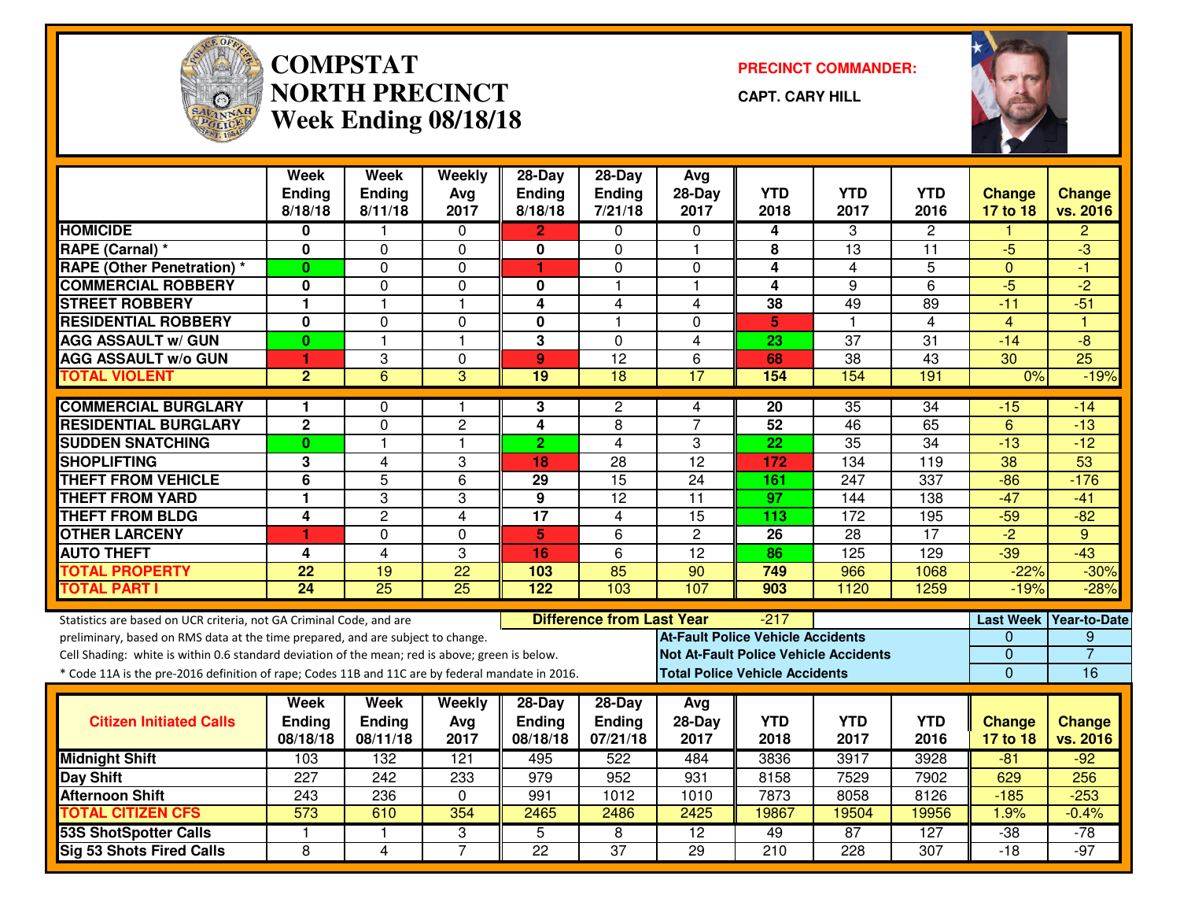# COMPSTAT
# NORTH PRECINCT
## Week Ending 08/18/18

**PRECINCT COMMANDER:**

**CAPT. CARY HILL**

| | Week Ending 8/18/18 | Week Ending 8/11/18 | Weekly Avg 2017 | 28-Day Ending 8/18/18 | 28-Day Ending 7/21/18 | Avg 28-Day 2017 | YTD 2018 | YTD 2017 | YTD 2016 | Change 17 to 18 | Change vs. 2016 |
|---|---|---|---|---|---|---|---|---|---|---|---|
| **HOMICIDE** | 0 | 1 | 0 | 2 | 0 | 0 | 4 | 3 | 2 | 1 | 2 |
| **RAPE (Carnal) *** | 0 | 0 | 0 | 0 | 0 | 1 | 8 | 13 | 11 | -5 | -3 |
| **RAPE (Other Penetration) *** | 0 | 0 | 0 | 1 | 0 | 0 | 4 | 4 | 5 | 0 | -1 |
| **COMMERCIAL ROBBERY** | 0 | 0 | 0 | 0 | 1 | 1 | 4 | 9 | 6 | -5 | -2 |
| **STREET ROBBERY** | 1 | 1 | 1 | 4 | 4 | 4 | 38 | 49 | 89 | -11 | -51 |
| **RESIDENTIAL ROBBERY** | 0 | 0 | 0 | 0 | 1 | 0 | 5 | 1 | 4 | 4 | 1 |
| **AGG ASSAULT w/ GUN** | 0 | 1 | 1 | 3 | 0 | 4 | 23 | 37 | 31 | -14 | -8 |
| **AGG ASSAULT w/o GUN** | 1 | 3 | 0 | 9 | 12 | 6 | 68 | 38 | 43 | 30 | 25 |
| **TOTAL VIOLENT** | 2 | 6 | 3 | 19 | 18 | 17 | 154 | 154 | 191 | 0% | -19% |
| **COMMERCIAL BURGLARY** | 1 | 0 | 1 | 3 | 2 | 4 | 20 | 35 | 34 | -15 | -14 |
| **RESIDENTIAL BURGLARY** | 2 | 0 | 2 | 4 | 8 | 7 | 52 | 46 | 65 | 6 | -13 |
| **SUDDEN SNATCHING** | 0 | 1 | 1 | 2 | 4 | 3 | 22 | 35 | 34 | -13 | -12 |
| **SHOPLIFTING** | 3 | 4 | 3 | 18 | 28 | 12 | 172 | 134 | 119 | 38 | 53 |
| **THEFT FROM VEHICLE** | 6 | 5 | 6 | 29 | 15 | 24 | 161 | 247 | 337 | -86 | -176 |
| **THEFT FROM YARD** | 1 | 3 | 3 | 9 | 12 | 11 | 97 | 144 | 138 | -47 | -41 |
| **THEFT FROM BLDG** | 4 | 2 | 4 | 17 | 4 | 15 | 113 | 172 | 195 | -59 | -82 |
| **OTHER LARCENY** | 1 | 0 | 0 | 5 | 6 | 2 | 26 | 28 | 17 | -2 | 9 |
| **AUTO THEFT** | 4 | 4 | 3 | 16 | 6 | 12 | 86 | 125 | 129 | -39 | -43 |
| **TOTAL PROPERTY** | 22 | 19 | 22 | 103 | 85 | 90 | 749 | 966 | 1068 | -22% | -30% |
| **TOTAL PART I** | 24 | 25 | 25 | 122 | 103 | 107 | 903 | 1120 | 1259 | -19% | -28% |

Statistics are based on UCR criteria, not GA Criminal Code, and are preliminary, based on RMS data at the time prepared, and are subject to change.

Cell Shading: white is within 0.6 standard deviation of the mean; red is above; green is below.

* Code 11A is the pre-2016 definition of rape; Codes 11B and 11C are by federal mandate in 2016.

**Difference from Last Year:** -217

| | Last Week | Year-to-Date |
|---|---|---|
| **At-Fault Police Vehicle Accidents** | 0 | 9 |
| **Not At-Fault Police Vehicle Accidents** | 0 | 7 |
| **Total Police Vehicle Accidents** | 0 | 16 |

| Citizen Initiated Calls | Week Ending 08/18/18 | Week Ending 08/11/18 | Weekly Avg 2017 | 28-Day Ending 08/18/18 | 28-Day Ending 07/21/18 | Avg 28-Day 2017 | YTD 2018 | YTD 2017 | YTD 2016 | Change 17 to 18 | Change vs. 2016 |
|---|---|---|---|---|---|---|---|---|---|---|---|
| **Midnight Shift** | 103 | 132 | 121 | 495 | 522 | 484 | 3836 | 3917 | 3928 | -81 | -92 |
| **Day Shift** | 227 | 242 | 233 | 979 | 952 | 931 | 8158 | 7529 | 7902 | 629 | 256 |
| **Afternoon Shift** | 243 | 236 | 0 | 991 | 1012 | 1010 | 7873 | 8058 | 8126 | -185 | -253 |
| **TOTAL CITIZEN CFS** | 573 | 610 | 354 | 2465 | 2486 | 2425 | 19867 | 19504 | 19956 | 1.9% | -0.4% |
| **53S ShotSpotter Calls** | 1 | 1 | 3 | 5 | 8 | 12 | 49 | 87 | 127 | -38 | -78 |
| **Sig 53 Shots Fired Calls** | 8 | 4 | 7 | 22 | 37 | 29 | 210 | 228 | 307 | -18 | -97 |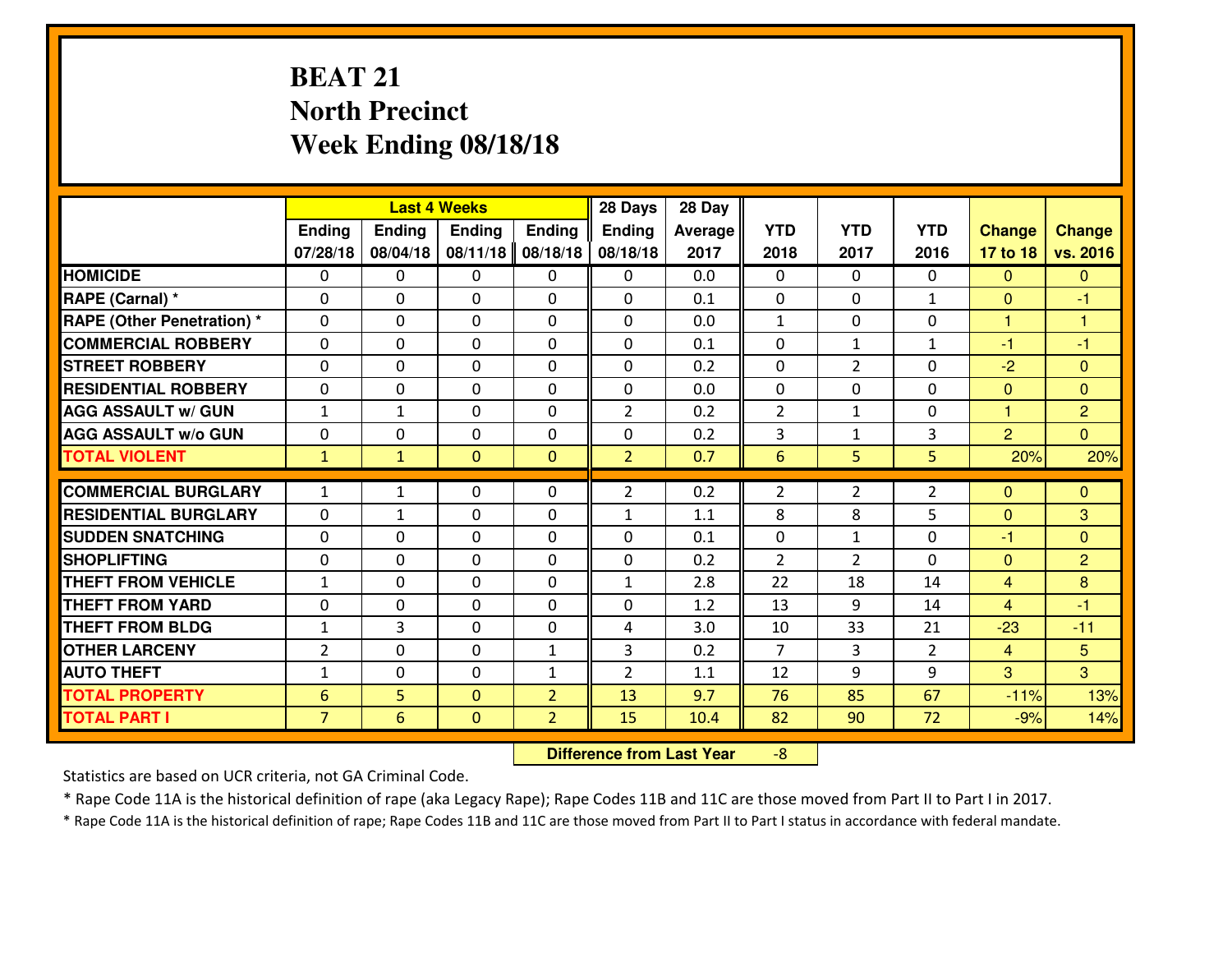# BEAT 21
## North Precinct
## Week Ending 08/18/18

| | Last 4 Weeks | | | | 28 Days | 28 Day | | | | | |
|---|---|---|---|---|---|---|---|---|---|---|---|
| | Ending 07/28/18 | Ending 08/04/18 | Ending 08/11/18 | Ending 08/18/18 | Ending 08/18/18 | Average 2017 | YTD 2018 | YTD 2017 | YTD 2016 | Change 17 to 18 | Change vs. 2016 |
| HOMICIDE | 0 | 0 | 0 | 0 | 0 | 0.0 | 0 | 0 | 0 | 0 | 0 |
| RAPE (Carnal) * | 0 | 0 | 0 | 0 | 0 | 0.1 | 0 | 0 | 1 | 0 | -1 |
| RAPE (Other Penetration) * | 0 | 0 | 0 | 0 | 0 | 0.0 | 1 | 0 | 0 | 1 | 1 |
| COMMERCIAL ROBBERY | 0 | 0 | 0 | 0 | 0 | 0.1 | 0 | 1 | 1 | -1 | -1 |
| STREET ROBBERY | 0 | 0 | 0 | 0 | 0 | 0.2 | 0 | 2 | 0 | -2 | 0 |
| RESIDENTIAL ROBBERY | 0 | 0 | 0 | 0 | 0 | 0.0 | 0 | 0 | 0 | 0 | 0 |
| AGG ASSAULT w/ GUN | 1 | 1 | 0 | 0 | 2 | 0.2 | 2 | 1 | 0 | 1 | 2 |
| AGG ASSAULT w/o GUN | 0 | 0 | 0 | 0 | 0 | 0.2 | 3 | 1 | 3 | 2 | 0 |
| TOTAL VIOLENT | 1 | 1 | 0 | 0 | 2 | 0.7 | 6 | 5 | 5 | 20% | 20% |
| COMMERCIAL BURGLARY | 1 | 1 | 0 | 0 | 2 | 0.2 | 2 | 2 | 2 | 0 | 0 |
| RESIDENTIAL BURGLARY | 0 | 1 | 0 | 0 | 1 | 1.1 | 8 | 8 | 5 | 0 | 3 |
| SUDDEN SNATCHING | 0 | 0 | 0 | 0 | 0 | 0.1 | 0 | 1 | 0 | -1 | 0 |
| SHOPLIFTING | 0 | 0 | 0 | 0 | 0 | 0.2 | 2 | 2 | 0 | 0 | 2 |
| THEFT FROM VEHICLE | 1 | 0 | 0 | 0 | 1 | 2.8 | 22 | 18 | 14 | 4 | 8 |
| THEFT FROM YARD | 0 | 0 | 0 | 0 | 0 | 1.2 | 13 | 9 | 14 | 4 | -1 |
| THEFT FROM BLDG | 1 | 3 | 0 | 0 | 4 | 3.0 | 10 | 33 | 21 | -23 | -11 |
| OTHER LARCENY | 2 | 0 | 0 | 1 | 3 | 0.2 | 7 | 3 | 2 | 4 | 5 |
| AUTO THEFT | 1 | 0 | 0 | 1 | 2 | 1.1 | 12 | 9 | 9 | 3 | 3 |
| TOTAL PROPERTY | 6 | 5 | 0 | 2 | 13 | 9.7 | 76 | 85 | 67 | -11% | 13% |
| TOTAL PART I | 7 | 6 | 0 | 2 | 15 | 10.4 | 82 | 90 | 72 | -9% | 14% |

**Difference from Last Year** -8

Statistics are based on UCR criteria, not GA Criminal Code.

* Rape Code 11A is the historical definition of rape (aka Legacy Rape); Rape Codes 11B and 11C are those moved from Part II to Part I in 2017.

* Rape Code 11A is the historical definition of rape; Rape Codes 11B and 11C are those moved from Part II to Part I status in accordance with federal mandate.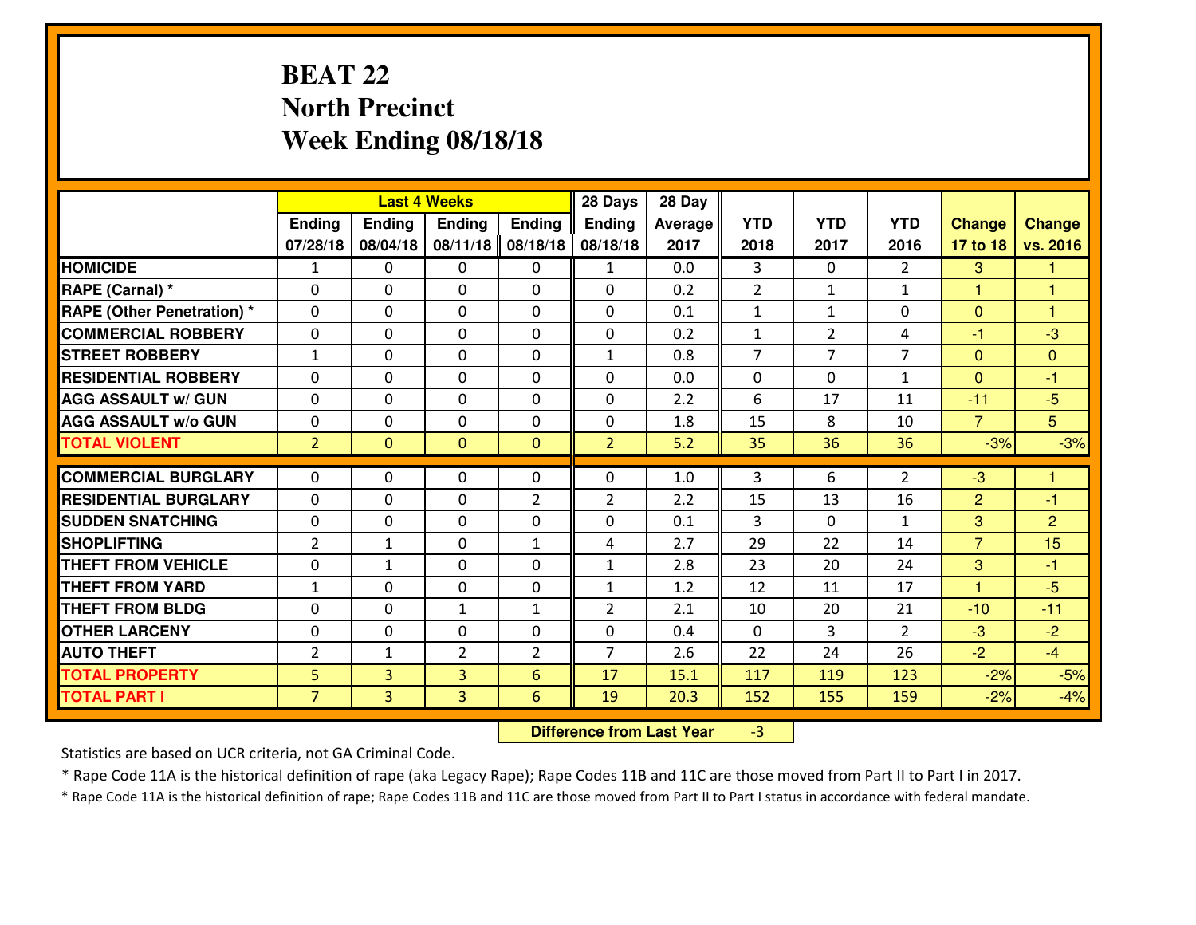# BEAT 22
# North Precinct
# Week Ending 08/18/18

| | Last 4 Weeks | | | | 28 Days | 28 Day | | | | | |
|---|---|---|---|---|---|---|---|---|---|---|---|
| | Ending 07/28/18 | Ending 08/04/18 | Ending 08/11/18 | Ending 08/18/18 | Ending 08/18/18 | Average 2017 | YTD 2018 | YTD 2017 | YTD 2016 | Change 17 to 18 | Change vs. 2016 |
| HOMICIDE | 1 | 0 | 0 | 0 | 1 | 0.0 | 3 | 0 | 2 | 3 | 1 |
| RAPE (Carnal) * | 0 | 0 | 0 | 0 | 0 | 0.2 | 2 | 1 | 1 | 1 | 1 |
| RAPE (Other Penetration) * | 0 | 0 | 0 | 0 | 0 | 0.1 | 1 | 1 | 0 | 0 | 1 |
| COMMERCIAL ROBBERY | 0 | 0 | 0 | 0 | 0 | 0.2 | 1 | 2 | 4 | -1 | -3 |
| STREET ROBBERY | 1 | 0 | 0 | 0 | 1 | 0.8 | 7 | 7 | 7 | 0 | 0 |
| RESIDENTIAL ROBBERY | 0 | 0 | 0 | 0 | 0 | 0.0 | 0 | 0 | 1 | 0 | -1 |
| AGG ASSAULT w/ GUN | 0 | 0 | 0 | 0 | 0 | 2.2 | 6 | 17 | 11 | -11 | -5 |
| AGG ASSAULT w/o GUN | 0 | 0 | 0 | 0 | 0 | 1.8 | 15 | 8 | 10 | 7 | 5 |
| TOTAL VIOLENT | 2 | 0 | 0 | 0 | 2 | 5.2 | 35 | 36 | 36 | -3% | -3% |
| COMMERCIAL BURGLARY | 0 | 0 | 0 | 0 | 0 | 1.0 | 3 | 6 | 2 | -3 | 1 |
| RESIDENTIAL BURGLARY | 0 | 0 | 0 | 2 | 2 | 2.2 | 15 | 13 | 16 | 2 | -1 |
| SUDDEN SNATCHING | 0 | 0 | 0 | 0 | 0 | 0.1 | 3 | 0 | 1 | 3 | 2 |
| SHOPLIFTING | 2 | 1 | 0 | 1 | 4 | 2.7 | 29 | 22 | 14 | 7 | 15 |
| THEFT FROM VEHICLE | 0 | 1 | 0 | 0 | 1 | 2.8 | 23 | 20 | 24 | 3 | -1 |
| THEFT FROM YARD | 1 | 0 | 0 | 0 | 1 | 1.2 | 12 | 11 | 17 | 1 | -5 |
| THEFT FROM BLDG | 0 | 0 | 1 | 1 | 2 | 2.1 | 10 | 20 | 21 | -10 | -11 |
| OTHER LARCENY | 0 | 0 | 0 | 0 | 0 | 0.4 | 0 | 3 | 2 | -3 | -2 |
| AUTO THEFT | 2 | 1 | 2 | 2 | 7 | 2.6 | 22 | 24 | 26 | -2 | -4 |
| TOTAL PROPERTY | 5 | 3 | 3 | 6 | 17 | 15.1 | 117 | 119 | 123 | -2% | -5% |
| TOTAL PART I | 7 | 3 | 3 | 6 | 19 | 20.3 | 152 | 155 | 159 | -2% | -4% |

**Difference from Last Year** -3

Statistics are based on UCR criteria, not GA Criminal Code.

* Rape Code 11A is the historical definition of rape (aka Legacy Rape); Rape Codes 11B and 11C are those moved from Part II to Part I in 2017.

* Rape Code 11A is the historical definition of rape; Rape Codes 11B and 11C are those moved from Part II to Part I status in accordance with federal mandate.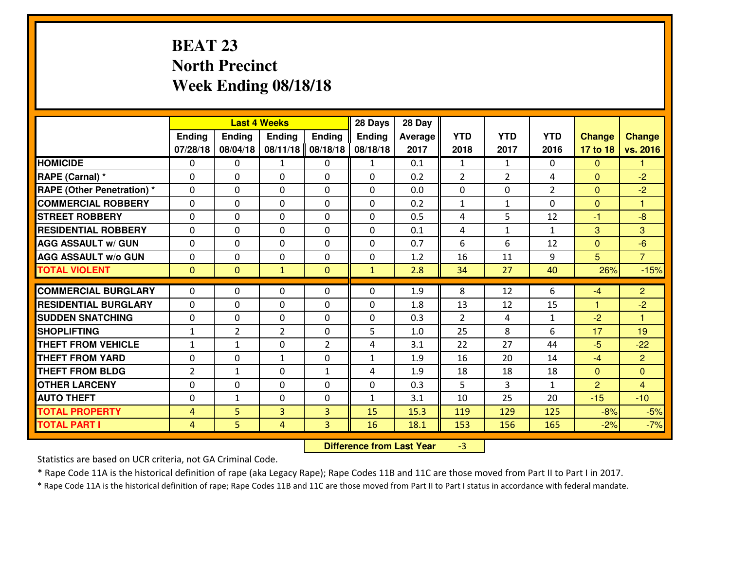# BEAT 23
# North Precinct
# Week Ending 08/18/18

| | Last 4 Weeks | | | | 28 Days | 28 Day | | | | | |
|---|---|---|---|---|---|---|---|---|---|---|---|
| | Ending 07/28/18 | Ending 08/04/18 | Ending 08/11/18 | Ending 08/18/18 | Ending 08/18/18 | Average 2017 | YTD 2018 | YTD 2017 | YTD 2016 | Change 17 to 18 | Change vs. 2016 |
| HOMICIDE | 0 | 0 | 1 | 0 | 1 | 0.1 | 1 | 1 | 0 | 0 | 1 |
| RAPE (Carnal) * | 0 | 0 | 0 | 0 | 0 | 0.2 | 2 | 2 | 4 | 0 | -2 |
| RAPE (Other Penetration) * | 0 | 0 | 0 | 0 | 0 | 0.0 | 0 | 0 | 2 | 0 | -2 |
| COMMERCIAL ROBBERY | 0 | 0 | 0 | 0 | 0 | 0.2 | 1 | 1 | 0 | 0 | 1 |
| STREET ROBBERY | 0 | 0 | 0 | 0 | 0 | 0.5 | 4 | 5 | 12 | -1 | -8 |
| RESIDENTIAL ROBBERY | 0 | 0 | 0 | 0 | 0 | 0.1 | 4 | 1 | 1 | 3 | 3 |
| AGG ASSAULT w/ GUN | 0 | 0 | 0 | 0 | 0 | 0.7 | 6 | 6 | 12 | 0 | -6 |
| AGG ASSAULT w/o GUN | 0 | 0 | 0 | 0 | 0 | 1.2 | 16 | 11 | 9 | 5 | 7 |
| TOTAL VIOLENT | 0 | 0 | 1 | 0 | 1 | 2.8 | 34 | 27 | 40 | 26% | -15% |
| COMMERCIAL BURGLARY | 0 | 0 | 0 | 0 | 0 | 1.9 | 8 | 12 | 6 | -4 | 2 |
| RESIDENTIAL BURGLARY | 0 | 0 | 0 | 0 | 0 | 1.8 | 13 | 12 | 15 | 1 | -2 |
| SUDDEN SNATCHING | 0 | 0 | 0 | 0 | 0 | 0.3 | 2 | 4 | 1 | -2 | 1 |
| SHOPLIFTING | 1 | 2 | 2 | 0 | 5 | 1.0 | 25 | 8 | 6 | 17 | 19 |
| THEFT FROM VEHICLE | 1 | 1 | 0 | 2 | 4 | 3.1 | 22 | 27 | 44 | -5 | -22 |
| THEFT FROM YARD | 0 | 0 | 1 | 0 | 1 | 1.9 | 16 | 20 | 14 | -4 | 2 |
| THEFT FROM BLDG | 2 | 1 | 0 | 1 | 4 | 1.9 | 18 | 18 | 18 | 0 | 0 |
| OTHER LARCENY | 0 | 0 | 0 | 0 | 0 | 0.3 | 5 | 3 | 1 | 2 | 4 |
| AUTO THEFT | 0 | 1 | 0 | 0 | 1 | 3.1 | 10 | 25 | 20 | -15 | -10 |
| TOTAL PROPERTY | 4 | 5 | 3 | 3 | 15 | 15.3 | 119 | 129 | 125 | -8% | -5% |
| TOTAL PART I | 4 | 5 | 4 | 3 | 16 | 18.1 | 153 | 156 | 165 | -2% | -7% |

**Difference from Last Year** -3

Statistics are based on UCR criteria, not GA Criminal Code.

* Rape Code 11A is the historical definition of rape (aka Legacy Rape); Rape Codes 11B and 11C are those moved from Part II to Part I in 2017.

* Rape Code 11A is the historical definition of rape; Rape Codes 11B and 11C are those moved from Part II to Part I status in accordance with federal mandate.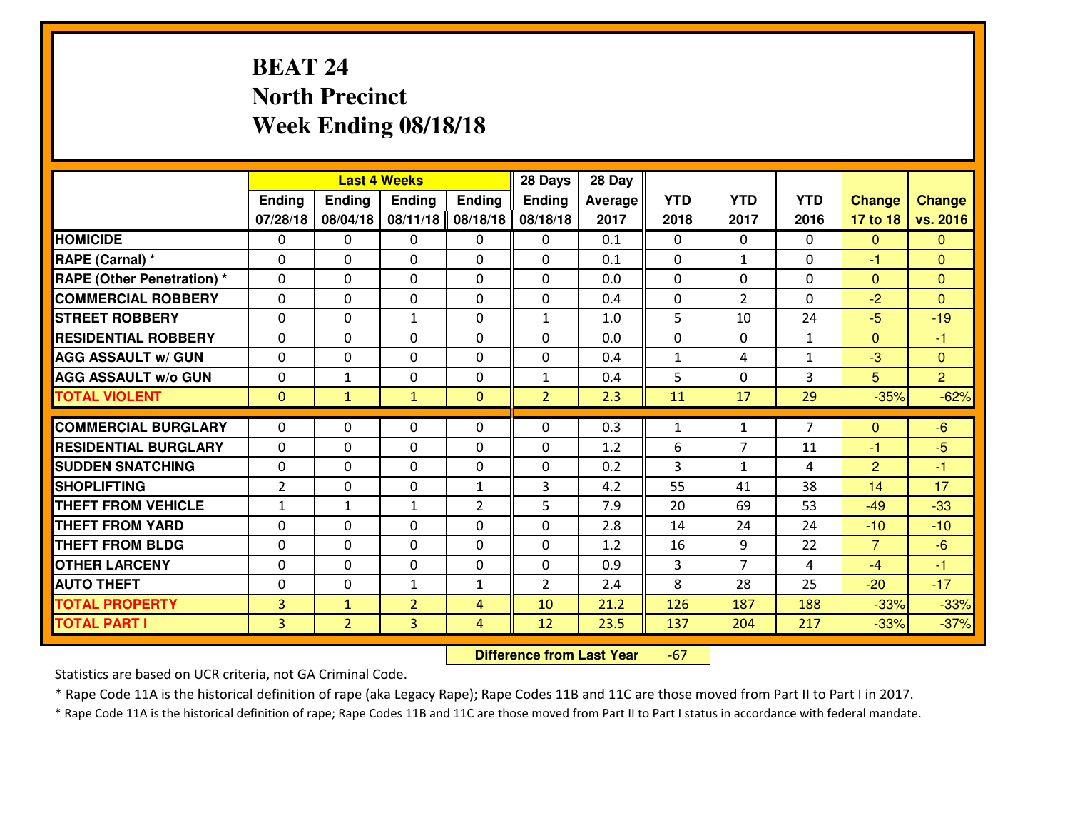# BEAT 24
# North Precinct
# Week Ending 08/18/18

| | Last 4 Weeks | | | | 28 Days | 28 Day | | | | | |
|---|---|---|---|---|---|---|---|---|---|---|---|
| | Ending 07/28/18 | Ending 08/04/18 | Ending 08/11/18 | Ending 08/18/18 | Ending 08/18/18 | Average 2017 | YTD 2018 | YTD 2017 | YTD 2016 | Change 17 to 18 | Change vs. 2016 |
| **HOMICIDE** | 0 | 0 | 0 | 0 | 0 | 0.1 | 0 | 0 | 0 | 0 | 0 |
| **RAPE (Carnal) *** | 0 | 0 | 0 | 0 | 0 | 0.1 | 0 | 1 | 0 | -1 | 0 |
| **RAPE (Other Penetration) *** | 0 | 0 | 0 | 0 | 0 | 0.0 | 0 | 0 | 0 | 0 | 0 |
| **COMMERCIAL ROBBERY** | 0 | 0 | 0 | 0 | 0 | 0.4 | 0 | 2 | 0 | -2 | 0 |
| **STREET ROBBERY** | 0 | 0 | 1 | 0 | 1 | 1.0 | 5 | 10 | 24 | -5 | -19 |
| **RESIDENTIAL ROBBERY** | 0 | 0 | 0 | 0 | 0 | 0.0 | 0 | 0 | 1 | 0 | -1 |
| **AGG ASSAULT w/ GUN** | 0 | 0 | 0 | 0 | 0 | 0.4 | 1 | 4 | 1 | -3 | 0 |
| **AGG ASSAULT w/o GUN** | 0 | 1 | 0 | 0 | 1 | 0.4 | 5 | 0 | 3 | 5 | 2 |
| **TOTAL VIOLENT** | 0 | 1 | 1 | 0 | 2 | 2.3 | 11 | 17 | 29 | -35% | -62% |
| **COMMERCIAL BURGLARY** | 0 | 0 | 0 | 0 | 0 | 0.3 | 1 | 1 | 7 | 0 | -6 |
| **RESIDENTIAL BURGLARY** | 0 | 0 | 0 | 0 | 0 | 1.2 | 6 | 7 | 11 | -1 | -5 |
| **SUDDEN SNATCHING** | 0 | 0 | 0 | 0 | 0 | 0.2 | 3 | 1 | 4 | 2 | -1 |
| **SHOPLIFTING** | 2 | 0 | 0 | 1 | 3 | 4.2 | 55 | 41 | 38 | 14 | 17 |
| **THEFT FROM VEHICLE** | 1 | 1 | 1 | 2 | 5 | 7.9 | 20 | 69 | 53 | -49 | -33 |
| **THEFT FROM YARD** | 0 | 0 | 0 | 0 | 0 | 2.8 | 14 | 24 | 24 | -10 | -10 |
| **THEFT FROM BLDG** | 0 | 0 | 0 | 0 | 0 | 1.2 | 16 | 9 | 22 | 7 | -6 |
| **OTHER LARCENY** | 0 | 0 | 0 | 0 | 0 | 0.9 | 3 | 7 | 4 | -4 | -1 |
| **AUTO THEFT** | 0 | 0 | 1 | 1 | 2 | 2.4 | 8 | 28 | 25 | -20 | -17 |
| **TOTAL PROPERTY** | 3 | 1 | 2 | 4 | 10 | 21.2 | 126 | 187 | 188 | -33% | -33% |
| **TOTAL PART I** | 3 | 2 | 3 | 4 | 12 | 23.5 | 137 | 204 | 217 | -33% | -37% |

**Difference from Last Year** -67

Statistics are based on UCR criteria, not GA Criminal Code.

* Rape Code 11A is the historical definition of rape (aka Legacy Rape); Rape Codes 11B and 11C are those moved from Part II to Part I in 2017.

* Rape Code 11A is the historical definition of rape; Rape Codes 11B and 11C are those moved from Part II to Part I status in accordance with federal mandate.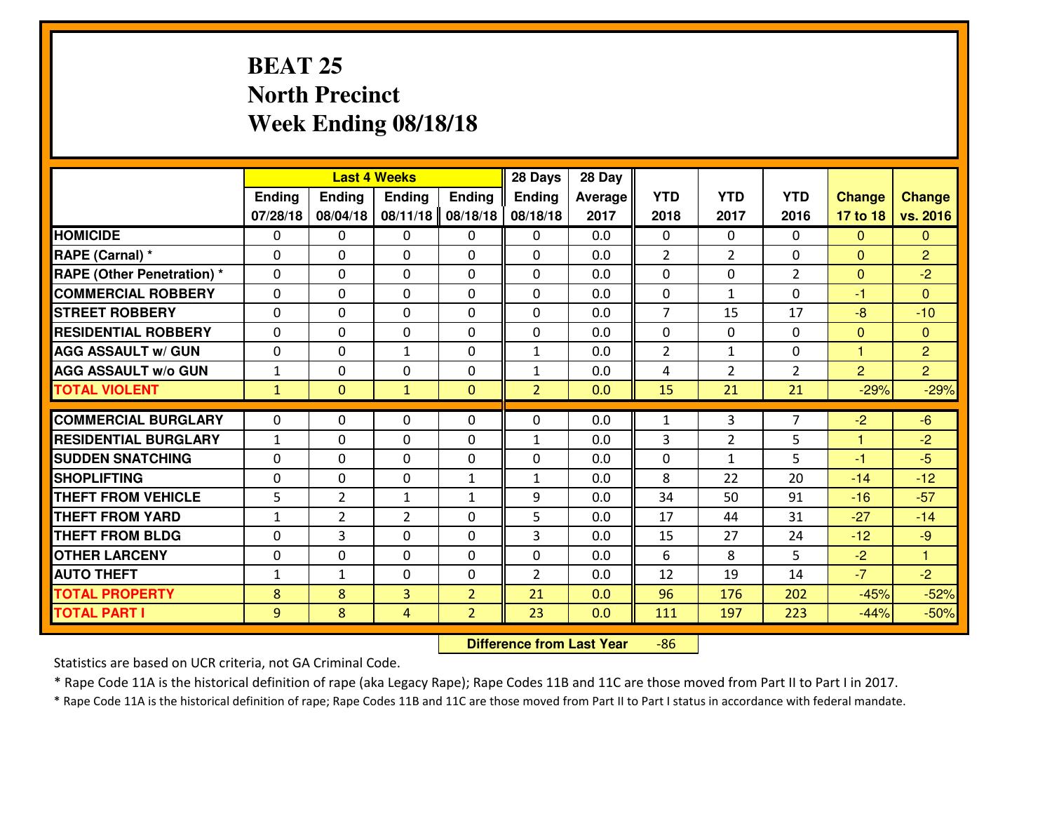# BEAT 25
## North Precinct
## Week Ending 08/18/18

| | Last 4 Weeks | | | | 28 Days | 28 Day | | | | | |
|---|---|---|---|---|---|---|---|---|---|---|---|
| | Ending 07/28/18 | Ending 08/04/18 | Ending 08/11/18 | Ending 08/18/18 | Ending 08/18/18 | Average 2017 | YTD 2018 | YTD 2017 | YTD 2016 | Change 17 to 18 | Change vs. 2016 |
| **HOMICIDE** | 0 | 0 | 0 | 0 | 0 | 0.0 | 0 | 0 | 0 | 0 | 0 |
| **RAPE (Carnal) *** | 0 | 0 | 0 | 0 | 0 | 0.0 | 2 | 2 | 0 | 0 | 2 |
| **RAPE (Other Penetration) *** | 0 | 0 | 0 | 0 | 0 | 0.0 | 0 | 0 | 2 | 0 | -2 |
| **COMMERCIAL ROBBERY** | 0 | 0 | 0 | 0 | 0 | 0.0 | 0 | 1 | 0 | -1 | 0 |
| **STREET ROBBERY** | 0 | 0 | 0 | 0 | 0 | 0.0 | 7 | 15 | 17 | -8 | -10 |
| **RESIDENTIAL ROBBERY** | 0 | 0 | 0 | 0 | 0 | 0.0 | 0 | 0 | 0 | 0 | 0 |
| **AGG ASSAULT w/ GUN** | 0 | 0 | 1 | 0 | 1 | 0.0 | 2 | 1 | 0 | 1 | 2 |
| **AGG ASSAULT w/o GUN** | 1 | 0 | 0 | 0 | 1 | 0.0 | 4 | 2 | 2 | 2 | 2 |
| **TOTAL VIOLENT** | 1 | 0 | 1 | 0 | 2 | 0.0 | 15 | 21 | 21 | -29% | -29% |
| **COMMERCIAL BURGLARY** | 0 | 0 | 0 | 0 | 0 | 0.0 | 1 | 3 | 7 | -2 | -6 |
| **RESIDENTIAL BURGLARY** | 1 | 0 | 0 | 0 | 1 | 0.0 | 3 | 2 | 5 | 1 | -2 |
| **SUDDEN SNATCHING** | 0 | 0 | 0 | 0 | 0 | 0.0 | 0 | 1 | 5 | -1 | -5 |
| **SHOPLIFTING** | 0 | 0 | 0 | 1 | 1 | 0.0 | 8 | 22 | 20 | -14 | -12 |
| **THEFT FROM VEHICLE** | 5 | 2 | 1 | 1 | 9 | 0.0 | 34 | 50 | 91 | -16 | -57 |
| **THEFT FROM YARD** | 1 | 2 | 2 | 0 | 5 | 0.0 | 17 | 44 | 31 | -27 | -14 |
| **THEFT FROM BLDG** | 0 | 3 | 0 | 0 | 3 | 0.0 | 15 | 27 | 24 | -12 | -9 |
| **OTHER LARCENY** | 0 | 0 | 0 | 0 | 0 | 0.0 | 6 | 8 | 5 | -2 | 1 |
| **AUTO THEFT** | 1 | 1 | 0 | 0 | 2 | 0.0 | 12 | 19 | 14 | -7 | -2 |
| **TOTAL PROPERTY** | 8 | 8 | 3 | 2 | 21 | 0.0 | 96 | 176 | 202 | -45% | -52% |
| **TOTAL PART I** | 9 | 8 | 4 | 2 | 23 | 0.0 | 111 | 197 | 223 | -44% | -50% |

**Difference from Last Year** -86

Statistics are based on UCR criteria, not GA Criminal Code.

* Rape Code 11A is the historical definition of rape (aka Legacy Rape); Rape Codes 11B and 11C are those moved from Part II to Part I in 2017.

* Rape Code 11A is the historical definition of rape; Rape Codes 11B and 11C are those moved from Part II to Part I status in accordance with federal mandate.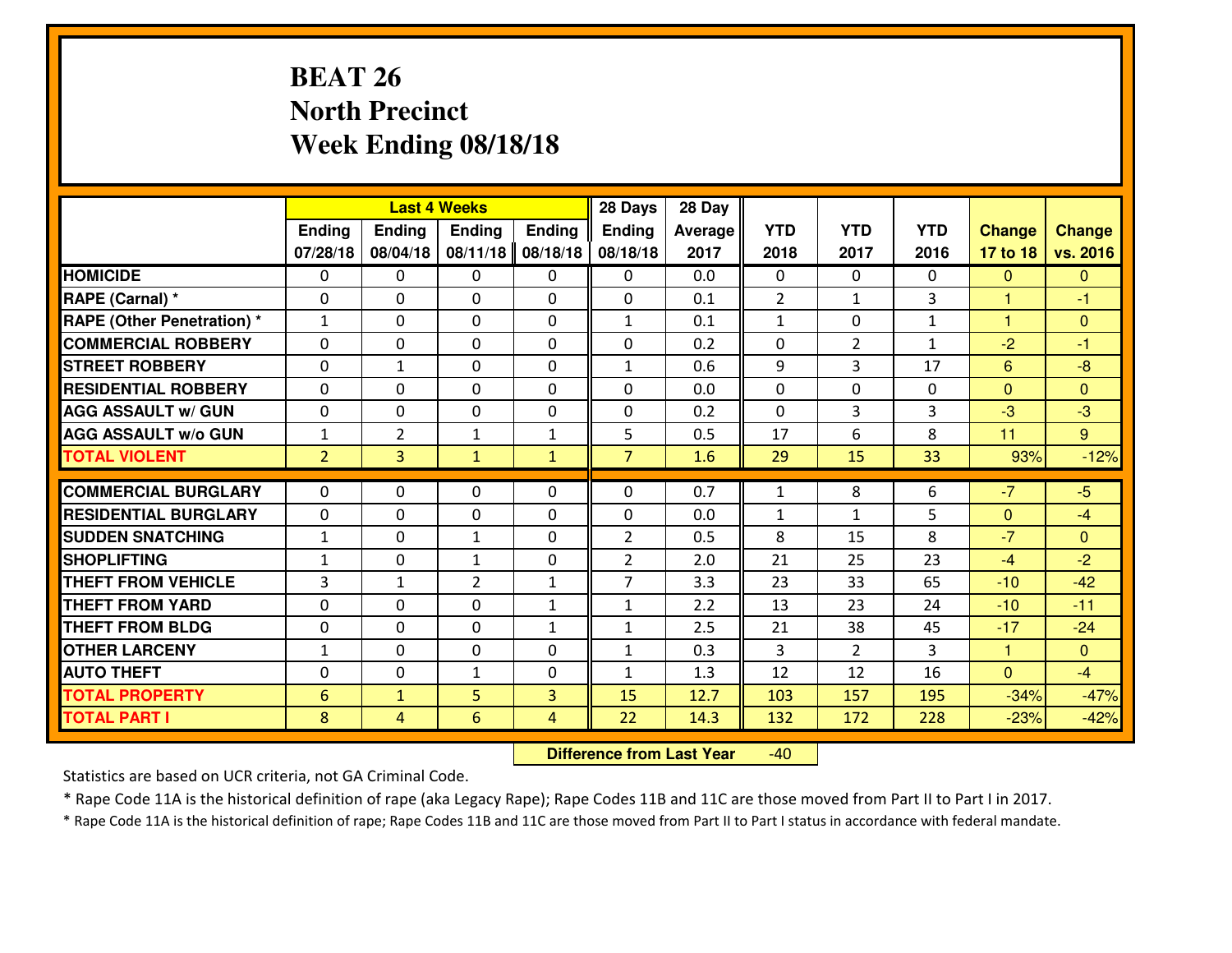# BEAT 26
## North Precinct
## Week Ending 08/18/18

| | Last 4 Weeks | | | | 28 Days | 28 Day | | | | | |
|---|---|---|---|---|---|---|---|---|---|---|---|
| | Ending 07/28/18 | Ending 08/04/18 | Ending 08/11/18 | Ending 08/18/18 | Ending 08/18/18 | Average 2017 | YTD 2018 | YTD 2017 | YTD 2016 | Change 17 to 18 | Change vs. 2016 |
| **HOMICIDE** | 0 | 0 | 0 | 0 | 0 | 0.0 | 0 | 0 | 0 | 0 | 0 |
| **RAPE (Carnal) *** | 0 | 0 | 0 | 0 | 0 | 0.1 | 2 | 1 | 3 | 1 | -1 |
| **RAPE (Other Penetration) *** | 1 | 0 | 0 | 0 | 1 | 0.1 | 1 | 0 | 1 | 1 | 0 |
| **COMMERCIAL ROBBERY** | 0 | 0 | 0 | 0 | 0 | 0.2 | 0 | 2 | 1 | -2 | -1 |
| **STREET ROBBERY** | 0 | 1 | 0 | 0 | 1 | 0.6 | 9 | 3 | 17 | 6 | -8 |
| **RESIDENTIAL ROBBERY** | 0 | 0 | 0 | 0 | 0 | 0.0 | 0 | 0 | 0 | 0 | 0 |
| **AGG ASSAULT w/ GUN** | 0 | 0 | 0 | 0 | 0 | 0.2 | 0 | 3 | 3 | -3 | -3 |
| **AGG ASSAULT w/o GUN** | 1 | 2 | 1 | 1 | 5 | 0.5 | 17 | 6 | 8 | 11 | 9 |
| **TOTAL VIOLENT** | 2 | 3 | 1 | 1 | 7 | 1.6 | 29 | 15 | 33 | 93% | -12% |
| **COMMERCIAL BURGLARY** | 0 | 0 | 0 | 0 | 0 | 0.7 | 1 | 8 | 6 | -7 | -5 |
| **RESIDENTIAL BURGLARY** | 0 | 0 | 0 | 0 | 0 | 0.0 | 1 | 1 | 5 | 0 | -4 |
| **SUDDEN SNATCHING** | 1 | 0 | 1 | 0 | 2 | 0.5 | 8 | 15 | 8 | -7 | 0 |
| **SHOPLIFTING** | 1 | 0 | 1 | 0 | 2 | 2.0 | 21 | 25 | 23 | -4 | -2 |
| **THEFT FROM VEHICLE** | 3 | 1 | 2 | 1 | 7 | 3.3 | 23 | 33 | 65 | -10 | -42 |
| **THEFT FROM YARD** | 0 | 0 | 0 | 1 | 1 | 2.2 | 13 | 23 | 24 | -10 | -11 |
| **THEFT FROM BLDG** | 0 | 0 | 0 | 1 | 1 | 2.5 | 21 | 38 | 45 | -17 | -24 |
| **OTHER LARCENY** | 1 | 0 | 0 | 0 | 1 | 0.3 | 3 | 2 | 3 | 1 | 0 |
| **AUTO THEFT** | 0 | 0 | 1 | 0 | 1 | 1.3 | 12 | 12 | 16 | 0 | -4 |
| **TOTAL PROPERTY** | 6 | 1 | 5 | 3 | 15 | 12.7 | 103 | 157 | 195 | -34% | -47% |
| **TOTAL PART I** | 8 | 4 | 6 | 4 | 22 | 14.3 | 132 | 172 | 228 | -23% | -42% |

**Difference from Last Year** -40

Statistics are based on UCR criteria, not GA Criminal Code.

* Rape Code 11A is the historical definition of rape (aka Legacy Rape); Rape Codes 11B and 11C are those moved from Part II to Part I in 2017.

* Rape Code 11A is the historical definition of rape; Rape Codes 11B and 11C are those moved from Part II to Part I status in accordance with federal mandate.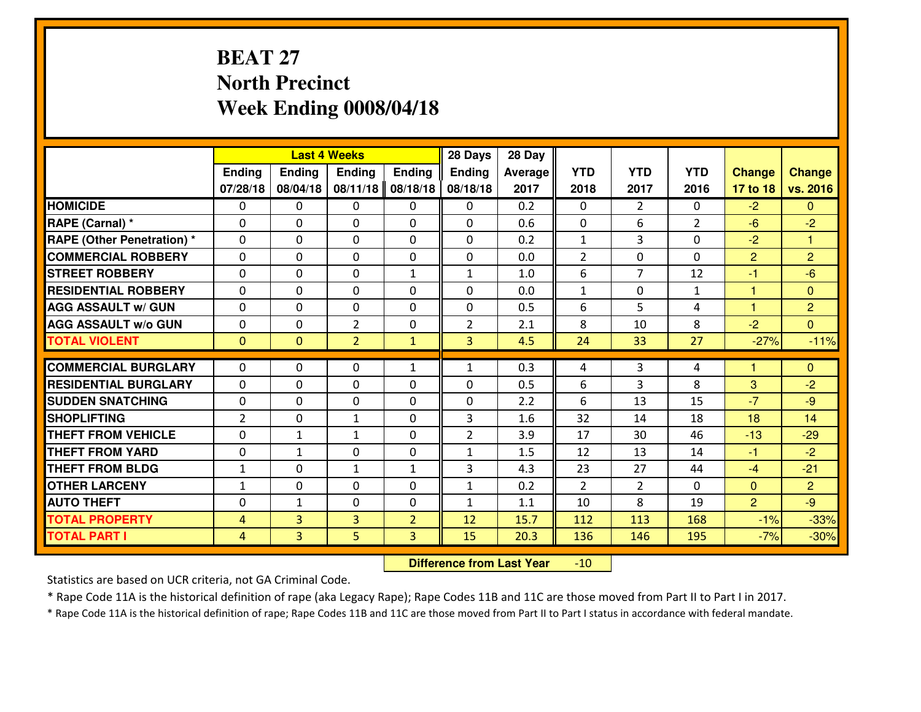# BEAT 27
## North Precinct
## Week Ending 0008/04/18

| | Last 4 Weeks | | | | 28 Days | 28 Day | | | | | |
|---|---|---|---|---|---|---|---|---|---|---|---|
| | Ending 07/28/18 | Ending 08/04/18 | Ending 08/11/18 | Ending 08/18/18 | Ending 08/18/18 | Average 2017 | YTD 2018 | YTD 2017 | YTD 2016 | Change 17 to 18 | Change vs. 2016 |
| **HOMICIDE** | 0 | 0 | 0 | 0 | 0 | 0.2 | 0 | 2 | 0 | -2 | 0 |
| **RAPE (Carnal) *** | 0 | 0 | 0 | 0 | 0 | 0.6 | 0 | 6 | 2 | -6 | -2 |
| **RAPE (Other Penetration) *** | 0 | 0 | 0 | 0 | 0 | 0.2 | 1 | 3 | 0 | -2 | 1 |
| **COMMERCIAL ROBBERY** | 0 | 0 | 0 | 0 | 0 | 0.0 | 2 | 0 | 0 | 2 | 2 |
| **STREET ROBBERY** | 0 | 0 | 0 | 1 | 1 | 1.0 | 6 | 7 | 12 | -1 | -6 |
| **RESIDENTIAL ROBBERY** | 0 | 0 | 0 | 0 | 0 | 0.0 | 1 | 0 | 1 | 1 | 0 |
| **AGG ASSAULT w/ GUN** | 0 | 0 | 0 | 0 | 0 | 0.5 | 6 | 5 | 4 | 1 | 2 |
| **AGG ASSAULT w/o GUN** | 0 | 0 | 2 | 0 | 2 | 2.1 | 8 | 10 | 8 | -2 | 0 |
| **TOTAL VIOLENT** | 0 | 0 | 2 | 1 | 3 | 4.5 | 24 | 33 | 27 | -27% | -11% |
| **COMMERCIAL BURGLARY** | 0 | 0 | 0 | 1 | 1 | 0.3 | 4 | 3 | 4 | 1 | 0 |
| **RESIDENTIAL BURGLARY** | 0 | 0 | 0 | 0 | 0 | 0.5 | 6 | 3 | 8 | 3 | -2 |
| **SUDDEN SNATCHING** | 0 | 0 | 0 | 0 | 0 | 2.2 | 6 | 13 | 15 | -7 | -9 |
| **SHOPLIFTING** | 2 | 0 | 1 | 0 | 3 | 1.6 | 32 | 14 | 18 | 18 | 14 |
| **THEFT FROM VEHICLE** | 0 | 1 | 1 | 0 | 2 | 3.9 | 17 | 30 | 46 | -13 | -29 |
| **THEFT FROM YARD** | 0 | 1 | 0 | 0 | 1 | 1.5 | 12 | 13 | 14 | -1 | -2 |
| **THEFT FROM BLDG** | 1 | 0 | 1 | 1 | 3 | 4.3 | 23 | 27 | 44 | -4 | -21 |
| **OTHER LARCENY** | 1 | 0 | 0 | 0 | 1 | 0.2 | 2 | 2 | 0 | 0 | 2 |
| **AUTO THEFT** | 0 | 1 | 0 | 0 | 1 | 1.1 | 10 | 8 | 19 | 2 | -9 |
| **TOTAL PROPERTY** | 4 | 3 | 3 | 2 | 12 | 15.7 | 112 | 113 | 168 | -1% | -33% |
| **TOTAL PART I** | 4 | 3 | 5 | 3 | 15 | 20.3 | 136 | 146 | 195 | -7% | -30% |

**Difference from Last Year** -10

Statistics are based on UCR criteria, not GA Criminal Code.

* Rape Code 11A is the historical definition of rape (aka Legacy Rape); Rape Codes 11B and 11C are those moved from Part II to Part I in 2017.

* Rape Code 11A is the historical definition of rape; Rape Codes 11B and 11C are those moved from Part II to Part I status in accordance with federal mandate.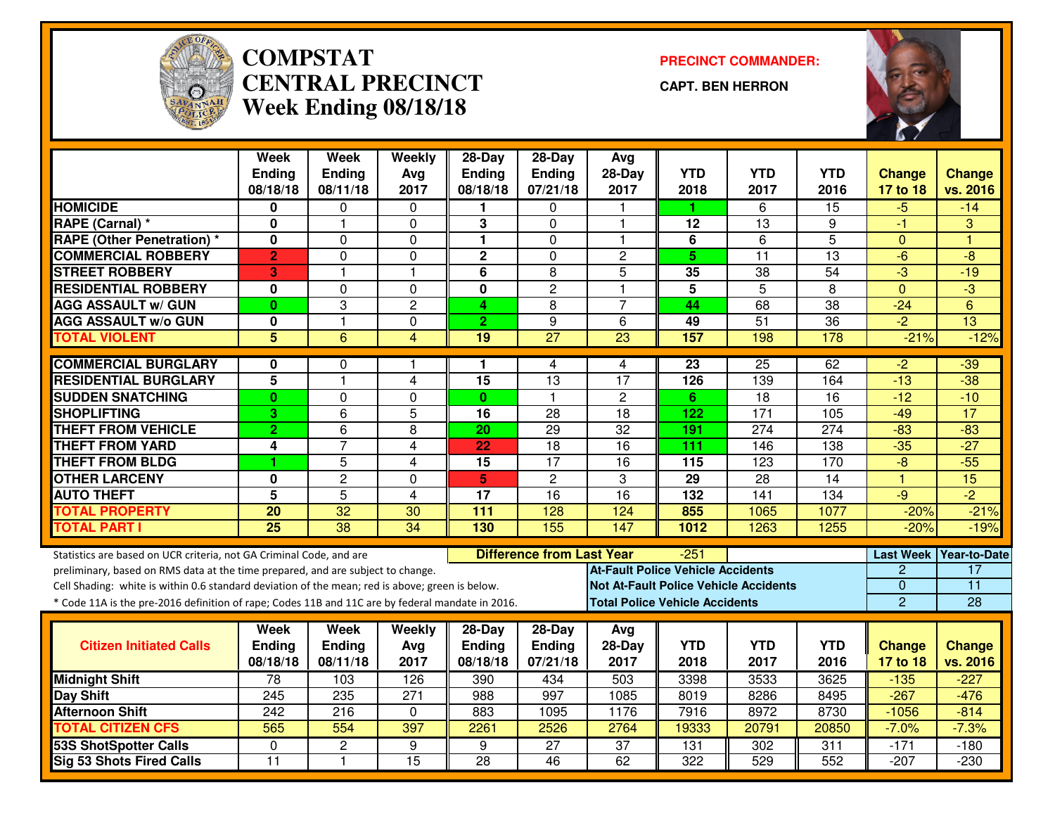# COMPSTAT
# CENTRAL PRECINCT
## Week Ending 08/18/18

**PRECINCT COMMANDER:**

**CAPT. BEN HERRON**

| | Week Ending 08/18/18 | Week Ending 08/11/18 | Weekly Avg 2017 | 28-Day Ending 08/18/18 | 28-Day Ending 07/21/18 | Avg 28-Day 2017 | YTD 2018 | YTD 2017 | YTD 2016 | Change 17 to 18 | Change vs. 2016 |
|---|---|---|---|---|---|---|---|---|---|---|---|
| HOMICIDE | 0 | 0 | 0 | 1 | 0 | 1 | 1 | 6 | 15 | -5 | -14 |
| RAPE (Carnal) * | 0 | 1 | 0 | 3 | 0 | 1 | 12 | 13 | 9 | -1 | 3 |
| RAPE (Other Penetration) * | 0 | 0 | 0 | 1 | 0 | 1 | 6 | 6 | 5 | 0 | 1 |
| COMMERCIAL ROBBERY | 2 | 0 | 0 | 2 | 0 | 2 | 5 | 11 | 13 | -6 | -8 |
| STREET ROBBERY | 3 | 1 | 1 | 6 | 8 | 5 | 35 | 38 | 54 | -3 | -19 |
| RESIDENTIAL ROBBERY | 0 | 0 | 0 | 0 | 2 | 1 | 5 | 5 | 8 | 0 | -3 |
| AGG ASSAULT w/ GUN | 0 | 3 | 2 | 4 | 8 | 7 | 44 | 68 | 38 | -24 | 6 |
| AGG ASSAULT w/o GUN | 0 | 1 | 0 | 2 | 9 | 6 | 49 | 51 | 36 | -2 | 13 |
| TOTAL VIOLENT | 5 | 6 | 4 | 19 | 27 | 23 | 157 | 198 | 178 | -21% | -12% |
| COMMERCIAL BURGLARY | 0 | 0 | 1 | 1 | 4 | 4 | 23 | 25 | 62 | -2 | -39 |
| RESIDENTIAL BURGLARY | 5 | 1 | 4 | 15 | 13 | 17 | 126 | 139 | 164 | -13 | -38 |
| SUDDEN SNATCHING | 0 | 0 | 0 | 0 | 1 | 2 | 6 | 18 | 16 | -12 | -10 |
| SHOPLIFTING | 3 | 6 | 5 | 16 | 28 | 18 | 122 | 171 | 105 | -49 | 17 |
| THEFT FROM VEHICLE | 2 | 6 | 8 | 20 | 29 | 32 | 191 | 274 | 274 | -83 | -83 |
| THEFT FROM YARD | 4 | 7 | 4 | 22 | 18 | 16 | 111 | 146 | 138 | -35 | -27 |
| THEFT FROM BLDG | 1 | 5 | 4 | 15 | 17 | 16 | 115 | 123 | 170 | -8 | -55 |
| OTHER LARCENY | 0 | 2 | 0 | 5 | 2 | 3 | 29 | 28 | 14 | 1 | 15 |
| AUTO THEFT | 5 | 5 | 4 | 17 | 16 | 16 | 132 | 141 | 134 | -9 | -2 |
| TOTAL PROPERTY | 20 | 32 | 30 | 111 | 128 | 124 | 855 | 1065 | 1077 | -20% | -21% |
| TOTAL PART I | 25 | 38 | 34 | 130 | 155 | 147 | 1012 | 1263 | 1255 | -20% | -19% |

Statistics are based on UCR criteria, not GA Criminal Code, and are preliminary, based on RMS data at the time prepared, and are subject to change.

Cell Shading: white is within 0.6 standard deviation of the mean; red is above; green is below.

* Code 11A is the pre-2016 definition of rape; Codes 11B and 11C are by federal mandate in 2016.

**Difference from Last Year:** -251

| | Last Week | Year-to-Date |
|---|---|---|
| At-Fault Police Vehicle Accidents | 2 | 17 |
| Not At-Fault Police Vehicle Accidents | 0 | 11 |
| Total Police Vehicle Accidents | 2 | 28 |

| Citizen Initiated Calls | Week Ending 08/18/18 | Week Ending 08/11/18 | Weekly Avg 2017 | 28-Day Ending 08/18/18 | 28-Day Ending 07/21/18 | Avg 28-Day 2017 | YTD 2018 | YTD 2017 | YTD 2016 | Change 17 to 18 | Change vs. 2016 |
|---|---|---|---|---|---|---|---|---|---|---|---|
| Midnight Shift | 78 | 103 | 126 | 390 | 434 | 503 | 3398 | 3533 | 3625 | -135 | -227 |
| Day Shift | 245 | 235 | 271 | 988 | 997 | 1085 | 8019 | 8286 | 8495 | -267 | -476 |
| Afternoon Shift | 242 | 216 | 0 | 883 | 1095 | 1176 | 7916 | 8972 | 8730 | -1056 | -814 |
| TOTAL CITIZEN CFS | 565 | 554 | 397 | 2261 | 2526 | 2764 | 19333 | 20791 | 20850 | -7.0% | -7.3% |
| 53S ShotSpotter Calls | 0 | 2 | 9 | 9 | 27 | 37 | 131 | 302 | 311 | -171 | -180 |
| Sig 53 Shots Fired Calls | 11 | 1 | 15 | 28 | 46 | 62 | 322 | 529 | 552 | -207 | -230 |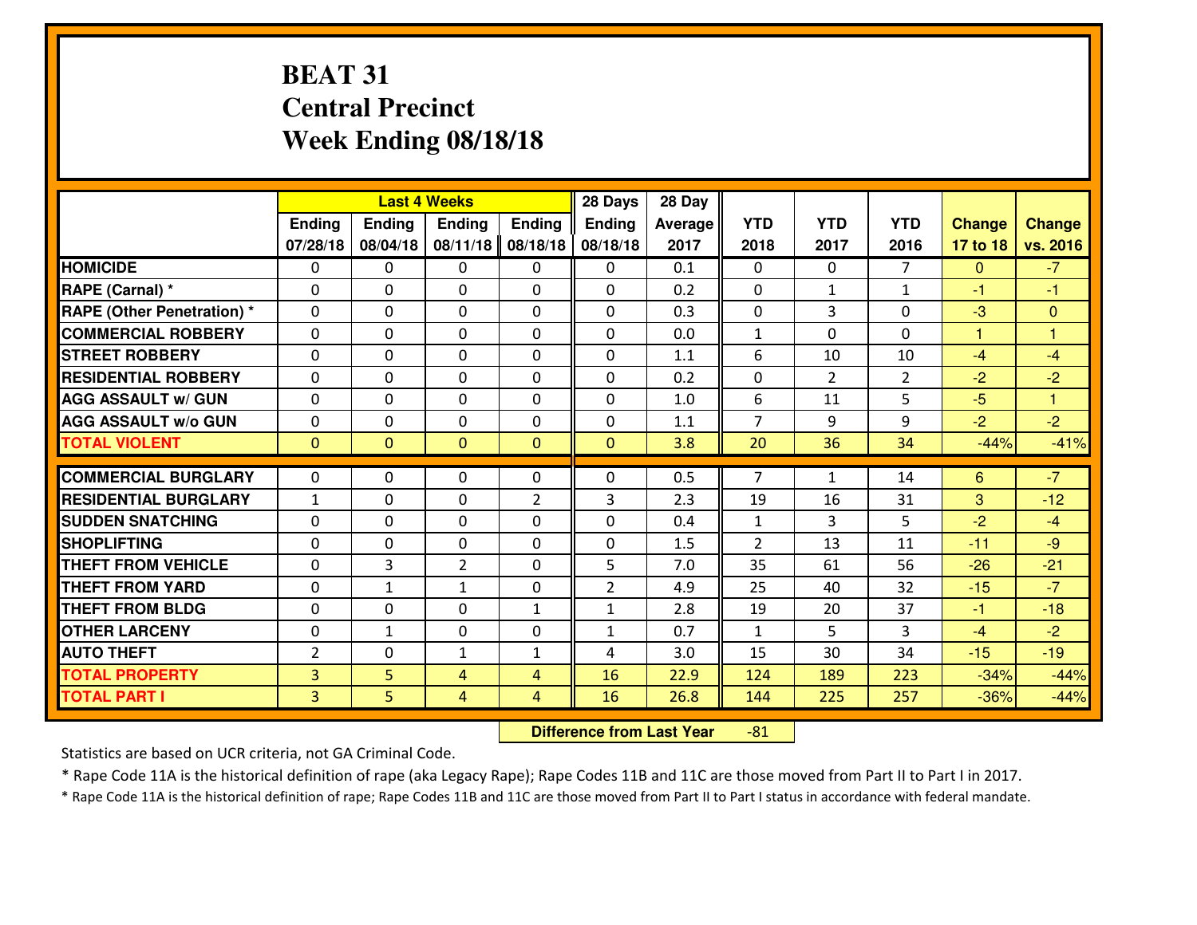# BEAT 31
## Central Precinct
## Week Ending 08/18/18

| | Last 4 Weeks | | | | 28 Days | 28 Day | | | | | |
|---|---|---|---|---|---|---|---|---|---|---|---|
| | Ending 07/28/18 | Ending 08/04/18 | Ending 08/11/18 | Ending 08/18/18 | Ending 08/18/18 | Average 2017 | YTD 2018 | YTD 2017 | YTD 2016 | Change 17 to 18 | Change vs. 2016 |
| **HOMICIDE** | 0 | 0 | 0 | 0 | 0 | 0.1 | 0 | 0 | 7 | 0 | -7 |
| **RAPE (Carnal) *** | 0 | 0 | 0 | 0 | 0 | 0.2 | 0 | 1 | 1 | -1 | -1 |
| **RAPE (Other Penetration) *** | 0 | 0 | 0 | 0 | 0 | 0.3 | 0 | 3 | 0 | -3 | 0 |
| **COMMERCIAL ROBBERY** | 0 | 0 | 0 | 0 | 0 | 0.0 | 1 | 0 | 0 | 1 | 1 |
| **STREET ROBBERY** | 0 | 0 | 0 | 0 | 0 | 1.1 | 6 | 10 | 10 | -4 | -4 |
| **RESIDENTIAL ROBBERY** | 0 | 0 | 0 | 0 | 0 | 0.2 | 0 | 2 | 2 | -2 | -2 |
| **AGG ASSAULT w/ GUN** | 0 | 0 | 0 | 0 | 0 | 1.0 | 6 | 11 | 5 | -5 | 1 |
| **AGG ASSAULT w/o GUN** | 0 | 0 | 0 | 0 | 0 | 1.1 | 7 | 9 | 9 | -2 | -2 |
| **TOTAL VIOLENT** | 0 | 0 | 0 | 0 | 0 | 3.8 | 20 | 36 | 34 | -44% | -41% |
| **COMMERCIAL BURGLARY** | 0 | 0 | 0 | 0 | 0 | 0.5 | 7 | 1 | 14 | 6 | -7 |
| **RESIDENTIAL BURGLARY** | 1 | 0 | 0 | 2 | 3 | 2.3 | 19 | 16 | 31 | 3 | -12 |
| **SUDDEN SNATCHING** | 0 | 0 | 0 | 0 | 0 | 0.4 | 1 | 3 | 5 | -2 | -4 |
| **SHOPLIFTING** | 0 | 0 | 0 | 0 | 0 | 1.5 | 2 | 13 | 11 | -11 | -9 |
| **THEFT FROM VEHICLE** | 0 | 3 | 2 | 0 | 5 | 7.0 | 35 | 61 | 56 | -26 | -21 |
| **THEFT FROM YARD** | 0 | 1 | 1 | 0 | 2 | 4.9 | 25 | 40 | 32 | -15 | -7 |
| **THEFT FROM BLDG** | 0 | 0 | 0 | 1 | 1 | 2.8 | 19 | 20 | 37 | -1 | -18 |
| **OTHER LARCENY** | 0 | 1 | 0 | 0 | 1 | 0.7 | 1 | 5 | 3 | -4 | -2 |
| **AUTO THEFT** | 2 | 0 | 1 | 1 | 4 | 3.0 | 15 | 30 | 34 | -15 | -19 |
| **TOTAL PROPERTY** | 3 | 5 | 4 | 4 | 16 | 22.9 | 124 | 189 | 223 | -34% | -44% |
| **TOTAL PART I** | 3 | 5 | 4 | 4 | 16 | 26.8 | 144 | 225 | 257 | -36% | -44% |

**Difference from Last Year** -81

Statistics are based on UCR criteria, not GA Criminal Code.

* Rape Code 11A is the historical definition of rape (aka Legacy Rape); Rape Codes 11B and 11C are those moved from Part II to Part I in 2017.

* Rape Code 11A is the historical definition of rape; Rape Codes 11B and 11C are those moved from Part II to Part I status in accordance with federal mandate.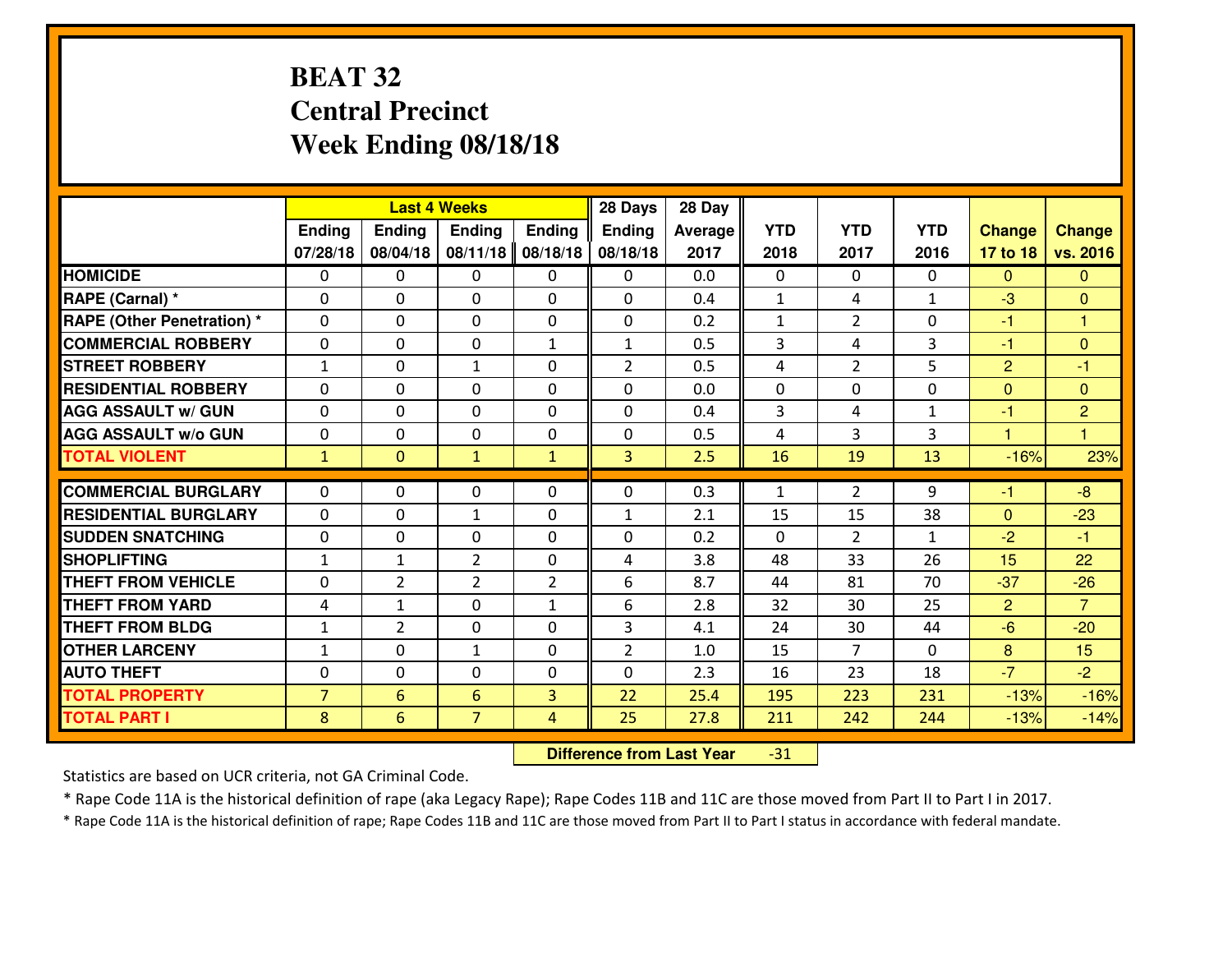# BEAT 32
# Central Precinct
# Week Ending 08/18/18

| | Last 4 Weeks | | | | 28 Days | 28 Day | | | | | |
|---|---|---|---|---|---|---|---|---|---|---|---|
| | Ending 07/28/18 | Ending 08/04/18 | Ending 08/11/18 | Ending 08/18/18 | Ending 08/18/18 | Average 2017 | YTD 2018 | YTD 2017 | YTD 2016 | Change 17 to 18 | Change vs. 2016 |
| HOMICIDE | 0 | 0 | 0 | 0 | 0 | 0.0 | 0 | 0 | 0 | 0 | 0 |
| RAPE (Carnal) * | 0 | 0 | 0 | 0 | 0 | 0.4 | 1 | 4 | 1 | -3 | 0 |
| RAPE (Other Penetration) * | 0 | 0 | 0 | 0 | 0 | 0.2 | 1 | 2 | 0 | -1 | 1 |
| COMMERCIAL ROBBERY | 0 | 0 | 0 | 1 | 1 | 0.5 | 3 | 4 | 3 | -1 | 0 |
| STREET ROBBERY | 1 | 0 | 1 | 0 | 2 | 0.5 | 4 | 2 | 5 | 2 | -1 |
| RESIDENTIAL ROBBERY | 0 | 0 | 0 | 0 | 0 | 0.0 | 0 | 0 | 0 | 0 | 0 |
| AGG ASSAULT w/ GUN | 0 | 0 | 0 | 0 | 0 | 0.4 | 3 | 4 | 1 | -1 | 2 |
| AGG ASSAULT w/o GUN | 0 | 0 | 0 | 0 | 0 | 0.5 | 4 | 3 | 3 | 1 | 1 |
| TOTAL VIOLENT | 1 | 0 | 1 | 1 | 3 | 2.5 | 16 | 19 | 13 | -16% | 23% |
| COMMERCIAL BURGLARY | 0 | 0 | 0 | 0 | 0 | 0.3 | 1 | 2 | 9 | -1 | -8 |
| RESIDENTIAL BURGLARY | 0 | 0 | 1 | 0 | 1 | 2.1 | 15 | 15 | 38 | 0 | -23 |
| SUDDEN SNATCHING | 0 | 0 | 0 | 0 | 0 | 0.2 | 0 | 2 | 1 | -2 | -1 |
| SHOPLIFTING | 1 | 1 | 2 | 0 | 4 | 3.8 | 48 | 33 | 26 | 15 | 22 |
| THEFT FROM VEHICLE | 0 | 2 | 2 | 2 | 6 | 8.7 | 44 | 81 | 70 | -37 | -26 |
| THEFT FROM YARD | 4 | 1 | 0 | 1 | 6 | 2.8 | 32 | 30 | 25 | 2 | 7 |
| THEFT FROM BLDG | 1 | 2 | 0 | 0 | 3 | 4.1 | 24 | 30 | 44 | -6 | -20 |
| OTHER LARCENY | 1 | 0 | 1 | 0 | 2 | 1.0 | 15 | 7 | 0 | 8 | 15 |
| AUTO THEFT | 0 | 0 | 0 | 0 | 0 | 2.3 | 16 | 23 | 18 | -7 | -2 |
| TOTAL PROPERTY | 7 | 6 | 6 | 3 | 22 | 25.4 | 195 | 223 | 231 | -13% | -16% |
| TOTAL PART I | 8 | 6 | 7 | 4 | 25 | 27.8 | 211 | 242 | 244 | -13% | -14% |

**Difference from Last Year** -31

Statistics are based on UCR criteria, not GA Criminal Code.

* Rape Code 11A is the historical definition of rape (aka Legacy Rape); Rape Codes 11B and 11C are those moved from Part II to Part I in 2017.

* Rape Code 11A is the historical definition of rape; Rape Codes 11B and 11C are those moved from Part II to Part I status in accordance with federal mandate.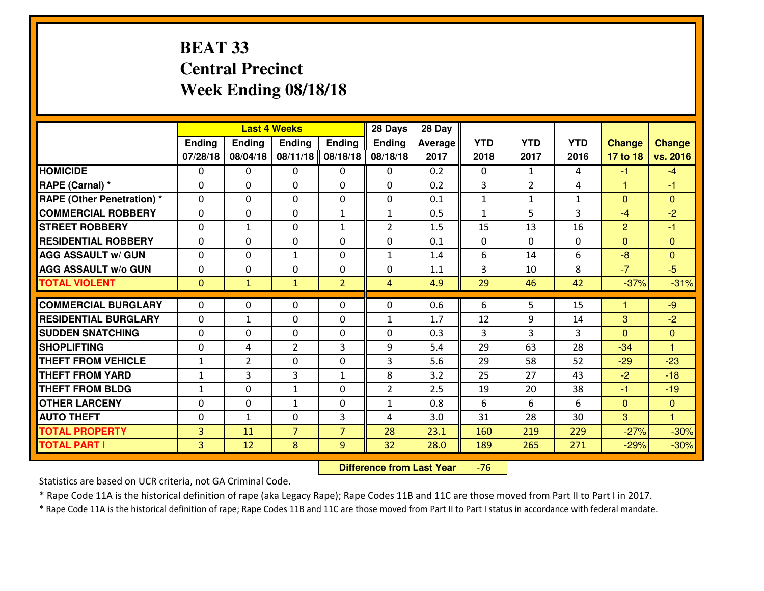# BEAT 33
## Central Precinct
## Week Ending 08/18/18

| | Last 4 Weeks | | | | 28 Days | 28 Day | | | | | |
|---|---|---|---|---|---|---|---|---|---|---|---|
| | Ending 07/28/18 | Ending 08/04/18 | Ending 08/11/18 | Ending 08/18/18 | Ending 08/18/18 | Average 2017 | YTD 2018 | YTD 2017 | YTD 2016 | Change 17 to 18 | Change vs. 2016 |
| HOMICIDE | 0 | 0 | 0 | 0 | 0 | 0.2 | 0 | 1 | 4 | -1 | -4 |
| RAPE (Carnal) * | 0 | 0 | 0 | 0 | 0 | 0.2 | 3 | 2 | 4 | 1 | -1 |
| RAPE (Other Penetration) * | 0 | 0 | 0 | 0 | 0 | 0.1 | 1 | 1 | 1 | 0 | 0 |
| COMMERCIAL ROBBERY | 0 | 0 | 0 | 1 | 1 | 0.5 | 1 | 5 | 3 | -4 | -2 |
| STREET ROBBERY | 0 | 1 | 0 | 1 | 2 | 1.5 | 15 | 13 | 16 | 2 | -1 |
| RESIDENTIAL ROBBERY | 0 | 0 | 0 | 0 | 0 | 0.1 | 0 | 0 | 0 | 0 | 0 |
| AGG ASSAULT w/ GUN | 0 | 0 | 1 | 0 | 1 | 1.4 | 6 | 14 | 6 | -8 | 0 |
| AGG ASSAULT w/o GUN | 0 | 0 | 0 | 0 | 0 | 1.1 | 3 | 10 | 8 | -7 | -5 |
| TOTAL VIOLENT | 0 | 1 | 1 | 2 | 4 | 4.9 | 29 | 46 | 42 | -37% | -31% |
| COMMERCIAL BURGLARY | 0 | 0 | 0 | 0 | 0 | 0.6 | 6 | 5 | 15 | 1 | -9 |
| RESIDENTIAL BURGLARY | 0 | 1 | 0 | 0 | 1 | 1.7 | 12 | 9 | 14 | 3 | -2 |
| SUDDEN SNATCHING | 0 | 0 | 0 | 0 | 0 | 0.3 | 3 | 3 | 3 | 0 | 0 |
| SHOPLIFTING | 0 | 4 | 2 | 3 | 9 | 5.4 | 29 | 63 | 28 | -34 | 1 |
| THEFT FROM VEHICLE | 1 | 2 | 0 | 0 | 3 | 5.6 | 29 | 58 | 52 | -29 | -23 |
| THEFT FROM YARD | 1 | 3 | 3 | 1 | 8 | 3.2 | 25 | 27 | 43 | -2 | -18 |
| THEFT FROM BLDG | 1 | 0 | 1 | 0 | 2 | 2.5 | 19 | 20 | 38 | -1 | -19 |
| OTHER LARCENY | 0 | 0 | 1 | 0 | 1 | 0.8 | 6 | 6 | 6 | 0 | 0 |
| AUTO THEFT | 0 | 1 | 0 | 3 | 4 | 3.0 | 31 | 28 | 30 | 3 | 1 |
| TOTAL PROPERTY | 3 | 11 | 7 | 7 | 28 | 23.1 | 160 | 219 | 229 | -27% | -30% |
| TOTAL PART I | 3 | 12 | 8 | 9 | 32 | 28.0 | 189 | 265 | 271 | -29% | -30% |

**Difference from Last Year** -76

Statistics are based on UCR criteria, not GA Criminal Code.

* Rape Code 11A is the historical definition of rape (aka Legacy Rape); Rape Codes 11B and 11C are those moved from Part II to Part I in 2017.

* Rape Code 11A is the historical definition of rape; Rape Codes 11B and 11C are those moved from Part II to Part I status in accordance with federal mandate.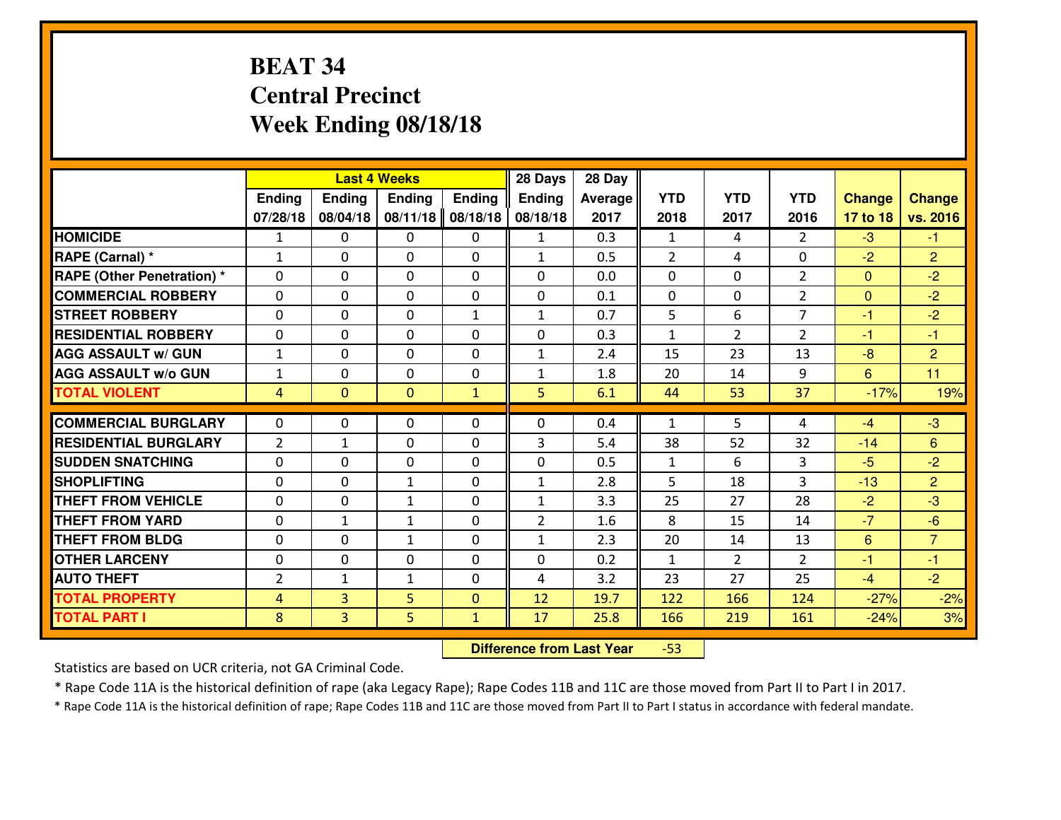# BEAT 34
## Central Precinct
## Week Ending 08/18/18

| | Last 4 Weeks | | | | 28 Days | 28 Day | | | | | |
|---|---|---|---|---|---|---|---|---|---|---|---|
| | Ending 07/28/18 | Ending 08/04/18 | Ending 08/11/18 | Ending 08/18/18 | Ending 08/18/18 | Average 2017 | YTD 2018 | YTD 2017 | YTD 2016 | Change 17 to 18 | Change vs. 2016 |
| HOMICIDE | 1 | 0 | 0 | 0 | 1 | 0.3 | 1 | 4 | 2 | -3 | -1 |
| RAPE (Carnal) * | 1 | 0 | 0 | 0 | 1 | 0.5 | 2 | 4 | 0 | -2 | 2 |
| RAPE (Other Penetration) * | 0 | 0 | 0 | 0 | 0 | 0.0 | 0 | 0 | 2 | 0 | -2 |
| COMMERCIAL ROBBERY | 0 | 0 | 0 | 0 | 0 | 0.1 | 0 | 0 | 2 | 0 | -2 |
| STREET ROBBERY | 0 | 0 | 0 | 1 | 1 | 0.7 | 5 | 6 | 7 | -1 | -2 |
| RESIDENTIAL ROBBERY | 0 | 0 | 0 | 0 | 0 | 0.3 | 1 | 2 | 2 | -1 | -1 |
| AGG ASSAULT w/ GUN | 1 | 0 | 0 | 0 | 1 | 2.4 | 15 | 23 | 13 | -8 | 2 |
| AGG ASSAULT w/o GUN | 1 | 0 | 0 | 0 | 1 | 1.8 | 20 | 14 | 9 | 6 | 11 |
| TOTAL VIOLENT | 4 | 0 | 0 | 1 | 5 | 6.1 | 44 | 53 | 37 | -17% | 19% |
| COMMERCIAL BURGLARY | 0 | 0 | 0 | 0 | 0 | 0.4 | 1 | 5 | 4 | -4 | -3 |
| RESIDENTIAL BURGLARY | 2 | 1 | 0 | 0 | 3 | 5.4 | 38 | 52 | 32 | -14 | 6 |
| SUDDEN SNATCHING | 0 | 0 | 0 | 0 | 0 | 0.5 | 1 | 6 | 3 | -5 | -2 |
| SHOPLIFTING | 0 | 0 | 1 | 0 | 1 | 2.8 | 5 | 18 | 3 | -13 | 2 |
| THEFT FROM VEHICLE | 0 | 0 | 1 | 0 | 1 | 3.3 | 25 | 27 | 28 | -2 | -3 |
| THEFT FROM YARD | 0 | 1 | 1 | 0 | 2 | 1.6 | 8 | 15 | 14 | -7 | -6 |
| THEFT FROM BLDG | 0 | 0 | 1 | 0 | 1 | 2.3 | 20 | 14 | 13 | 6 | 7 |
| OTHER LARCENY | 0 | 0 | 0 | 0 | 0 | 0.2 | 1 | 2 | 2 | -1 | -1 |
| AUTO THEFT | 2 | 1 | 1 | 0 | 4 | 3.2 | 23 | 27 | 25 | -4 | -2 |
| TOTAL PROPERTY | 4 | 3 | 5 | 0 | 12 | 19.7 | 122 | 166 | 124 | -27% | -2% |
| TOTAL PART I | 8 | 3 | 5 | 1 | 17 | 25.8 | 166 | 219 | 161 | -24% | 3% |

**Difference from Last Year** -53

Statistics are based on UCR criteria, not GA Criminal Code.

* Rape Code 11A is the historical definition of rape (aka Legacy Rape); Rape Codes 11B and 11C are those moved from Part II to Part I in 2017.

* Rape Code 11A is the historical definition of rape; Rape Codes 11B and 11C are those moved from Part II to Part I status in accordance with federal mandate.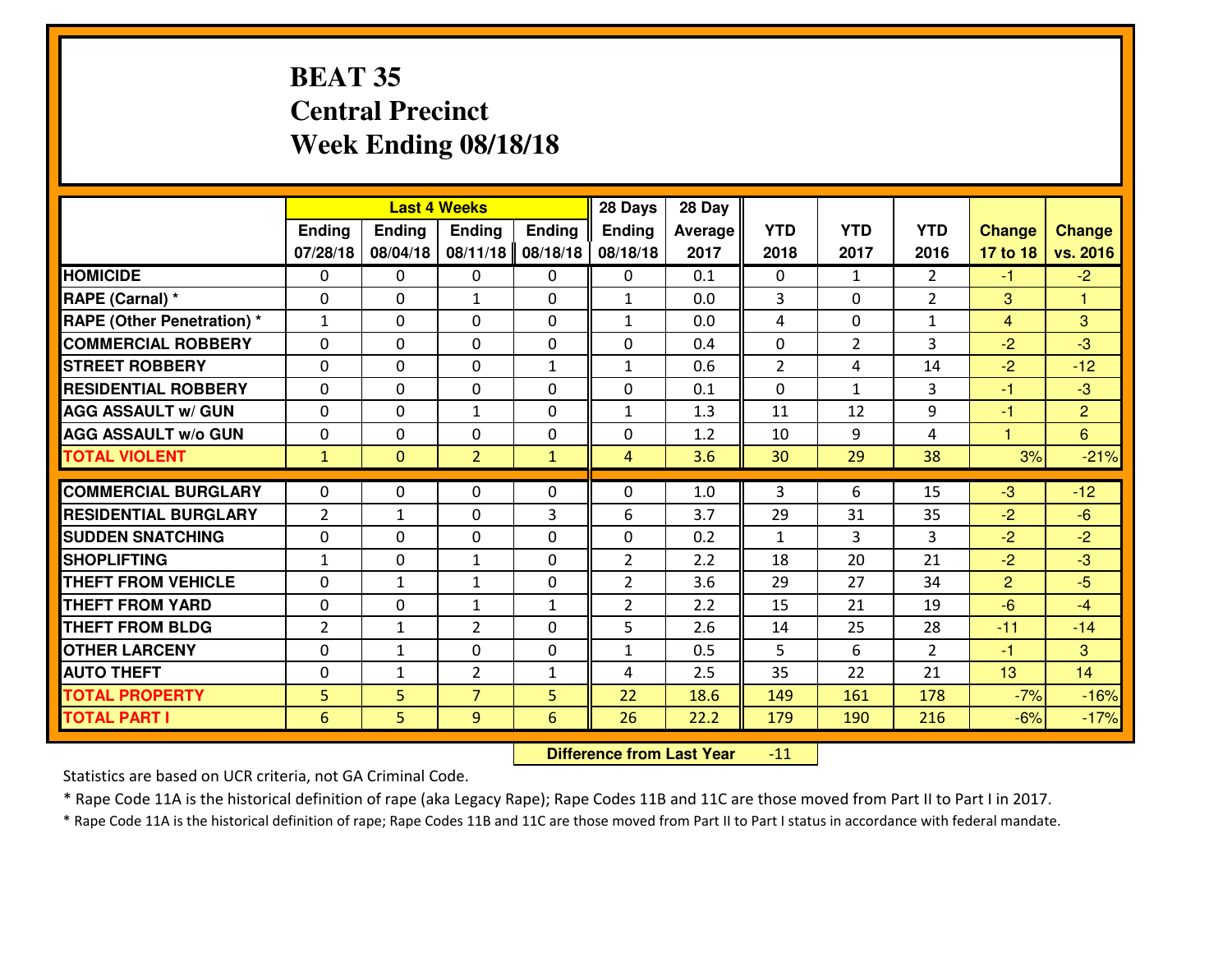# BEAT 35
# Central Precinct
# Week Ending 08/18/18

| | Last 4 Weeks | | | | 28 Days | 28 Day | | | | | |
|---|---|---|---|---|---|---|---|---|---|---|---|
| | Ending 07/28/18 | Ending 08/04/18 | Ending 08/11/18 | Ending 08/18/18 | Ending 08/18/18 | Average 2017 | YTD 2018 | YTD 2017 | YTD 2016 | Change 17 to 18 | Change vs. 2016 |
| **HOMICIDE** | 0 | 0 | 0 | 0 | 0 | 0.1 | 0 | 1 | 2 | -1 | -2 |
| **RAPE (Carnal) *** | 0 | 0 | 1 | 0 | 1 | 0.0 | 3 | 0 | 2 | 3 | 1 |
| **RAPE (Other Penetration) *** | 1 | 0 | 0 | 0 | 1 | 0.0 | 4 | 0 | 1 | 4 | 3 |
| **COMMERCIAL ROBBERY** | 0 | 0 | 0 | 0 | 0 | 0.4 | 0 | 2 | 3 | -2 | -3 |
| **STREET ROBBERY** | 0 | 0 | 0 | 1 | 1 | 0.6 | 2 | 4 | 14 | -2 | -12 |
| **RESIDENTIAL ROBBERY** | 0 | 0 | 0 | 0 | 0 | 0.1 | 0 | 1 | 3 | -1 | -3 |
| **AGG ASSAULT w/ GUN** | 0 | 0 | 1 | 0 | 1 | 1.3 | 11 | 12 | 9 | -1 | 2 |
| **AGG ASSAULT w/o GUN** | 0 | 0 | 0 | 0 | 0 | 1.2 | 10 | 9 | 4 | 1 | 6 |
| **TOTAL VIOLENT** | 1 | 0 | 2 | 1 | 4 | 3.6 | 30 | 29 | 38 | 3% | -21% |
| **COMMERCIAL BURGLARY** | 0 | 0 | 0 | 0 | 0 | 1.0 | 3 | 6 | 15 | -3 | -12 |
| **RESIDENTIAL BURGLARY** | 2 | 1 | 0 | 3 | 6 | 3.7 | 29 | 31 | 35 | -2 | -6 |
| **SUDDEN SNATCHING** | 0 | 0 | 0 | 0 | 0 | 0.2 | 1 | 3 | 3 | -2 | -2 |
| **SHOPLIFTING** | 1 | 0 | 1 | 0 | 2 | 2.2 | 18 | 20 | 21 | -2 | -3 |
| **THEFT FROM VEHICLE** | 0 | 1 | 1 | 0 | 2 | 3.6 | 29 | 27 | 34 | 2 | -5 |
| **THEFT FROM YARD** | 0 | 0 | 1 | 1 | 2 | 2.2 | 15 | 21 | 19 | -6 | -4 |
| **THEFT FROM BLDG** | 2 | 1 | 2 | 0 | 5 | 2.6 | 14 | 25 | 28 | -11 | -14 |
| **OTHER LARCENY** | 0 | 1 | 0 | 0 | 1 | 0.5 | 5 | 6 | 2 | -1 | 3 |
| **AUTO THEFT** | 0 | 1 | 2 | 1 | 4 | 2.5 | 35 | 22 | 21 | 13 | 14 |
| **TOTAL PROPERTY** | 5 | 5 | 7 | 5 | 22 | 18.6 | 149 | 161 | 178 | -7% | -16% |
| **TOTAL PART I** | 6 | 5 | 9 | 6 | 26 | 22.2 | 179 | 190 | 216 | -6% | -17% |

**Difference from Last Year** -11

Statistics are based on UCR criteria, not GA Criminal Code.

* Rape Code 11A is the historical definition of rape (aka Legacy Rape); Rape Codes 11B and 11C are those moved from Part II to Part I in 2017.

* Rape Code 11A is the historical definition of rape; Rape Codes 11B and 11C are those moved from Part II to Part I status in accordance with federal mandate.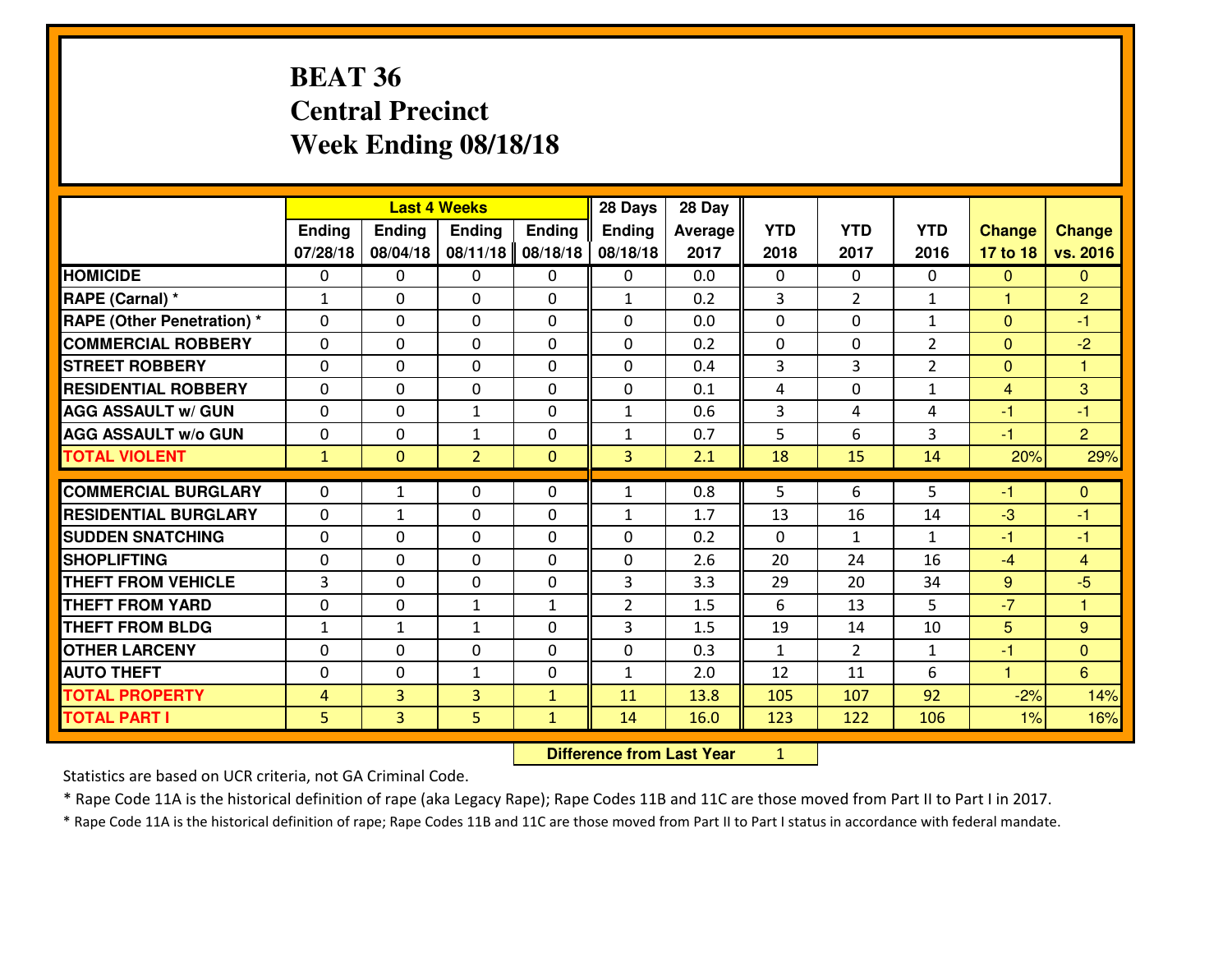# BEAT 36
## Central Precinct
## Week Ending 08/18/18

| | Last 4 Weeks | | | | 28 Days | 28 Day | | | | | |
|---|---|---|---|---|---|---|---|---|---|---|---|
| | Ending 07/28/18 | Ending 08/04/18 | Ending 08/11/18 | Ending 08/18/18 | Ending 08/18/18 | Average 2017 | YTD 2018 | YTD 2017 | YTD 2016 | Change 17 to 18 | Change vs. 2016 |
| **HOMICIDE** | 0 | 0 | 0 | 0 | 0 | 0.0 | 0 | 0 | 0 | 0 | 0 |
| **RAPE (Carnal) *** | 1 | 0 | 0 | 0 | 1 | 0.2 | 3 | 2 | 1 | 1 | 2 |
| **RAPE (Other Penetration) *** | 0 | 0 | 0 | 0 | 0 | 0.0 | 0 | 0 | 1 | 0 | -1 |
| **COMMERCIAL ROBBERY** | 0 | 0 | 0 | 0 | 0 | 0.2 | 0 | 0 | 2 | 0 | -2 |
| **STREET ROBBERY** | 0 | 0 | 0 | 0 | 0 | 0.4 | 3 | 3 | 2 | 0 | 1 |
| **RESIDENTIAL ROBBERY** | 0 | 0 | 0 | 0 | 0 | 0.1 | 4 | 0 | 1 | 4 | 3 |
| **AGG ASSAULT w/ GUN** | 0 | 0 | 1 | 0 | 1 | 0.6 | 3 | 4 | 4 | -1 | -1 |
| **AGG ASSAULT w/o GUN** | 0 | 0 | 1 | 0 | 1 | 0.7 | 5 | 6 | 3 | -1 | 2 |
| **TOTAL VIOLENT** | 1 | 0 | 2 | 0 | 3 | 2.1 | 18 | 15 | 14 | 20% | 29% |
| **COMMERCIAL BURGLARY** | 0 | 1 | 0 | 0 | 1 | 0.8 | 5 | 6 | 5 | -1 | 0 |
| **RESIDENTIAL BURGLARY** | 0 | 1 | 0 | 0 | 1 | 1.7 | 13 | 16 | 14 | -3 | -1 |
| **SUDDEN SNATCHING** | 0 | 0 | 0 | 0 | 0 | 0.2 | 0 | 1 | 1 | -1 | -1 |
| **SHOPLIFTING** | 0 | 0 | 0 | 0 | 0 | 2.6 | 20 | 24 | 16 | -4 | 4 |
| **THEFT FROM VEHICLE** | 3 | 0 | 0 | 0 | 3 | 3.3 | 29 | 20 | 34 | 9 | -5 |
| **THEFT FROM YARD** | 0 | 0 | 1 | 1 | 2 | 1.5 | 6 | 13 | 5 | -7 | 1 |
| **THEFT FROM BLDG** | 1 | 1 | 1 | 0 | 3 | 1.5 | 19 | 14 | 10 | 5 | 9 |
| **OTHER LARCENY** | 0 | 0 | 0 | 0 | 0 | 0.3 | 1 | 2 | 1 | -1 | 0 |
| **AUTO THEFT** | 0 | 0 | 1 | 0 | 1 | 2.0 | 12 | 11 | 6 | 1 | 6 |
| **TOTAL PROPERTY** | 4 | 3 | 3 | 1 | 11 | 13.8 | 105 | 107 | 92 | -2% | 14% |
| **TOTAL PART I** | 5 | 3 | 5 | 1 | 14 | 16.0 | 123 | 122 | 106 | 1% | 16% |

**Difference from Last Year** 1

Statistics are based on UCR criteria, not GA Criminal Code.

* Rape Code 11A is the historical definition of rape (aka Legacy Rape); Rape Codes 11B and 11C are those moved from Part II to Part I in 2017.

* Rape Code 11A is the historical definition of rape; Rape Codes 11B and 11C are those moved from Part II to Part I status in accordance with federal mandate.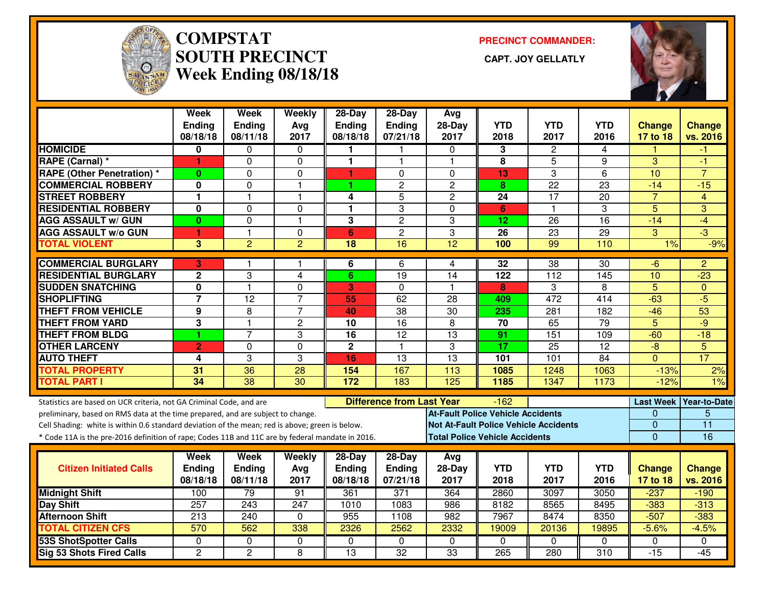# COMPSTAT SOUTH PRECINCT

## Week Ending 08/18/18

**PRECINCT COMMANDER:**

**CAPT. JOY GELLATLY**

| | Week Ending 08/18/18 | Week Ending 08/11/18 | Weekly Avg 2017 | 28-Day Ending 08/18/18 | 28-Day Ending 07/21/18 | Avg 28-Day 2017 | YTD 2018 | YTD 2017 | YTD 2016 | Change 17 to 18 | Change vs. 2016 |
|---|---|---|---|---|---|---|---|---|---|---|---|
| HOMICIDE | 0 | 0 | 0 | 1 | 1 | 0 | 3 | 2 | 4 | 1 | -1 |
| RAPE (Carnal) * | 1 | 0 | 0 | 1 | 1 | 1 | 8 | 5 | 9 | 3 | -1 |
| RAPE (Other Penetration) * | 0 | 0 | 0 | 1 | 0 | 0 | 13 | 3 | 6 | 10 | 7 |
| COMMERCIAL ROBBERY | 0 | 0 | 1 | 1 | 2 | 2 | 8 | 22 | 23 | -14 | -15 |
| STREET ROBBERY | 1 | 1 | 1 | 4 | 5 | 2 | 24 | 17 | 20 | 7 | 4 |
| RESIDENTIAL ROBBERY | 0 | 0 | 0 | 1 | 3 | 0 | 6 | 1 | 3 | 5 | 3 |
| AGG ASSAULT w/ GUN | 0 | 0 | 1 | 3 | 2 | 3 | 12 | 26 | 16 | -14 | -4 |
| AGG ASSAULT w/o GUN | 1 | 1 | 0 | 6 | 2 | 3 | 26 | 23 | 29 | 3 | -3 |
| TOTAL VIOLENT | 3 | 2 | 2 | 18 | 16 | 12 | 100 | 99 | 110 | 1% | -9% |
| COMMERCIAL BURGLARY | 3 | 1 | 1 | 6 | 6 | 4 | 32 | 38 | 30 | -6 | 2 |
| RESIDENTIAL BURGLARY | 2 | 3 | 4 | 6 | 19 | 14 | 122 | 112 | 145 | 10 | -23 |
| SUDDEN SNATCHING | 0 | 1 | 0 | 3 | 0 | 1 | 8 | 3 | 8 | 5 | 0 |
| SHOPLIFTING | 7 | 12 | 7 | 55 | 62 | 28 | 409 | 472 | 414 | -63 | -5 |
| THEFT FROM VEHICLE | 9 | 8 | 7 | 40 | 38 | 30 | 235 | 281 | 182 | -46 | 53 |
| THEFT FROM YARD | 3 | 1 | 2 | 10 | 16 | 8 | 70 | 65 | 79 | 5 | -9 |
| THEFT FROM BLDG | 1 | 7 | 3 | 16 | 12 | 13 | 91 | 151 | 109 | -60 | -18 |
| OTHER LARCENY | 2 | 0 | 0 | 2 | 1 | 3 | 17 | 25 | 12 | -8 | 5 |
| AUTO THEFT | 4 | 3 | 3 | 16 | 13 | 13 | 101 | 101 | 84 | 0 | 17 |
| TOTAL PROPERTY | 31 | 36 | 28 | 154 | 167 | 113 | 1085 | 1248 | 1063 | -13% | 2% |
| TOTAL PART I | 34 | 38 | 30 | 172 | 183 | 125 | 1185 | 1347 | 1173 | -12% | 1% |

Statistics are based on UCR criteria, not GA Criminal Code, and are preliminary, based on RMS data at the time prepared, and are subject to change.

Cell Shading: white is within 0.6 standard deviation of the mean; red is above; green is below.

* Code 11A is the pre-2016 definition of rape; Codes 11B and 11C are by federal mandate in 2016.

**Difference from Last Year:** -162

| | Last Week | Year-to-Date |
|---|---|---|
| At-Fault Police Vehicle Accidents | 0 | 5 |
| Not At-Fault Police Vehicle Accidents | 0 | 11 |
| Total Police Vehicle Accidents | 0 | 16 |

| Citizen Initiated Calls | Week Ending 08/18/18 | Week Ending 08/11/18 | Weekly Avg 2017 | 28-Day Ending 08/18/18 | 28-Day Ending 07/21/18 | Avg 28-Day 2017 | YTD 2018 | YTD 2017 | YTD 2016 | Change 17 to 18 | Change vs. 2016 |
|---|---|---|---|---|---|---|---|---|---|---|---|
| Midnight Shift | 100 | 79 | 91 | 361 | 371 | 364 | 2860 | 3097 | 3050 | -237 | -190 |
| Day Shift | 257 | 243 | 247 | 1010 | 1083 | 986 | 8182 | 8565 | 8495 | -383 | -313 |
| Afternoon Shift | 213 | 240 | 0 | 955 | 1108 | 982 | 7967 | 8474 | 8350 | -507 | -383 |
| TOTAL CITIZEN CFS | 570 | 562 | 338 | 2326 | 2562 | 2332 | 19009 | 20136 | 19895 | -5.6% | -4.5% |
| 53S ShotSpotter Calls | 0 | 0 | 0 | 0 | 0 | 0 | 0 | 0 | 0 | 0 | 0 |
| Sig 53 Shots Fired Calls | 2 | 2 | 8 | 13 | 32 | 33 | 265 | 280 | 310 | -15 | -45 |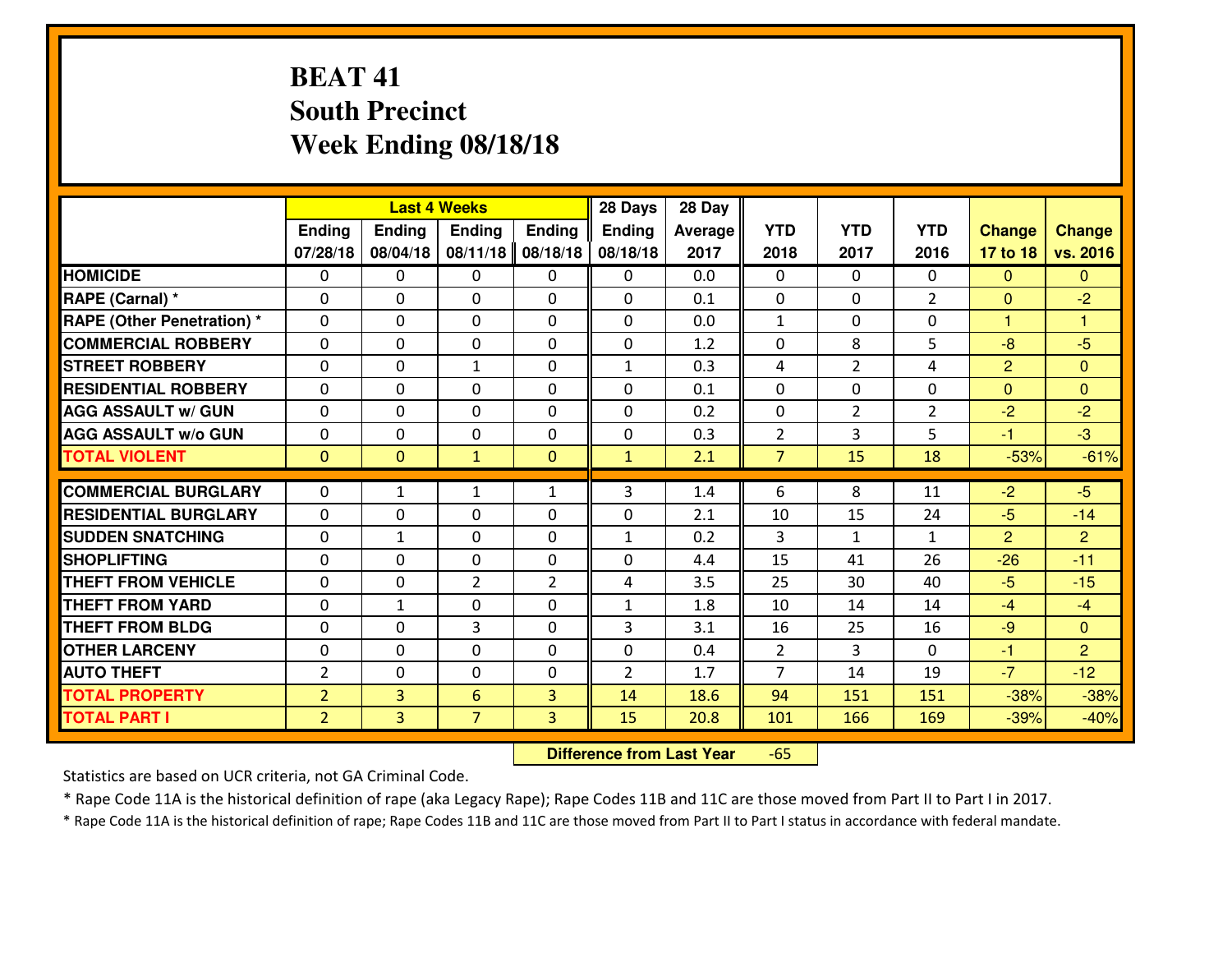# BEAT 41
## South Precinct
## Week Ending 08/18/18

| | Last 4 Weeks | | | | 28 Days | 28 Day | | | | | |
|---|---|---|---|---|---|---|---|---|---|---|---|
| | Ending 07/28/18 | Ending 08/04/18 | Ending 08/11/18 | Ending 08/18/18 | Ending 08/18/18 | Average 2017 | YTD 2018 | YTD 2017 | YTD 2016 | Change 17 to 18 | Change vs. 2016 |
| **HOMICIDE** | 0 | 0 | 0 | 0 | 0 | 0.0 | 0 | 0 | 0 | 0 | 0 |
| **RAPE (Carnal) *** | 0 | 0 | 0 | 0 | 0 | 0.1 | 0 | 0 | 2 | 0 | -2 |
| **RAPE (Other Penetration) *** | 0 | 0 | 0 | 0 | 0 | 0.0 | 1 | 0 | 0 | 1 | 1 |
| **COMMERCIAL ROBBERY** | 0 | 0 | 0 | 0 | 0 | 1.2 | 0 | 8 | 5 | -8 | -5 |
| **STREET ROBBERY** | 0 | 0 | 1 | 0 | 1 | 0.3 | 4 | 2 | 4 | 2 | 0 |
| **RESIDENTIAL ROBBERY** | 0 | 0 | 0 | 0 | 0 | 0.1 | 0 | 0 | 0 | 0 | 0 |
| **AGG ASSAULT w/ GUN** | 0 | 0 | 0 | 0 | 0 | 0.2 | 0 | 2 | 2 | -2 | -2 |
| **AGG ASSAULT w/o GUN** | 0 | 0 | 0 | 0 | 0 | 0.3 | 2 | 3 | 5 | -1 | -3 |
| **TOTAL VIOLENT** | 0 | 0 | 1 | 0 | 1 | 2.1 | 7 | 15 | 18 | -53% | -61% |
| **COMMERCIAL BURGLARY** | 0 | 1 | 1 | 1 | 3 | 1.4 | 6 | 8 | 11 | -2 | -5 |
| **RESIDENTIAL BURGLARY** | 0 | 0 | 0 | 0 | 0 | 2.1 | 10 | 15 | 24 | -5 | -14 |
| **SUDDEN SNATCHING** | 0 | 1 | 0 | 0 | 1 | 0.2 | 3 | 1 | 1 | 2 | 2 |
| **SHOPLIFTING** | 0 | 0 | 0 | 0 | 0 | 4.4 | 15 | 41 | 26 | -26 | -11 |
| **THEFT FROM VEHICLE** | 0 | 0 | 2 | 2 | 4 | 3.5 | 25 | 30 | 40 | -5 | -15 |
| **THEFT FROM YARD** | 0 | 1 | 0 | 0 | 1 | 1.8 | 10 | 14 | 14 | -4 | -4 |
| **THEFT FROM BLDG** | 0 | 0 | 3 | 0 | 3 | 3.1 | 16 | 25 | 16 | -9 | 0 |
| **OTHER LARCENY** | 0 | 0 | 0 | 0 | 0 | 0.4 | 2 | 3 | 0 | -1 | 2 |
| **AUTO THEFT** | 2 | 0 | 0 | 0 | 2 | 1.7 | 7 | 14 | 19 | -7 | -12 |
| **TOTAL PROPERTY** | 2 | 3 | 6 | 3 | 14 | 18.6 | 94 | 151 | 151 | -38% | -38% |
| **TOTAL PART I** | 2 | 3 | 7 | 3 | 15 | 20.8 | 101 | 166 | 169 | -39% | -40% |

**Difference from Last Year** -65

Statistics are based on UCR criteria, not GA Criminal Code.

* Rape Code 11A is the historical definition of rape (aka Legacy Rape); Rape Codes 11B and 11C are those moved from Part II to Part I in 2017.

* Rape Code 11A is the historical definition of rape; Rape Codes 11B and 11C are those moved from Part II to Part I status in accordance with federal mandate.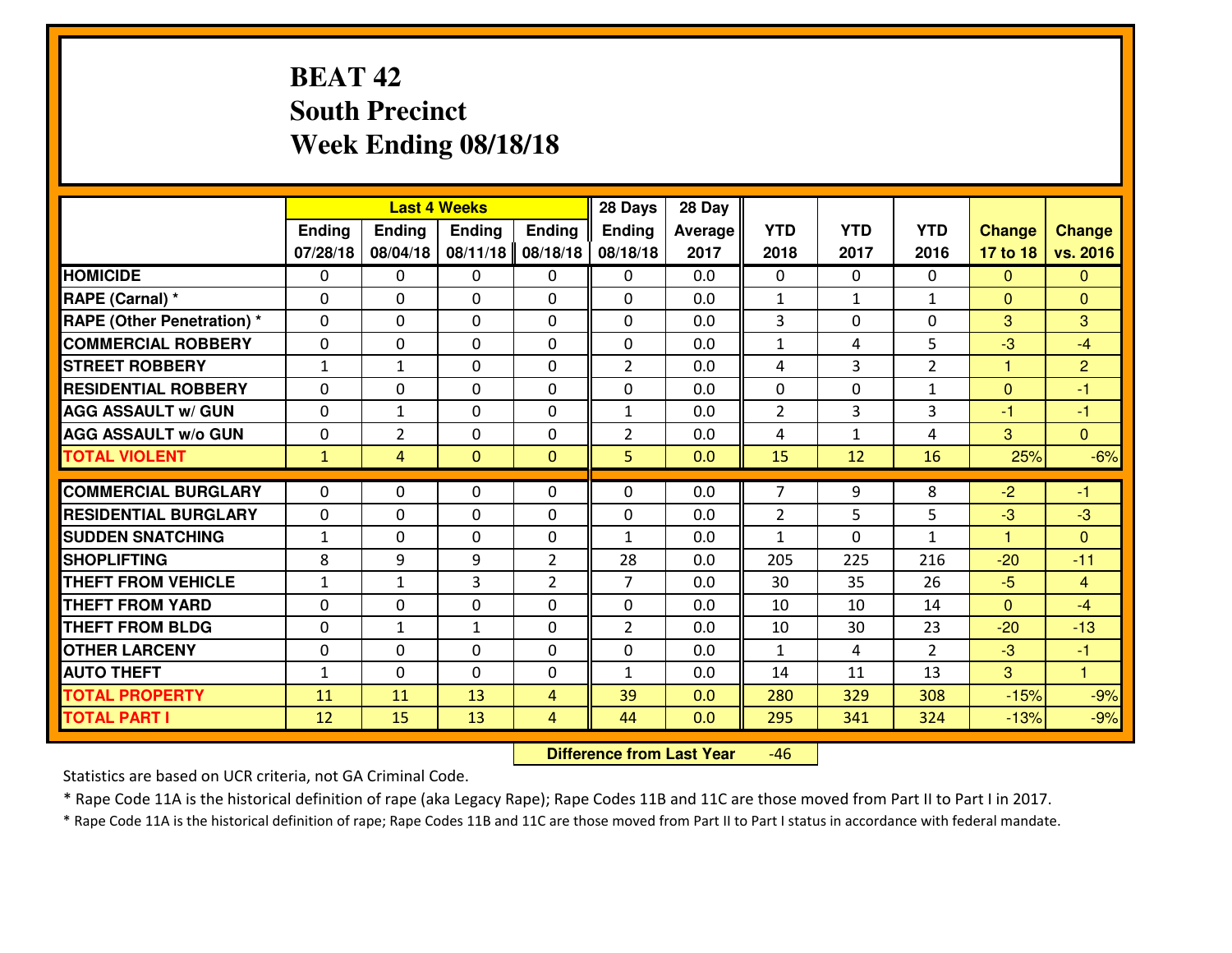# BEAT 42
## South Precinct
## Week Ending 08/18/18

| | Last 4 Weeks | | | | 28 Days | 28 Day | | | | | |
|---|---|---|---|---|---|---|---|---|---|---|---|
| | Ending 07/28/18 | Ending 08/04/18 | Ending 08/11/18 | Ending 08/18/18 | Ending 08/18/18 | Average 2017 | YTD 2018 | YTD 2017 | YTD 2016 | Change 17 to 18 | Change vs. 2016 |
| HOMICIDE | 0 | 0 | 0 | 0 | 0 | 0.0 | 0 | 0 | 0 | 0 | 0 |
| RAPE (Carnal) * | 0 | 0 | 0 | 0 | 0 | 0.0 | 1 | 1 | 1 | 0 | 0 |
| RAPE (Other Penetration) * | 0 | 0 | 0 | 0 | 0 | 0.0 | 3 | 0 | 0 | 3 | 3 |
| COMMERCIAL ROBBERY | 0 | 0 | 0 | 0 | 0 | 0.0 | 1 | 4 | 5 | -3 | -4 |
| STREET ROBBERY | 1 | 1 | 0 | 0 | 2 | 0.0 | 4 | 3 | 2 | 1 | 2 |
| RESIDENTIAL ROBBERY | 0 | 0 | 0 | 0 | 0 | 0.0 | 0 | 0 | 1 | 0 | -1 |
| AGG ASSAULT w/ GUN | 0 | 1 | 0 | 0 | 1 | 0.0 | 2 | 3 | 3 | -1 | -1 |
| AGG ASSAULT w/o GUN | 0 | 2 | 0 | 0 | 2 | 0.0 | 4 | 1 | 4 | 3 | 0 |
| TOTAL VIOLENT | 1 | 4 | 0 | 0 | 5 | 0.0 | 15 | 12 | 16 | 25% | -6% |
| COMMERCIAL BURGLARY | 0 | 0 | 0 | 0 | 0 | 0.0 | 7 | 9 | 8 | -2 | -1 |
| RESIDENTIAL BURGLARY | 0 | 0 | 0 | 0 | 0 | 0.0 | 2 | 5 | 5 | -3 | -3 |
| SUDDEN SNATCHING | 1 | 0 | 0 | 0 | 1 | 0.0 | 1 | 0 | 1 | 1 | 0 |
| SHOPLIFTING | 8 | 9 | 9 | 2 | 28 | 0.0 | 205 | 225 | 216 | -20 | -11 |
| THEFT FROM VEHICLE | 1 | 1 | 3 | 2 | 7 | 0.0 | 30 | 35 | 26 | -5 | 4 |
| THEFT FROM YARD | 0 | 0 | 0 | 0 | 0 | 0.0 | 10 | 10 | 14 | 0 | -4 |
| THEFT FROM BLDG | 0 | 1 | 1 | 0 | 2 | 0.0 | 10 | 30 | 23 | -20 | -13 |
| OTHER LARCENY | 0 | 0 | 0 | 0 | 0 | 0.0 | 1 | 4 | 2 | -3 | -1 |
| AUTO THEFT | 1 | 0 | 0 | 0 | 1 | 0.0 | 14 | 11 | 13 | 3 | 1 |
| TOTAL PROPERTY | 11 | 11 | 13 | 4 | 39 | 0.0 | 280 | 329 | 308 | -15% | -9% |
| TOTAL PART I | 12 | 15 | 13 | 4 | 44 | 0.0 | 295 | 341 | 324 | -13% | -9% |

**Difference from Last Year** -46

Statistics are based on UCR criteria, not GA Criminal Code.

* Rape Code 11A is the historical definition of rape (aka Legacy Rape); Rape Codes 11B and 11C are those moved from Part II to Part I in 2017.

* Rape Code 11A is the historical definition of rape; Rape Codes 11B and 11C are those moved from Part II to Part I status in accordance with federal mandate.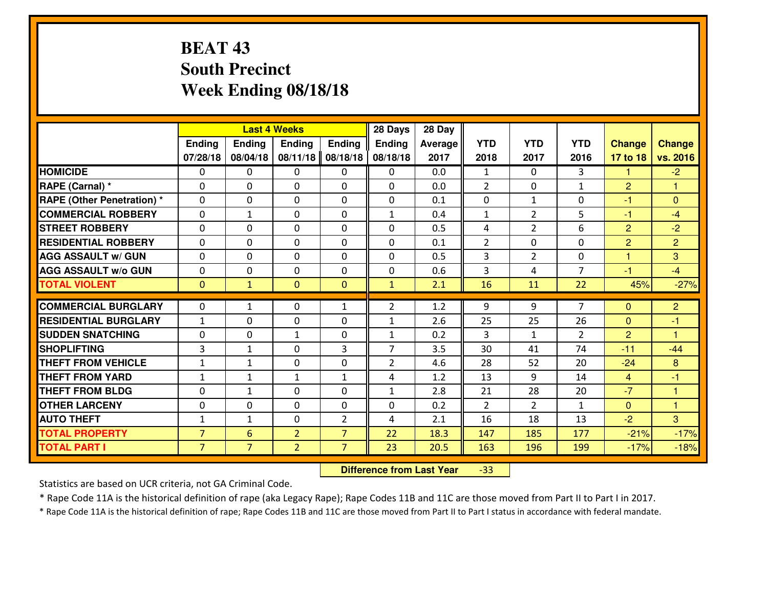# BEAT 43
## South Precinct
## Week Ending 08/18/18

| | Last 4 Weeks | | | | 28 Days | 28 Day | | | | | |
|---|---|---|---|---|---|---|---|---|---|---|---|
| | Ending 07/28/18 | Ending 08/04/18 | Ending 08/11/18 | Ending 08/18/18 | Ending 08/18/18 | Average 2017 | YTD 2018 | YTD 2017 | YTD 2016 | Change 17 to 18 | Change vs. 2016 |
| **HOMICIDE** | 0 | 0 | 0 | 0 | 0 | 0.0 | 1 | 0 | 3 | 1 | -2 |
| **RAPE (Carnal) *** | 0 | 0 | 0 | 0 | 0 | 0.0 | 2 | 0 | 1 | 2 | 1 |
| **RAPE (Other Penetration) *** | 0 | 0 | 0 | 0 | 0 | 0.1 | 0 | 1 | 0 | -1 | 0 |
| **COMMERCIAL ROBBERY** | 0 | 1 | 0 | 0 | 1 | 0.4 | 1 | 2 | 5 | -1 | -4 |
| **STREET ROBBERY** | 0 | 0 | 0 | 0 | 0 | 0.5 | 4 | 2 | 6 | 2 | -2 |
| **RESIDENTIAL ROBBERY** | 0 | 0 | 0 | 0 | 0 | 0.1 | 2 | 0 | 0 | 2 | 2 |
| **AGG ASSAULT w/ GUN** | 0 | 0 | 0 | 0 | 0 | 0.5 | 3 | 2 | 0 | 1 | 3 |
| **AGG ASSAULT w/o GUN** | 0 | 0 | 0 | 0 | 0 | 0.6 | 3 | 4 | 7 | -1 | -4 |
| **TOTAL VIOLENT** | 0 | 1 | 0 | 0 | 1 | 2.1 | 16 | 11 | 22 | 45% | -27% |
| **COMMERCIAL BURGLARY** | 0 | 1 | 0 | 1 | 2 | 1.2 | 9 | 9 | 7 | 0 | 2 |
| **RESIDENTIAL BURGLARY** | 1 | 0 | 0 | 0 | 1 | 2.6 | 25 | 25 | 26 | 0 | -1 |
| **SUDDEN SNATCHING** | 0 | 0 | 1 | 0 | 1 | 0.2 | 3 | 1 | 2 | 2 | 1 |
| **SHOPLIFTING** | 3 | 1 | 0 | 3 | 7 | 3.5 | 30 | 41 | 74 | -11 | -44 |
| **THEFT FROM VEHICLE** | 1 | 1 | 0 | 0 | 2 | 4.6 | 28 | 52 | 20 | -24 | 8 |
| **THEFT FROM YARD** | 1 | 1 | 1 | 1 | 4 | 1.2 | 13 | 9 | 14 | 4 | -1 |
| **THEFT FROM BLDG** | 0 | 1 | 0 | 0 | 1 | 2.8 | 21 | 28 | 20 | -7 | 1 |
| **OTHER LARCENY** | 0 | 0 | 0 | 0 | 0 | 0.2 | 2 | 2 | 1 | 0 | 1 |
| **AUTO THEFT** | 1 | 1 | 0 | 2 | 4 | 2.1 | 16 | 18 | 13 | -2 | 3 |
| **TOTAL PROPERTY** | 7 | 6 | 2 | 7 | 22 | 18.3 | 147 | 185 | 177 | -21% | -17% |
| **TOTAL PART I** | 7 | 7 | 2 | 7 | 23 | 20.5 | 163 | 196 | 199 | -17% | -18% |

**Difference from Last Year** -33

Statistics are based on UCR criteria, not GA Criminal Code.

* Rape Code 11A is the historical definition of rape (aka Legacy Rape); Rape Codes 11B and 11C are those moved from Part II to Part I in 2017.

* Rape Code 11A is the historical definition of rape; Rape Codes 11B and 11C are those moved from Part II to Part I status in accordance with federal mandate.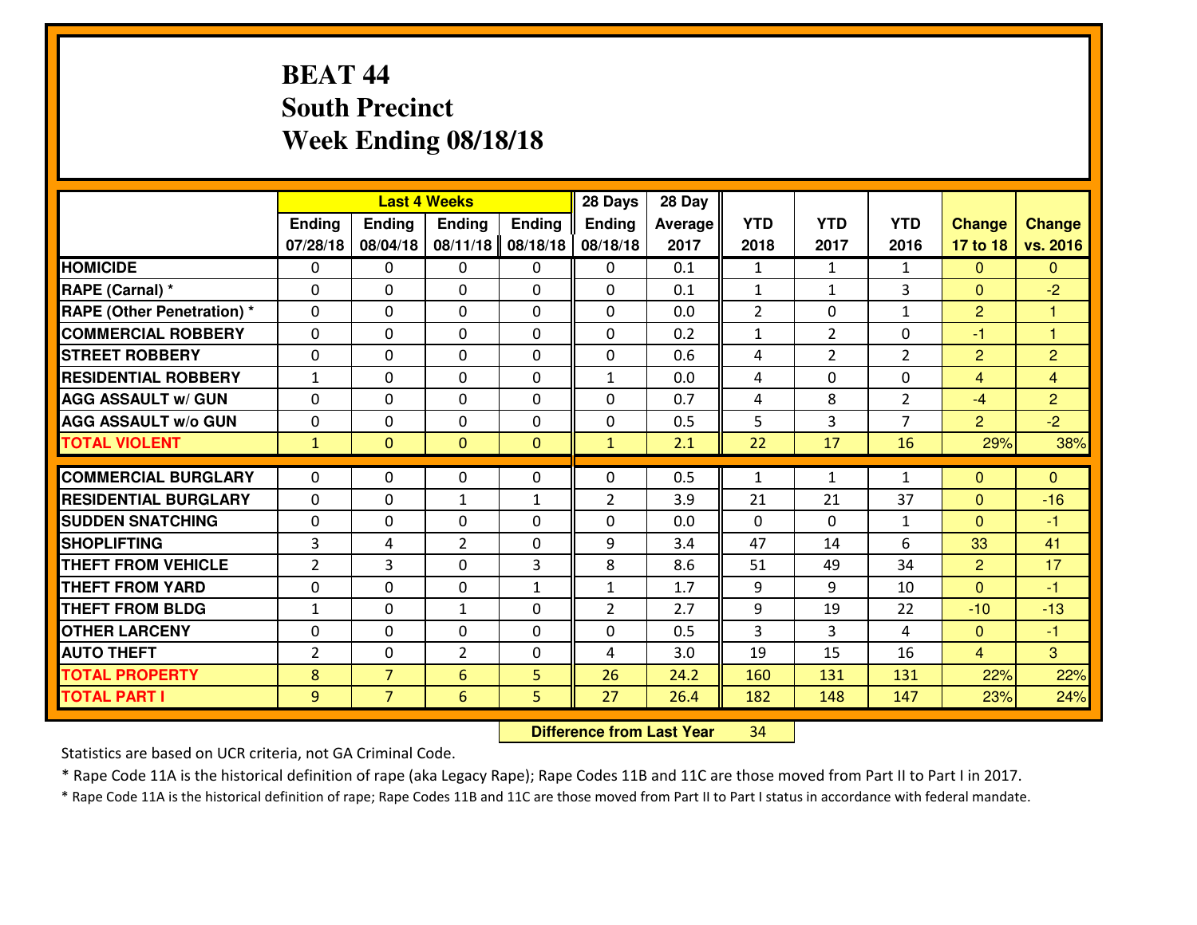# BEAT 44
## South Precinct
## Week Ending 08/18/18

| | Last 4 Weeks | | | | 28 Days | 28 Day | | | | | |
|---|---|---|---|---|---|---|---|---|---|---|---|
| | Ending 07/28/18 | Ending 08/04/18 | Ending 08/11/18 | Ending 08/18/18 | Ending 08/18/18 | Average 2017 | YTD 2018 | YTD 2017 | YTD 2016 | Change 17 to 18 | Change vs. 2016 |
| **HOMICIDE** | 0 | 0 | 0 | 0 | 0 | 0.1 | 1 | 1 | 1 | 0 | 0 |
| **RAPE (Carnal) *** | 0 | 0 | 0 | 0 | 0 | 0.1 | 1 | 1 | 3 | 0 | -2 |
| **RAPE (Other Penetration) *** | 0 | 0 | 0 | 0 | 0 | 0.0 | 2 | 0 | 1 | 2 | 1 |
| **COMMERCIAL ROBBERY** | 0 | 0 | 0 | 0 | 0 | 0.2 | 1 | 2 | 0 | -1 | 1 |
| **STREET ROBBERY** | 0 | 0 | 0 | 0 | 0 | 0.6 | 4 | 2 | 2 | 2 | 2 |
| **RESIDENTIAL ROBBERY** | 1 | 0 | 0 | 0 | 1 | 0.0 | 4 | 0 | 0 | 4 | 4 |
| **AGG ASSAULT w/ GUN** | 0 | 0 | 0 | 0 | 0 | 0.7 | 4 | 8 | 2 | -4 | 2 |
| **AGG ASSAULT w/o GUN** | 0 | 0 | 0 | 0 | 0 | 0.5 | 5 | 3 | 7 | 2 | -2 |
| **TOTAL VIOLENT** | 1 | 0 | 0 | 0 | 1 | 2.1 | 22 | 17 | 16 | 29% | 38% |
| **COMMERCIAL BURGLARY** | 0 | 0 | 0 | 0 | 0 | 0.5 | 1 | 1 | 1 | 0 | 0 |
| **RESIDENTIAL BURGLARY** | 0 | 0 | 1 | 1 | 2 | 3.9 | 21 | 21 | 37 | 0 | -16 |
| **SUDDEN SNATCHING** | 0 | 0 | 0 | 0 | 0 | 0.0 | 0 | 0 | 1 | 0 | -1 |
| **SHOPLIFTING** | 3 | 4 | 2 | 0 | 9 | 3.4 | 47 | 14 | 6 | 33 | 41 |
| **THEFT FROM VEHICLE** | 2 | 3 | 0 | 3 | 8 | 8.6 | 51 | 49 | 34 | 2 | 17 |
| **THEFT FROM YARD** | 0 | 0 | 0 | 1 | 1 | 1.7 | 9 | 9 | 10 | 0 | -1 |
| **THEFT FROM BLDG** | 1 | 0 | 1 | 0 | 2 | 2.7 | 9 | 19 | 22 | -10 | -13 |
| **OTHER LARCENY** | 0 | 0 | 0 | 0 | 0 | 0.5 | 3 | 3 | 4 | 0 | -1 |
| **AUTO THEFT** | 2 | 0 | 2 | 0 | 4 | 3.0 | 19 | 15 | 16 | 4 | 3 |
| **TOTAL PROPERTY** | 8 | 7 | 6 | 5 | 26 | 24.2 | 160 | 131 | 131 | 22% | 22% |
| **TOTAL PART I** | 9 | 7 | 6 | 5 | 27 | 26.4 | 182 | 148 | 147 | 23% | 24% |

**Difference from Last Year** 34

Statistics are based on UCR criteria, not GA Criminal Code.

* Rape Code 11A is the historical definition of rape (aka Legacy Rape); Rape Codes 11B and 11C are those moved from Part II to Part I in 2017.

* Rape Code 11A is the historical definition of rape; Rape Codes 11B and 11C are those moved from Part II to Part I status in accordance with federal mandate.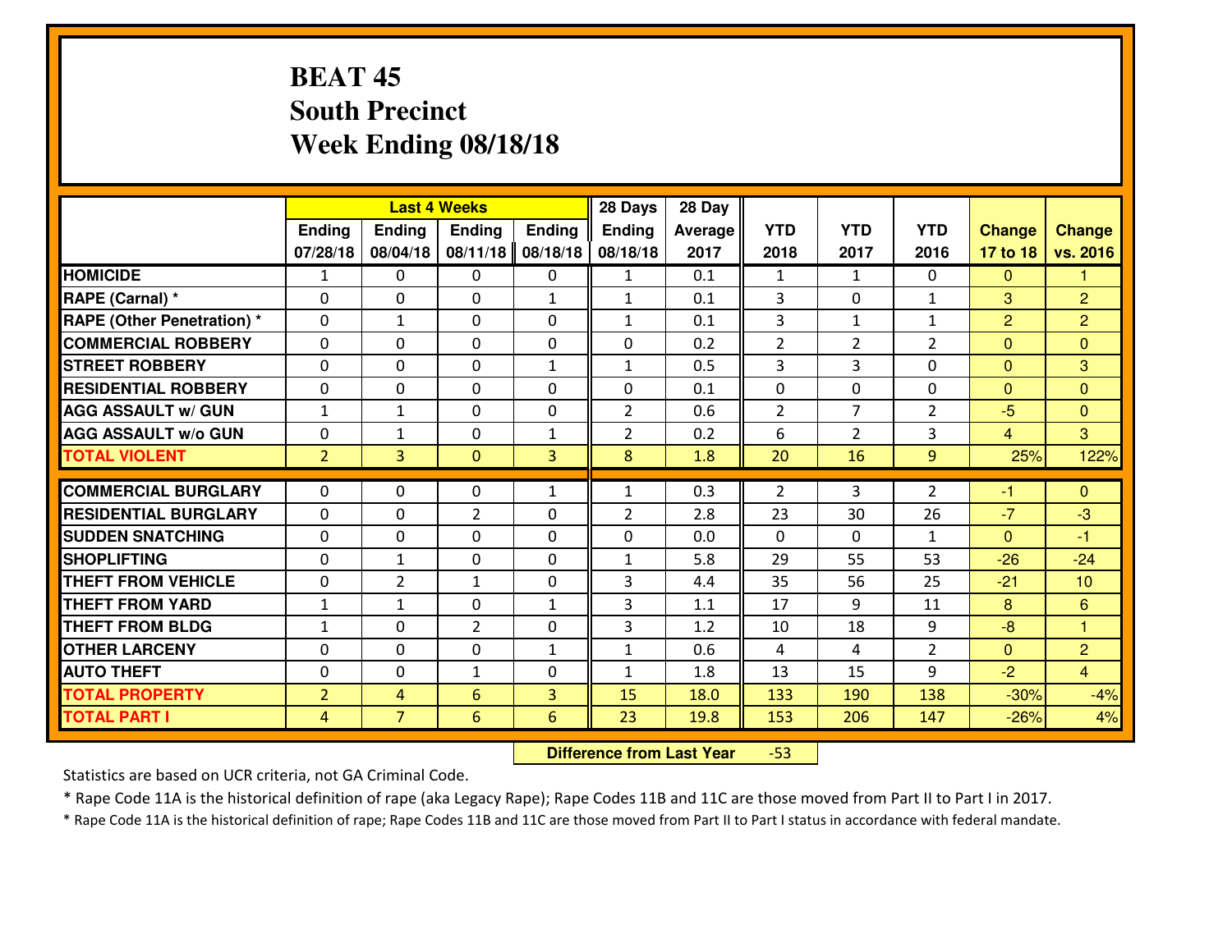# BEAT 45
## South Precinct
## Week Ending 08/18/18

| | Last 4 Weeks | | | | 28 Days | 28 Day | | | | | |
|---|---|---|---|---|---|---|---|---|---|---|---|
| | Ending 07/28/18 | Ending 08/04/18 | Ending 08/11/18 | Ending 08/18/18 | Ending 08/18/18 | Average 2017 | YTD 2018 | YTD 2017 | YTD 2016 | Change 17 to 18 | Change vs. 2016 |
| HOMICIDE | 1 | 0 | 0 | 0 | 1 | 0.1 | 1 | 1 | 0 | 0 | 1 |
| RAPE (Carnal) * | 0 | 0 | 0 | 1 | 1 | 0.1 | 3 | 0 | 1 | 3 | 2 |
| RAPE (Other Penetration) * | 0 | 1 | 0 | 0 | 1 | 0.1 | 3 | 1 | 1 | 2 | 2 |
| COMMERCIAL ROBBERY | 0 | 0 | 0 | 0 | 0 | 0.2 | 2 | 2 | 2 | 0 | 0 |
| STREET ROBBERY | 0 | 0 | 0 | 1 | 1 | 0.5 | 3 | 3 | 0 | 0 | 3 |
| RESIDENTIAL ROBBERY | 0 | 0 | 0 | 0 | 0 | 0.1 | 0 | 0 | 0 | 0 | 0 |
| AGG ASSAULT w/ GUN | 1 | 1 | 0 | 0 | 2 | 0.6 | 2 | 7 | 2 | -5 | 0 |
| AGG ASSAULT w/o GUN | 0 | 1 | 0 | 1 | 2 | 0.2 | 6 | 2 | 3 | 4 | 3 |
| TOTAL VIOLENT | 2 | 3 | 0 | 3 | 8 | 1.8 | 20 | 16 | 9 | 25% | 122% |
| COMMERCIAL BURGLARY | 0 | 0 | 0 | 1 | 1 | 0.3 | 2 | 3 | 2 | -1 | 0 |
| RESIDENTIAL BURGLARY | 0 | 0 | 2 | 0 | 2 | 2.8 | 23 | 30 | 26 | -7 | -3 |
| SUDDEN SNATCHING | 0 | 0 | 0 | 0 | 0 | 0.0 | 0 | 0 | 1 | 0 | -1 |
| SHOPLIFTING | 0 | 1 | 0 | 0 | 1 | 5.8 | 29 | 55 | 53 | -26 | -24 |
| THEFT FROM VEHICLE | 0 | 2 | 1 | 0 | 3 | 4.4 | 35 | 56 | 25 | -21 | 10 |
| THEFT FROM YARD | 1 | 1 | 0 | 1 | 3 | 1.1 | 17 | 9 | 11 | 8 | 6 |
| THEFT FROM BLDG | 1 | 0 | 2 | 0 | 3 | 1.2 | 10 | 18 | 9 | -8 | 1 |
| OTHER LARCENY | 0 | 0 | 0 | 1 | 1 | 0.6 | 4 | 4 | 2 | 0 | 2 |
| AUTO THEFT | 0 | 0 | 1 | 0 | 1 | 1.8 | 13 | 15 | 9 | -2 | 4 |
| TOTAL PROPERTY | 2 | 4 | 6 | 3 | 15 | 18.0 | 133 | 190 | 138 | -30% | -4% |
| TOTAL PART I | 4 | 7 | 6 | 6 | 23 | 19.8 | 153 | 206 | 147 | -26% | 4% |

**Difference from Last Year** -53

Statistics are based on UCR criteria, not GA Criminal Code.

* Rape Code 11A is the historical definition of rape (aka Legacy Rape); Rape Codes 11B and 11C are those moved from Part II to Part I in 2017.

* Rape Code 11A is the historical definition of rape; Rape Codes 11B and 11C are those moved from Part II to Part I status in accordance with federal mandate.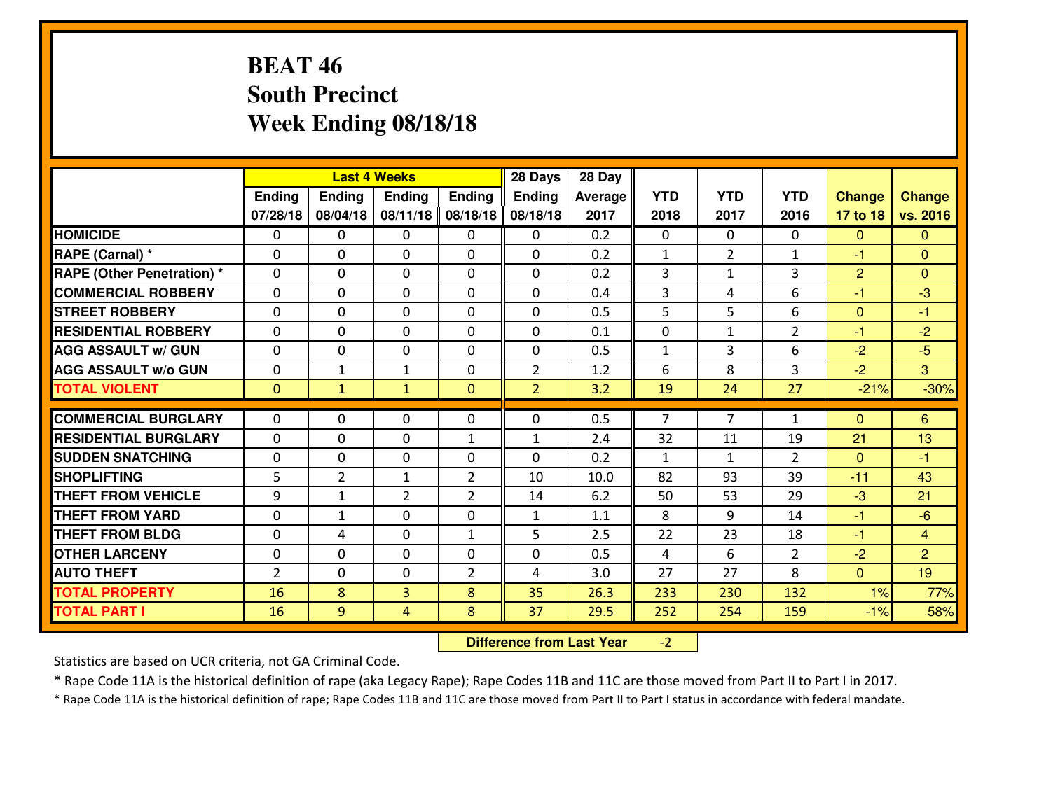# BEAT 46
## South Precinct
## Week Ending 08/18/18

| | Last 4 Weeks | | | | 28 Days | 28 Day | | | | | |
|---|---|---|---|---|---|---|---|---|---|---|---|
| | Ending 07/28/18 | Ending 08/04/18 | Ending 08/11/18 | Ending 08/18/18 | Ending 08/18/18 | Average 2017 | YTD 2018 | YTD 2017 | YTD 2016 | Change 17 to 18 | Change vs. 2016 |
| **HOMICIDE** | 0 | 0 | 0 | 0 | 0 | 0.2 | 0 | 0 | 0 | 0 | 0 |
| **RAPE (Carnal) *** | 0 | 0 | 0 | 0 | 0 | 0.2 | 1 | 2 | 1 | -1 | 0 |
| **RAPE (Other Penetration) *** | 0 | 0 | 0 | 0 | 0 | 0.2 | 3 | 1 | 3 | 2 | 0 |
| **COMMERCIAL ROBBERY** | 0 | 0 | 0 | 0 | 0 | 0.4 | 3 | 4 | 6 | -1 | -3 |
| **STREET ROBBERY** | 0 | 0 | 0 | 0 | 0 | 0.5 | 5 | 5 | 6 | 0 | -1 |
| **RESIDENTIAL ROBBERY** | 0 | 0 | 0 | 0 | 0 | 0.1 | 0 | 1 | 2 | -1 | -2 |
| **AGG ASSAULT w/ GUN** | 0 | 0 | 0 | 0 | 0 | 0.5 | 1 | 3 | 6 | -2 | -5 |
| **AGG ASSAULT w/o GUN** | 0 | 1 | 1 | 0 | 2 | 1.2 | 6 | 8 | 3 | -2 | 3 |
| **TOTAL VIOLENT** | 0 | 1 | 1 | 0 | 2 | 3.2 | 19 | 24 | 27 | -21% | -30% |
| **COMMERCIAL BURGLARY** | 0 | 0 | 0 | 0 | 0 | 0.5 | 7 | 7 | 1 | 0 | 6 |
| **RESIDENTIAL BURGLARY** | 0 | 0 | 0 | 1 | 1 | 2.4 | 32 | 11 | 19 | 21 | 13 |
| **SUDDEN SNATCHING** | 0 | 0 | 0 | 0 | 0 | 0.2 | 1 | 1 | 2 | 0 | -1 |
| **SHOPLIFTING** | 5 | 2 | 1 | 2 | 10 | 10.0 | 82 | 93 | 39 | -11 | 43 |
| **THEFT FROM VEHICLE** | 9 | 1 | 2 | 2 | 14 | 6.2 | 50 | 53 | 29 | -3 | 21 |
| **THEFT FROM YARD** | 0 | 1 | 0 | 0 | 1 | 1.1 | 8 | 9 | 14 | -1 | -6 |
| **THEFT FROM BLDG** | 0 | 4 | 0 | 1 | 5 | 2.5 | 22 | 23 | 18 | -1 | 4 |
| **OTHER LARCENY** | 0 | 0 | 0 | 0 | 0 | 0.5 | 4 | 6 | 2 | -2 | 2 |
| **AUTO THEFT** | 2 | 0 | 0 | 2 | 4 | 3.0 | 27 | 27 | 8 | 0 | 19 |
| **TOTAL PROPERTY** | 16 | 8 | 3 | 8 | 35 | 26.3 | 233 | 230 | 132 | 1% | 77% |
| **TOTAL PART I** | 16 | 9 | 4 | 8 | 37 | 29.5 | 252 | 254 | 159 | -1% | 58% |

**Difference from Last Year** -2

Statistics are based on UCR criteria, not GA Criminal Code.

* Rape Code 11A is the historical definition of rape (aka Legacy Rape); Rape Codes 11B and 11C are those moved from Part II to Part I in 2017.

* Rape Code 11A is the historical definition of rape; Rape Codes 11B and 11C are those moved from Part II to Part I status in accordance with federal mandate.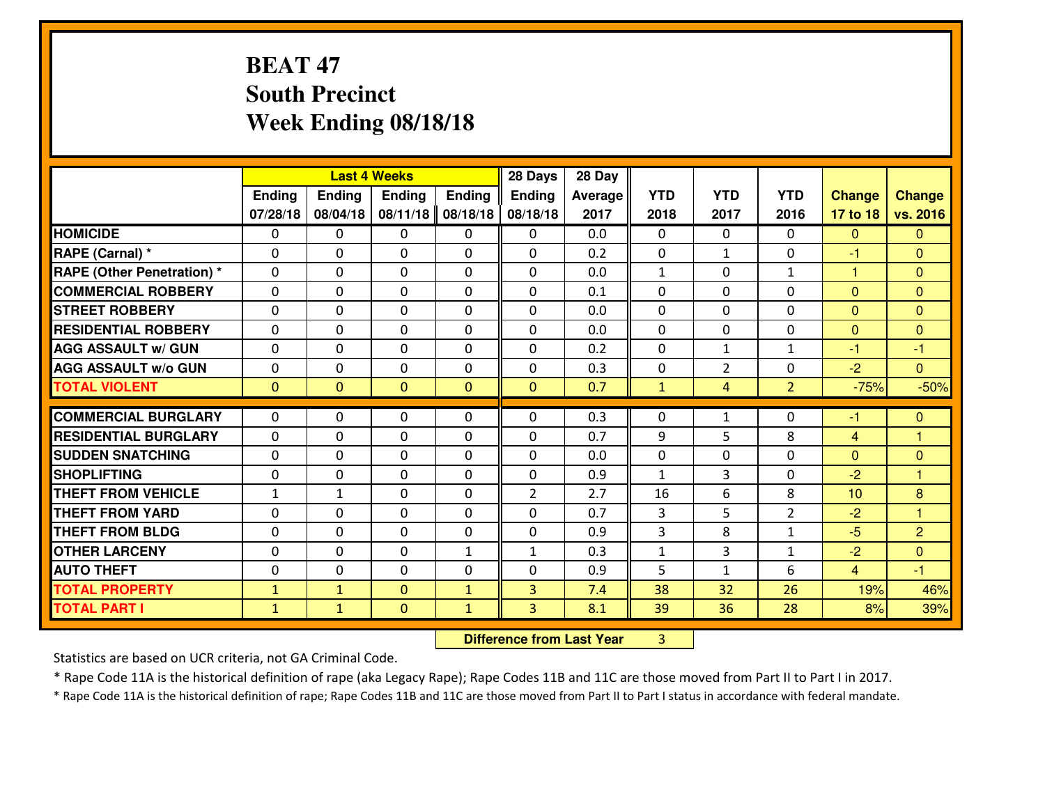# BEAT 47
## South Precinct
## Week Ending 08/18/18

| | Last 4 Weeks | | | | 28 Days | 28 Day | | | | | |
|---|---|---|---|---|---|---|---|---|---|---|---|
| | Ending 07/28/18 | Ending 08/04/18 | Ending 08/11/18 | Ending 08/18/18 | Ending 08/18/18 | Average 2017 | YTD 2018 | YTD 2017 | YTD 2016 | Change 17 to 18 | Change vs. 2016 |
| **HOMICIDE** | 0 | 0 | 0 | 0 | 0 | 0.0 | 0 | 0 | 0 | 0 | 0 |
| **RAPE (Carnal) *** | 0 | 0 | 0 | 0 | 0 | 0.2 | 0 | 1 | 0 | -1 | 0 |
| **RAPE (Other Penetration) *** | 0 | 0 | 0 | 0 | 0 | 0.0 | 1 | 0 | 1 | 1 | 0 |
| **COMMERCIAL ROBBERY** | 0 | 0 | 0 | 0 | 0 | 0.1 | 0 | 0 | 0 | 0 | 0 |
| **STREET ROBBERY** | 0 | 0 | 0 | 0 | 0 | 0.0 | 0 | 0 | 0 | 0 | 0 |
| **RESIDENTIAL ROBBERY** | 0 | 0 | 0 | 0 | 0 | 0.0 | 0 | 0 | 0 | 0 | 0 |
| **AGG ASSAULT w/ GUN** | 0 | 0 | 0 | 0 | 0 | 0.2 | 0 | 1 | 1 | -1 | -1 |
| **AGG ASSAULT w/o GUN** | 0 | 0 | 0 | 0 | 0 | 0.3 | 0 | 2 | 0 | -2 | 0 |
| **TOTAL VIOLENT** | 0 | 0 | 0 | 0 | 0 | 0.7 | 1 | 4 | 2 | -75% | -50% |
| **COMMERCIAL BURGLARY** | 0 | 0 | 0 | 0 | 0 | 0.3 | 0 | 1 | 0 | -1 | 0 |
| **RESIDENTIAL BURGLARY** | 0 | 0 | 0 | 0 | 0 | 0.7 | 9 | 5 | 8 | 4 | 1 |
| **SUDDEN SNATCHING** | 0 | 0 | 0 | 0 | 0 | 0.0 | 0 | 0 | 0 | 0 | 0 |
| **SHOPLIFTING** | 0 | 0 | 0 | 0 | 0 | 0.9 | 1 | 3 | 0 | -2 | 1 |
| **THEFT FROM VEHICLE** | 1 | 1 | 0 | 0 | 2 | 2.7 | 16 | 6 | 8 | 10 | 8 |
| **THEFT FROM YARD** | 0 | 0 | 0 | 0 | 0 | 0.7 | 3 | 5 | 2 | -2 | 1 |
| **THEFT FROM BLDG** | 0 | 0 | 0 | 0 | 0 | 0.9 | 3 | 8 | 1 | -5 | 2 |
| **OTHER LARCENY** | 0 | 0 | 0 | 1 | 1 | 0.3 | 1 | 3 | 1 | -2 | 0 |
| **AUTO THEFT** | 0 | 0 | 0 | 0 | 0 | 0.9 | 5 | 1 | 6 | 4 | -1 |
| **TOTAL PROPERTY** | 1 | 1 | 0 | 1 | 3 | 7.4 | 38 | 32 | 26 | 19% | 46% |
| **TOTAL PART I** | 1 | 1 | 0 | 1 | 3 | 8.1 | 39 | 36 | 28 | 8% | 39% |

**Difference from Last Year** 3

Statistics are based on UCR criteria, not GA Criminal Code.

* Rape Code 11A is the historical definition of rape (aka Legacy Rape); Rape Codes 11B and 11C are those moved from Part II to Part I in 2017.

* Rape Code 11A is the historical definition of rape; Rape Codes 11B and 11C are those moved from Part II to Part I status in accordance with federal mandate.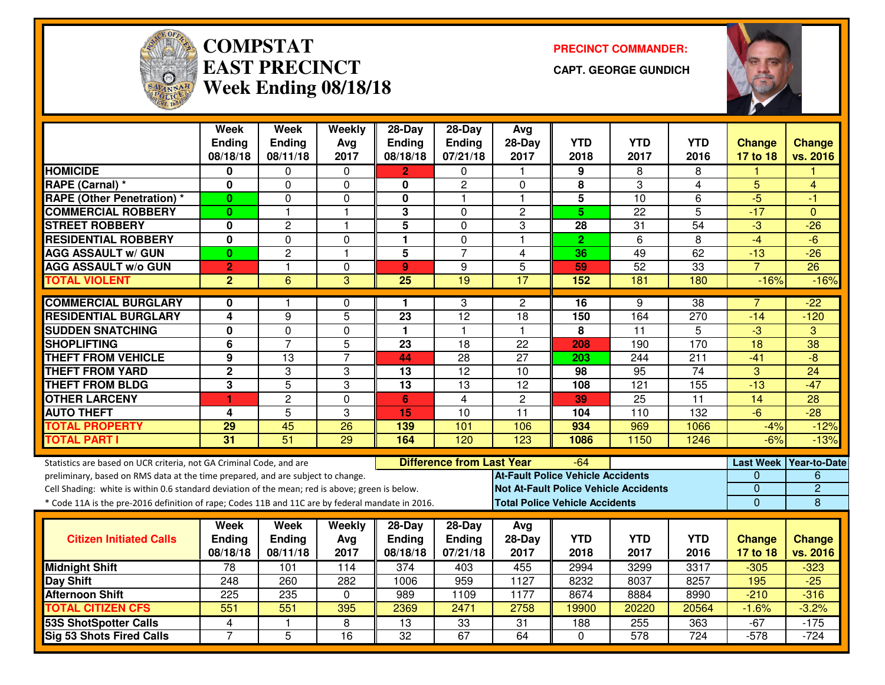# COMPSTAT
# EAST PRECINCT
# Week Ending 08/18/18

**PRECINCT COMMANDER:**

**CAPT. GEORGE GUNDICH**

| | Week Ending 08/18/18 | Week Ending 08/11/18 | Weekly Avg 2017 | 28-Day Ending 08/18/18 | 28-Day Ending 07/21/18 | Avg 28-Day 2017 | YTD 2018 | YTD 2017 | YTD 2016 | Change 17 to 18 | Change vs. 2016 |
|---|---|---|---|---|---|---|---|---|---|---|---|
| HOMICIDE | 0 | 0 | 0 | 2 | 0 | 1 | 9 | 8 | 8 | 1 | 1 |
| RAPE (Carnal) * | 0 | 0 | 0 | 0 | 2 | 0 | 8 | 3 | 4 | 5 | 4 |
| RAPE (Other Penetration) * | 0 | 0 | 0 | 0 | 1 | 1 | 5 | 10 | 6 | -5 | -1 |
| COMMERCIAL ROBBERY | 0 | 1 | 1 | 3 | 0 | 2 | 5 | 22 | 5 | -17 | 0 |
| STREET ROBBERY | 0 | 2 | 1 | 5 | 0 | 3 | 28 | 31 | 54 | -3 | -26 |
| RESIDENTIAL ROBBERY | 0 | 0 | 0 | 1 | 0 | 1 | 2 | 6 | 8 | -4 | -6 |
| AGG ASSAULT w/ GUN | 0 | 2 | 1 | 5 | 7 | 4 | 36 | 49 | 62 | -13 | -26 |
| AGG ASSAULT w/o GUN | 2 | 1 | 0 | 9 | 9 | 5 | 59 | 52 | 33 | 7 | 26 |
| TOTAL VIOLENT | 2 | 6 | 3 | 25 | 19 | 17 | 152 | 181 | 180 | -16% | -16% |
| COMMERCIAL BURGLARY | 0 | 1 | 0 | 1 | 3 | 2 | 16 | 9 | 38 | 7 | -22 |
| RESIDENTIAL BURGLARY | 4 | 9 | 5 | 23 | 12 | 18 | 150 | 164 | 270 | -14 | -120 |
| SUDDEN SNATCHING | 0 | 0 | 0 | 1 | 1 | 1 | 8 | 11 | 5 | -3 | 3 |
| SHOPLIFTING | 6 | 7 | 5 | 23 | 18 | 22 | 208 | 190 | 170 | 18 | 38 |
| THEFT FROM VEHICLE | 9 | 13 | 7 | 44 | 28 | 27 | 203 | 244 | 211 | -41 | -8 |
| THEFT FROM YARD | 2 | 3 | 3 | 13 | 12 | 10 | 98 | 95 | 74 | 3 | 24 |
| THEFT FROM BLDG | 3 | 5 | 3 | 13 | 13 | 12 | 108 | 121 | 155 | -13 | -47 |
| OTHER LARCENY | 1 | 2 | 0 | 6 | 4 | 2 | 39 | 25 | 11 | 14 | 28 |
| AUTO THEFT | 4 | 5 | 3 | 15 | 10 | 11 | 104 | 110 | 132 | -6 | -28 |
| TOTAL PROPERTY | 29 | 45 | 26 | 139 | 101 | 106 | 934 | 969 | 1066 | -4% | -12% |
| TOTAL PART I | 31 | 51 | 29 | 164 | 120 | 123 | 1086 | 1150 | 1246 | -6% | -13% |

Statistics are based on UCR criteria, not GA Criminal Code, and are preliminary, based on RMS data at the time prepared, and are subject to change.

Cell Shading: white is within 0.6 standard deviation of the mean; red is above; green is below.

* Code 11A is the pre-2016 definition of rape; Codes 11B and 11C are by federal mandate in 2016.

**Difference from Last Year:** -64

| | Last Week | Year-to-Date |
|---|---|---|
| At-Fault Police Vehicle Accidents | 0 | 6 |
| Not At-Fault Police Vehicle Accidents | 0 | 2 |
| Total Police Vehicle Accidents | 0 | 8 |

| Citizen Initiated Calls | Week Ending 08/18/18 | Week Ending 08/11/18 | Weekly Avg 2017 | 28-Day Ending 08/18/18 | 28-Day Ending 07/21/18 | Avg 28-Day 2017 | YTD 2018 | YTD 2017 | YTD 2016 | Change 17 to 18 | Change vs. 2016 |
|---|---|---|---|---|---|---|---|---|---|---|---|
| Midnight Shift | 78 | 101 | 114 | 374 | 403 | 455 | 2994 | 3299 | 3317 | -305 | -323 |
| Day Shift | 248 | 260 | 282 | 1006 | 959 | 1127 | 8232 | 8037 | 8257 | 195 | -25 |
| Afternoon Shift | 225 | 235 | 0 | 989 | 1109 | 1177 | 8674 | 8884 | 8990 | -210 | -316 |
| TOTAL CITIZEN CFS | 551 | 551 | 395 | 2369 | 2471 | 2758 | 19900 | 20220 | 20564 | -1.6% | -3.2% |
| 53S ShotSpotter Calls | 4 | 1 | 8 | 13 | 33 | 31 | 188 | 255 | 363 | -67 | -175 |
| Sig 53 Shots Fired Calls | 7 | 5 | 16 | 32 | 67 | 64 | 0 | 578 | 724 | -578 | -724 |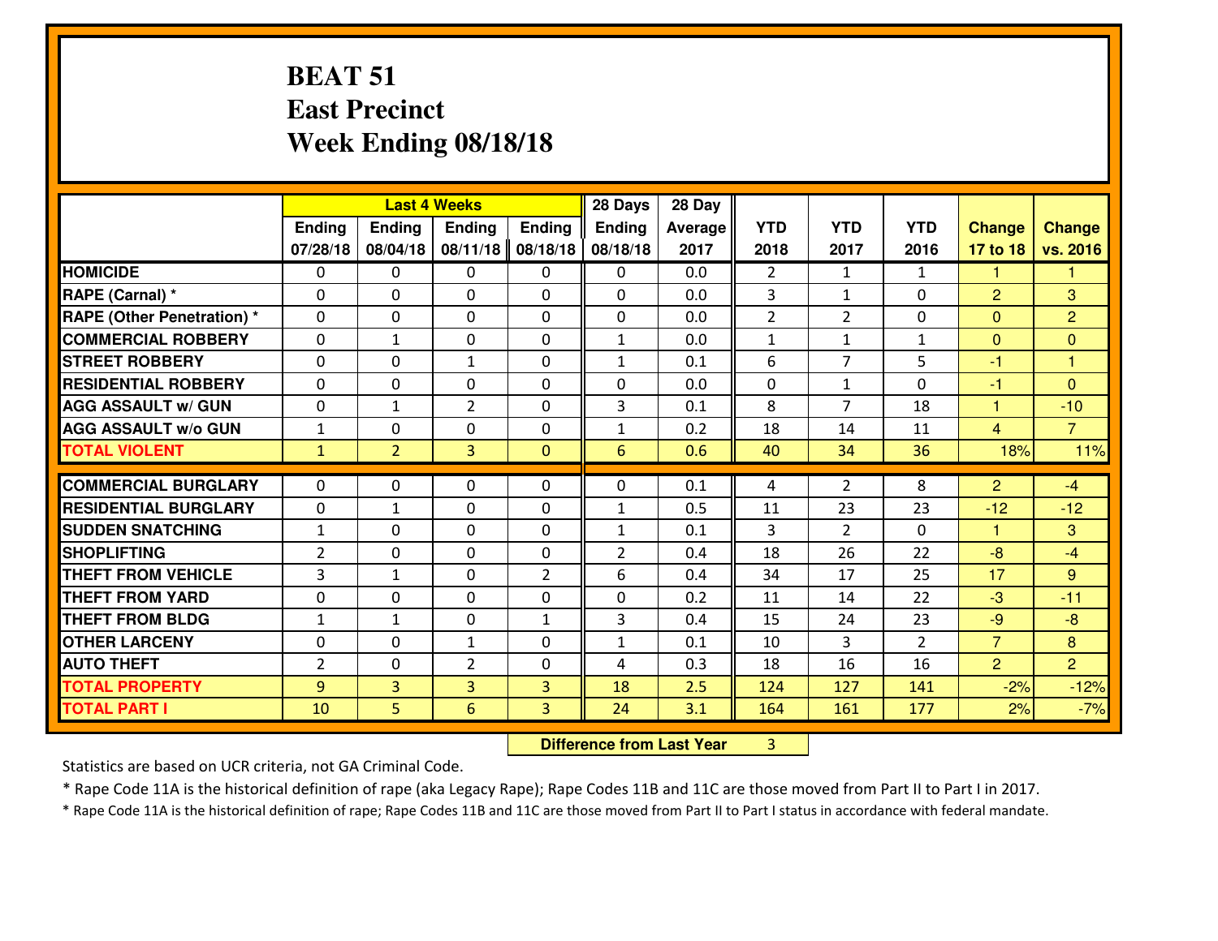# BEAT 51
## East Precinct
## Week Ending 08/18/18

| | Last 4 Weeks | | | | 28 Days | 28 Day | | | | | |
|---|---|---|---|---|---|---|---|---|---|---|---|
| | Ending 07/28/18 | Ending 08/04/18 | Ending 08/11/18 | Ending 08/18/18 | Ending 08/18/18 | Average 2017 | YTD 2018 | YTD 2017 | YTD 2016 | Change 17 to 18 | Change vs. 2016 |
| **HOMICIDE** | 0 | 0 | 0 | 0 | 0 | 0.0 | 2 | 1 | 1 | 1 | 1 |
| **RAPE (Carnal) *** | 0 | 0 | 0 | 0 | 0 | 0.0 | 3 | 1 | 0 | 2 | 3 |
| **RAPE (Other Penetration) *** | 0 | 0 | 0 | 0 | 0 | 0.0 | 2 | 2 | 0 | 0 | 2 |
| **COMMERCIAL ROBBERY** | 0 | 1 | 0 | 0 | 1 | 0.0 | 1 | 1 | 1 | 0 | 0 |
| **STREET ROBBERY** | 0 | 0 | 1 | 0 | 1 | 0.1 | 6 | 7 | 5 | -1 | 1 |
| **RESIDENTIAL ROBBERY** | 0 | 0 | 0 | 0 | 0 | 0.0 | 0 | 1 | 0 | -1 | 0 |
| **AGG ASSAULT w/ GUN** | 0 | 1 | 2 | 0 | 3 | 0.1 | 8 | 7 | 18 | 1 | -10 |
| **AGG ASSAULT w/o GUN** | 1 | 0 | 0 | 0 | 1 | 0.2 | 18 | 14 | 11 | 4 | 7 |
| **TOTAL VIOLENT** | 1 | 2 | 3 | 0 | 6 | 0.6 | 40 | 34 | 36 | 18% | 11% |
| **COMMERCIAL BURGLARY** | 0 | 0 | 0 | 0 | 0 | 0.1 | 4 | 2 | 8 | 2 | -4 |
| **RESIDENTIAL BURGLARY** | 0 | 1 | 0 | 0 | 1 | 0.5 | 11 | 23 | 23 | -12 | -12 |
| **SUDDEN SNATCHING** | 1 | 0 | 0 | 0 | 1 | 0.1 | 3 | 2 | 0 | 1 | 3 |
| **SHOPLIFTING** | 2 | 0 | 0 | 0 | 2 | 0.4 | 18 | 26 | 22 | -8 | -4 |
| **THEFT FROM VEHICLE** | 3 | 1 | 0 | 2 | 6 | 0.4 | 34 | 17 | 25 | 17 | 9 |
| **THEFT FROM YARD** | 0 | 0 | 0 | 0 | 0 | 0.2 | 11 | 14 | 22 | -3 | -11 |
| **THEFT FROM BLDG** | 1 | 1 | 0 | 1 | 3 | 0.4 | 15 | 24 | 23 | -9 | -8 |
| **OTHER LARCENY** | 0 | 0 | 1 | 0 | 1 | 0.1 | 10 | 3 | 2 | 7 | 8 |
| **AUTO THEFT** | 2 | 0 | 2 | 0 | 4 | 0.3 | 18 | 16 | 16 | 2 | 2 |
| **TOTAL PROPERTY** | 9 | 3 | 3 | 3 | 18 | 2.5 | 124 | 127 | 141 | -2% | -12% |
| **TOTAL PART I** | 10 | 5 | 6 | 3 | 24 | 3.1 | 164 | 161 | 177 | 2% | -7% |

**Difference from Last Year** 3

Statistics are based on UCR criteria, not GA Criminal Code.

* Rape Code 11A is the historical definition of rape (aka Legacy Rape); Rape Codes 11B and 11C are those moved from Part II to Part I in 2017.

* Rape Code 11A is the historical definition of rape; Rape Codes 11B and 11C are those moved from Part II to Part I status in accordance with federal mandate.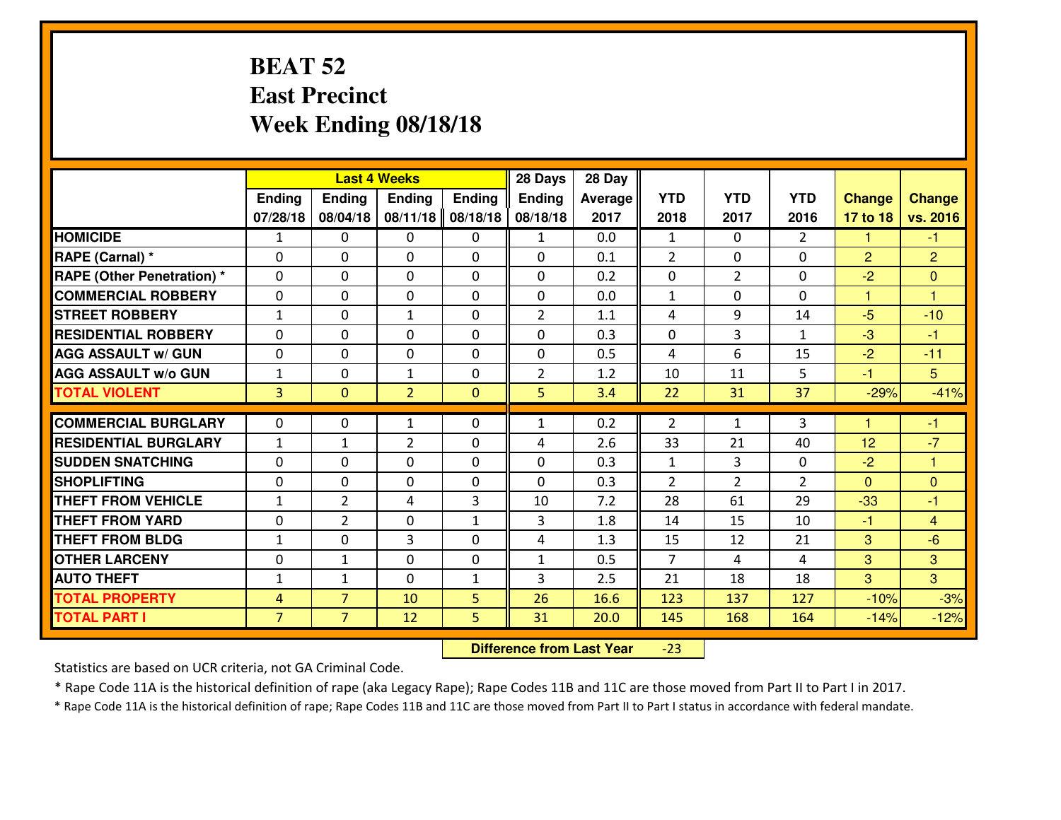# BEAT 52
## East Precinct
## Week Ending 08/18/18

| | Last 4 Weeks | | | | 28 Days | 28 Day | | | | | |
|---|---|---|---|---|---|---|---|---|---|---|---|
| | Ending 07/28/18 | Ending 08/04/18 | Ending 08/11/18 | Ending 08/18/18 | Ending 08/18/18 | Average 2017 | YTD 2018 | YTD 2017 | YTD 2016 | Change 17 to 18 | Change vs. 2016 |
| **HOMICIDE** | 1 | 0 | 0 | 0 | 1 | 0.0 | 1 | 0 | 2 | 1 | -1 |
| **RAPE (Carnal) *** | 0 | 0 | 0 | 0 | 0 | 0.1 | 2 | 0 | 0 | 2 | 2 |
| **RAPE (Other Penetration) *** | 0 | 0 | 0 | 0 | 0 | 0.2 | 0 | 2 | 0 | -2 | 0 |
| **COMMERCIAL ROBBERY** | 0 | 0 | 0 | 0 | 0 | 0.0 | 1 | 0 | 0 | 1 | 1 |
| **STREET ROBBERY** | 1 | 0 | 1 | 0 | 2 | 1.1 | 4 | 9 | 14 | -5 | -10 |
| **RESIDENTIAL ROBBERY** | 0 | 0 | 0 | 0 | 0 | 0.3 | 0 | 3 | 1 | -3 | -1 |
| **AGG ASSAULT w/ GUN** | 0 | 0 | 0 | 0 | 0 | 0.5 | 4 | 6 | 15 | -2 | -11 |
| **AGG ASSAULT w/o GUN** | 1 | 0 | 1 | 0 | 2 | 1.2 | 10 | 11 | 5 | -1 | 5 |
| **TOTAL VIOLENT** | 3 | 0 | 2 | 0 | 5 | 3.4 | 22 | 31 | 37 | -29% | -41% |
| **COMMERCIAL BURGLARY** | 0 | 0 | 1 | 0 | 1 | 0.2 | 2 | 1 | 3 | 1 | -1 |
| **RESIDENTIAL BURGLARY** | 1 | 1 | 2 | 0 | 4 | 2.6 | 33 | 21 | 40 | 12 | -7 |
| **SUDDEN SNATCHING** | 0 | 0 | 0 | 0 | 0 | 0.3 | 1 | 3 | 0 | -2 | 1 |
| **SHOPLIFTING** | 0 | 0 | 0 | 0 | 0 | 0.3 | 2 | 2 | 2 | 0 | 0 |
| **THEFT FROM VEHICLE** | 1 | 2 | 4 | 3 | 10 | 7.2 | 28 | 61 | 29 | -33 | -1 |
| **THEFT FROM YARD** | 0 | 2 | 0 | 1 | 3 | 1.8 | 14 | 15 | 10 | -1 | 4 |
| **THEFT FROM BLDG** | 1 | 0 | 3 | 0 | 4 | 1.3 | 15 | 12 | 21 | 3 | -6 |
| **OTHER LARCENY** | 0 | 1 | 0 | 0 | 1 | 0.5 | 7 | 4 | 4 | 3 | 3 |
| **AUTO THEFT** | 1 | 1 | 0 | 1 | 3 | 2.5 | 21 | 18 | 18 | 3 | 3 |
| **TOTAL PROPERTY** | 4 | 7 | 10 | 5 | 26 | 16.6 | 123 | 137 | 127 | -10% | -3% |
| **TOTAL PART I** | 7 | 7 | 12 | 5 | 31 | 20.0 | 145 | 168 | 164 | -14% | -12% |

**Difference from Last Year** -23

Statistics are based on UCR criteria, not GA Criminal Code.

* Rape Code 11A is the historical definition of rape (aka Legacy Rape); Rape Codes 11B and 11C are those moved from Part II to Part I in 2017.

* Rape Code 11A is the historical definition of rape; Rape Codes 11B and 11C are those moved from Part II to Part I status in accordance with federal mandate.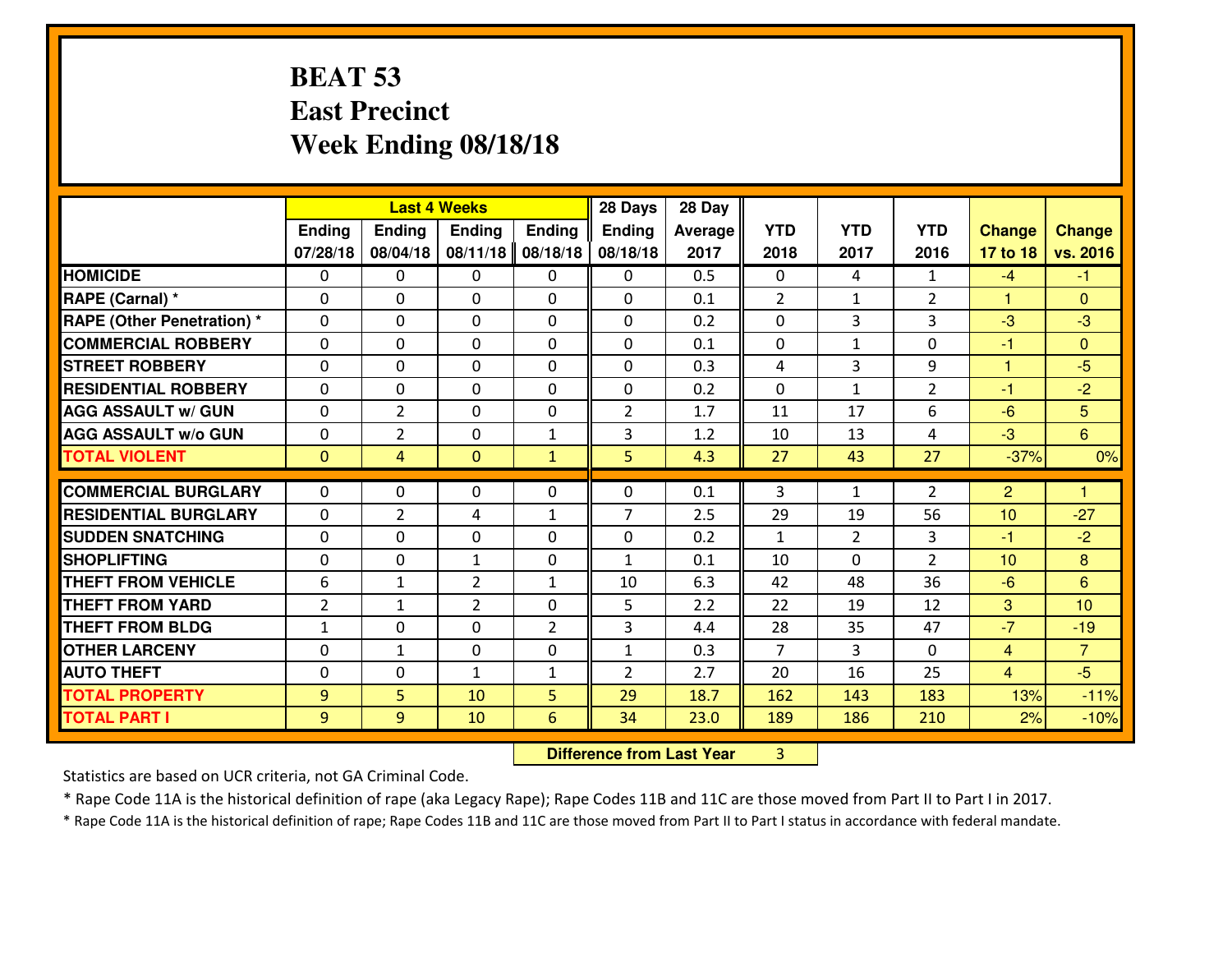# BEAT 53
## East Precinct
## Week Ending 08/18/18

| | Last 4 Weeks | | | | 28 Days | 28 Day | | | | | |
|---|---|---|---|---|---|---|---|---|---|---|---|
| | Ending 07/28/18 | Ending 08/04/18 | Ending 08/11/18 | Ending 08/18/18 | Ending 08/18/18 | Average 2017 | YTD 2018 | YTD 2017 | YTD 2016 | Change 17 to 18 | Change vs. 2016 |
| **HOMICIDE** | 0 | 0 | 0 | 0 | 0 | 0.5 | 0 | 4 | 1 | -4 | -1 |
| **RAPE (Carnal) *** | 0 | 0 | 0 | 0 | 0 | 0.1 | 2 | 1 | 2 | 1 | 0 |
| **RAPE (Other Penetration) *** | 0 | 0 | 0 | 0 | 0 | 0.2 | 0 | 3 | 3 | -3 | -3 |
| **COMMERCIAL ROBBERY** | 0 | 0 | 0 | 0 | 0 | 0.1 | 0 | 1 | 0 | -1 | 0 |
| **STREET ROBBERY** | 0 | 0 | 0 | 0 | 0 | 0.3 | 4 | 3 | 9 | 1 | -5 |
| **RESIDENTIAL ROBBERY** | 0 | 0 | 0 | 0 | 0 | 0.2 | 0 | 1 | 2 | -1 | -2 |
| **AGG ASSAULT w/ GUN** | 0 | 2 | 0 | 0 | 2 | 1.7 | 11 | 17 | 6 | -6 | 5 |
| **AGG ASSAULT w/o GUN** | 0 | 2 | 0 | 1 | 3 | 1.2 | 10 | 13 | 4 | -3 | 6 |
| **TOTAL VIOLENT** | 0 | 4 | 0 | 1 | 5 | 4.3 | 27 | 43 | 27 | -37% | 0% |
| **COMMERCIAL BURGLARY** | 0 | 0 | 0 | 0 | 0 | 0.1 | 3 | 1 | 2 | 2 | 1 |
| **RESIDENTIAL BURGLARY** | 0 | 2 | 4 | 1 | 7 | 2.5 | 29 | 19 | 56 | 10 | -27 |
| **SUDDEN SNATCHING** | 0 | 0 | 0 | 0 | 0 | 0.2 | 1 | 2 | 3 | -1 | -2 |
| **SHOPLIFTING** | 0 | 0 | 1 | 0 | 1 | 0.1 | 10 | 0 | 2 | 10 | 8 |
| **THEFT FROM VEHICLE** | 6 | 1 | 2 | 1 | 10 | 6.3 | 42 | 48 | 36 | -6 | 6 |
| **THEFT FROM YARD** | 2 | 1 | 2 | 0 | 5 | 2.2 | 22 | 19 | 12 | 3 | 10 |
| **THEFT FROM BLDG** | 1 | 0 | 0 | 2 | 3 | 4.4 | 28 | 35 | 47 | -7 | -19 |
| **OTHER LARCENY** | 0 | 1 | 0 | 0 | 1 | 0.3 | 7 | 3 | 0 | 4 | 7 |
| **AUTO THEFT** | 0 | 0 | 1 | 1 | 2 | 2.7 | 20 | 16 | 25 | 4 | -5 |
| **TOTAL PROPERTY** | 9 | 5 | 10 | 5 | 29 | 18.7 | 162 | 143 | 183 | 13% | -11% |
| **TOTAL PART I** | 9 | 9 | 10 | 6 | 34 | 23.0 | 189 | 186 | 210 | 2% | -10% |

**Difference from Last Year** 3

Statistics are based on UCR criteria, not GA Criminal Code.

* Rape Code 11A is the historical definition of rape (aka Legacy Rape); Rape Codes 11B and 11C are those moved from Part II to Part I in 2017.

* Rape Code 11A is the historical definition of rape; Rape Codes 11B and 11C are those moved from Part II to Part I status in accordance with federal mandate.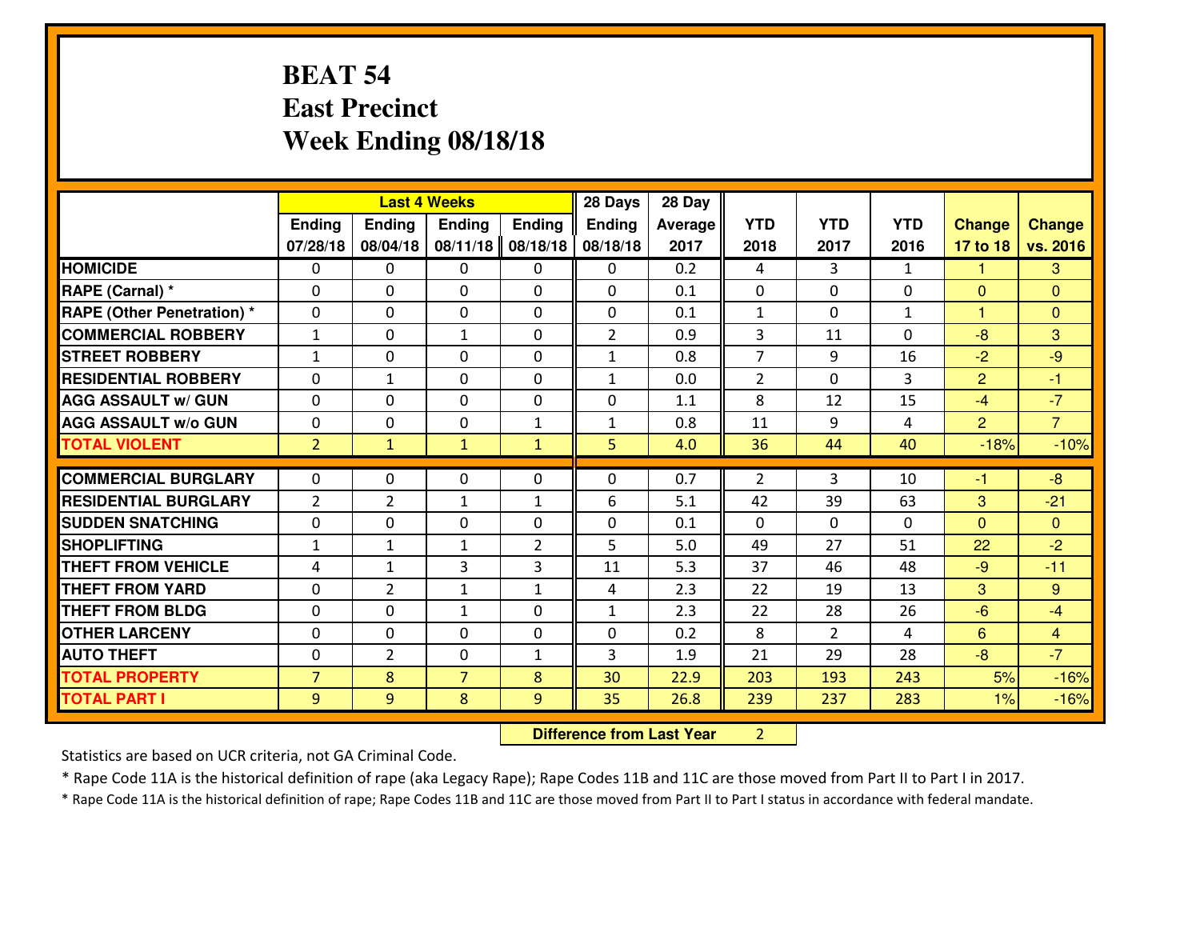# BEAT 54
## East Precinct
## Week Ending 08/18/18

| | Last 4 Weeks | | | | 28 Days | 28 Day | | | | | |
|---|---|---|---|---|---|---|---|---|---|---|---|
| | Ending 07/28/18 | Ending 08/04/18 | Ending 08/11/18 | Ending 08/18/18 | Ending 08/18/18 | Average 2017 | YTD 2018 | YTD 2017 | YTD 2016 | Change 17 to 18 | Change vs. 2016 |
| **HOMICIDE** | 0 | 0 | 0 | 0 | 0 | 0.2 | 4 | 3 | 1 | 1 | 3 |
| **RAPE (Carnal) *** | 0 | 0 | 0 | 0 | 0 | 0.1 | 0 | 0 | 0 | 0 | 0 |
| **RAPE (Other Penetration) *** | 0 | 0 | 0 | 0 | 0 | 0.1 | 1 | 0 | 1 | 1 | 0 |
| **COMMERCIAL ROBBERY** | 1 | 0 | 1 | 0 | 2 | 0.9 | 3 | 11 | 0 | -8 | 3 |
| **STREET ROBBERY** | 1 | 0 | 0 | 0 | 1 | 0.8 | 7 | 9 | 16 | -2 | -9 |
| **RESIDENTIAL ROBBERY** | 0 | 1 | 0 | 0 | 1 | 0.0 | 2 | 0 | 3 | 2 | -1 |
| **AGG ASSAULT w/ GUN** | 0 | 0 | 0 | 0 | 0 | 1.1 | 8 | 12 | 15 | -4 | -7 |
| **AGG ASSAULT w/o GUN** | 0 | 0 | 0 | 1 | 1 | 0.8 | 11 | 9 | 4 | 2 | 7 |
| **TOTAL VIOLENT** | 2 | 1 | 1 | 1 | 5 | 4.0 | 36 | 44 | 40 | -18% | -10% |
| **COMMERCIAL BURGLARY** | 0 | 0 | 0 | 0 | 0 | 0.7 | 2 | 3 | 10 | -1 | -8 |
| **RESIDENTIAL BURGLARY** | 2 | 2 | 1 | 1 | 6 | 5.1 | 42 | 39 | 63 | 3 | -21 |
| **SUDDEN SNATCHING** | 0 | 0 | 0 | 0 | 0 | 0.1 | 0 | 0 | 0 | 0 | 0 |
| **SHOPLIFTING** | 1 | 1 | 1 | 2 | 5 | 5.0 | 49 | 27 | 51 | 22 | -2 |
| **THEFT FROM VEHICLE** | 4 | 1 | 3 | 3 | 11 | 5.3 | 37 | 46 | 48 | -9 | -11 |
| **THEFT FROM YARD** | 0 | 2 | 1 | 1 | 4 | 2.3 | 22 | 19 | 13 | 3 | 9 |
| **THEFT FROM BLDG** | 0 | 0 | 1 | 0 | 1 | 2.3 | 22 | 28 | 26 | -6 | -4 |
| **OTHER LARCENY** | 0 | 0 | 0 | 0 | 0 | 0.2 | 8 | 2 | 4 | 6 | 4 |
| **AUTO THEFT** | 0 | 2 | 0 | 1 | 3 | 1.9 | 21 | 29 | 28 | -8 | -7 |
| **TOTAL PROPERTY** | 7 | 8 | 7 | 8 | 30 | 22.9 | 203 | 193 | 243 | 5% | -16% |
| **TOTAL PART I** | 9 | 9 | 8 | 9 | 35 | 26.8 | 239 | 237 | 283 | 1% | -16% |

**Difference from Last Year** 2

Statistics are based on UCR criteria, not GA Criminal Code.

* Rape Code 11A is the historical definition of rape (aka Legacy Rape); Rape Codes 11B and 11C are those moved from Part II to Part I in 2017.

* Rape Code 11A is the historical definition of rape; Rape Codes 11B and 11C are those moved from Part II to Part I status in accordance with federal mandate.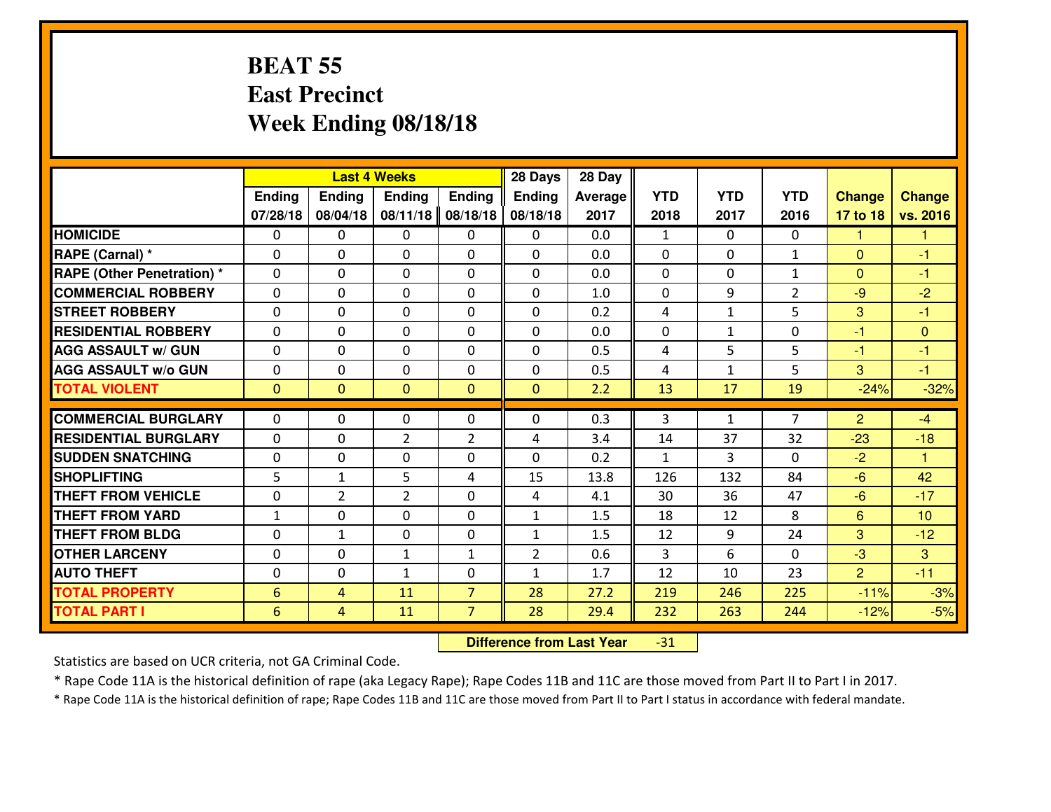# BEAT 55
## East Precinct
## Week Ending 08/18/18

| | Last 4 Weeks | | | | 28 Days | 28 Day | | | | | |
|---|---|---|---|---|---|---|---|---|---|---|---|
| | Ending 07/28/18 | Ending 08/04/18 | Ending 08/11/18 | Ending 08/18/18 | Ending 08/18/18 | Average 2017 | YTD 2018 | YTD 2017 | YTD 2016 | Change 17 to 18 | Change vs. 2016 |
| **HOMICIDE** | 0 | 0 | 0 | 0 | 0 | 0.0 | 1 | 0 | 0 | 1 | 1 |
| **RAPE (Carnal) *** | 0 | 0 | 0 | 0 | 0 | 0.0 | 0 | 0 | 1 | 0 | -1 |
| **RAPE (Other Penetration) *** | 0 | 0 | 0 | 0 | 0 | 0.0 | 0 | 0 | 1 | 0 | -1 |
| **COMMERCIAL ROBBERY** | 0 | 0 | 0 | 0 | 0 | 1.0 | 0 | 9 | 2 | -9 | -2 |
| **STREET ROBBERY** | 0 | 0 | 0 | 0 | 0 | 0.2 | 4 | 1 | 5 | 3 | -1 |
| **RESIDENTIAL ROBBERY** | 0 | 0 | 0 | 0 | 0 | 0.0 | 0 | 1 | 0 | -1 | 0 |
| **AGG ASSAULT w/ GUN** | 0 | 0 | 0 | 0 | 0 | 0.5 | 4 | 5 | 5 | -1 | -1 |
| **AGG ASSAULT w/o GUN** | 0 | 0 | 0 | 0 | 0 | 0.5 | 4 | 1 | 5 | 3 | -1 |
| **TOTAL VIOLENT** | 0 | 0 | 0 | 0 | 0 | 2.2 | 13 | 17 | 19 | -24% | -32% |
| **COMMERCIAL BURGLARY** | 0 | 0 | 0 | 0 | 0 | 0.3 | 3 | 1 | 7 | 2 | -4 |
| **RESIDENTIAL BURGLARY** | 0 | 0 | 2 | 2 | 4 | 3.4 | 14 | 37 | 32 | -23 | -18 |
| **SUDDEN SNATCHING** | 0 | 0 | 0 | 0 | 0 | 0.2 | 1 | 3 | 0 | -2 | 1 |
| **SHOPLIFTING** | 5 | 1 | 5 | 4 | 15 | 13.8 | 126 | 132 | 84 | -6 | 42 |
| **THEFT FROM VEHICLE** | 0 | 2 | 2 | 0 | 4 | 4.1 | 30 | 36 | 47 | -6 | -17 |
| **THEFT FROM YARD** | 1 | 0 | 0 | 0 | 1 | 1.5 | 18 | 12 | 8 | 6 | 10 |
| **THEFT FROM BLDG** | 0 | 1 | 0 | 0 | 1 | 1.5 | 12 | 9 | 24 | 3 | -12 |
| **OTHER LARCENY** | 0 | 0 | 1 | 1 | 2 | 0.6 | 3 | 6 | 0 | -3 | 3 |
| **AUTO THEFT** | 0 | 0 | 1 | 0 | 1 | 1.7 | 12 | 10 | 23 | 2 | -11 |
| **TOTAL PROPERTY** | 6 | 4 | 11 | 7 | 28 | 27.2 | 219 | 246 | 225 | -11% | -3% |
| **TOTAL PART I** | 6 | 4 | 11 | 7 | 28 | 29.4 | 232 | 263 | 244 | -12% | -5% |

**Difference from Last Year** -31

Statistics are based on UCR criteria, not GA Criminal Code.

* Rape Code 11A is the historical definition of rape (aka Legacy Rape); Rape Codes 11B and 11C are those moved from Part II to Part I in 2017.

* Rape Code 11A is the historical definition of rape; Rape Codes 11B and 11C are those moved from Part II to Part I status in accordance with federal mandate.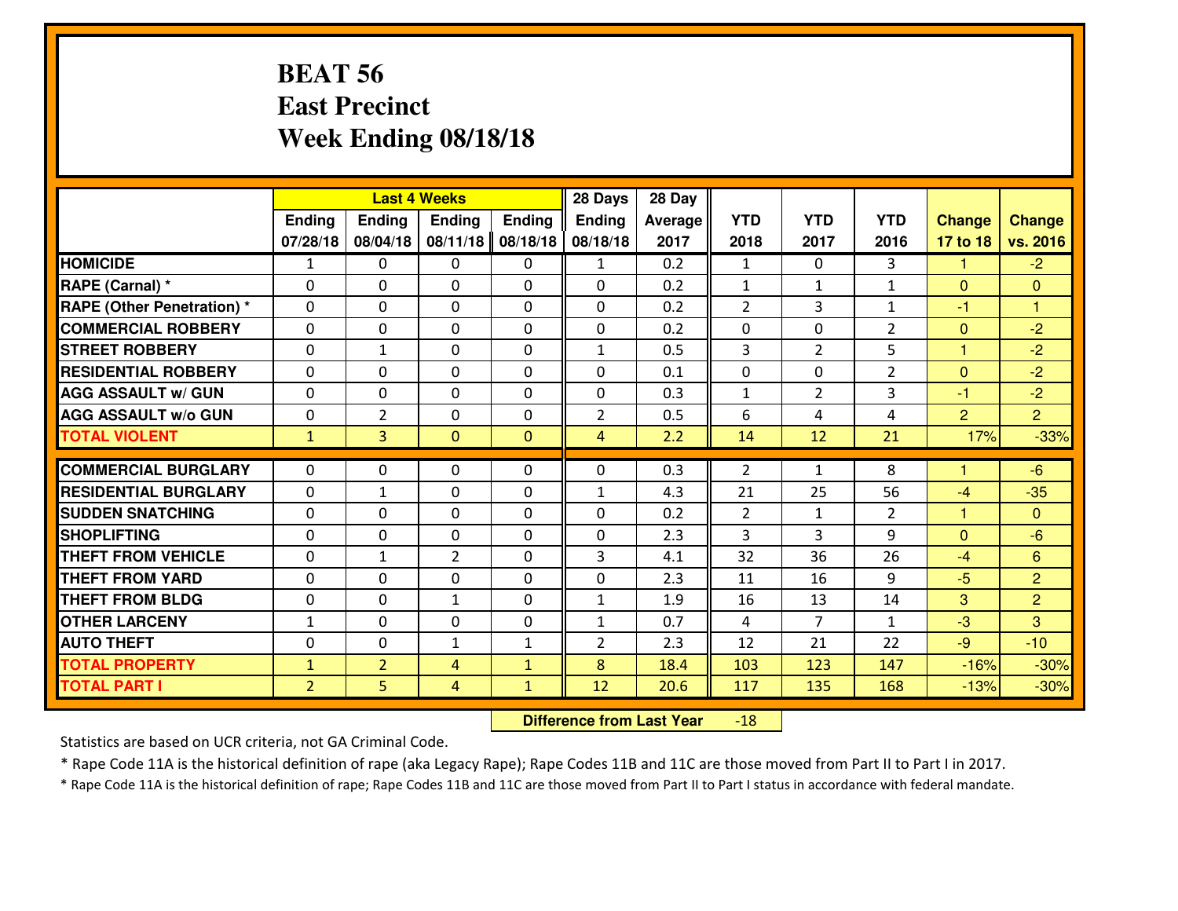# BEAT 56
## East Precinct
## Week Ending 08/18/18

| | Last 4 Weeks | | | | 28 Days | 28 Day | | | | | |
|---|---|---|---|---|---|---|---|---|---|---|---|
| | Ending 07/28/18 | Ending 08/04/18 | Ending 08/11/18 | Ending 08/18/18 | Ending 08/18/18 | Average 2017 | YTD 2018 | YTD 2017 | YTD 2016 | Change 17 to 18 | Change vs. 2016 |
| HOMICIDE | 1 | 0 | 0 | 0 | 1 | 0.2 | 1 | 0 | 3 | 1 | -2 |
| RAPE (Carnal) * | 0 | 0 | 0 | 0 | 0 | 0.2 | 1 | 1 | 1 | 0 | 0 |
| RAPE (Other Penetration) * | 0 | 0 | 0 | 0 | 0 | 0.2 | 2 | 3 | 1 | -1 | 1 |
| COMMERCIAL ROBBERY | 0 | 0 | 0 | 0 | 0 | 0.2 | 0 | 0 | 2 | 0 | -2 |
| STREET ROBBERY | 0 | 1 | 0 | 0 | 1 | 0.5 | 3 | 2 | 5 | 1 | -2 |
| RESIDENTIAL ROBBERY | 0 | 0 | 0 | 0 | 0 | 0.1 | 0 | 0 | 2 | 0 | -2 |
| AGG ASSAULT w/ GUN | 0 | 0 | 0 | 0 | 0 | 0.3 | 1 | 2 | 3 | -1 | -2 |
| AGG ASSAULT w/o GUN | 0 | 2 | 0 | 0 | 2 | 0.5 | 6 | 4 | 4 | 2 | 2 |
| TOTAL VIOLENT | 1 | 3 | 0 | 0 | 4 | 2.2 | 14 | 12 | 21 | 17% | -33% |
| COMMERCIAL BURGLARY | 0 | 0 | 0 | 0 | 0 | 0.3 | 2 | 1 | 8 | 1 | -6 |
| RESIDENTIAL BURGLARY | 0 | 1 | 0 | 0 | 1 | 4.3 | 21 | 25 | 56 | -4 | -35 |
| SUDDEN SNATCHING | 0 | 0 | 0 | 0 | 0 | 0.2 | 2 | 1 | 2 | 1 | 0 |
| SHOPLIFTING | 0 | 0 | 0 | 0 | 0 | 2.3 | 3 | 3 | 9 | 0 | -6 |
| THEFT FROM VEHICLE | 0 | 1 | 2 | 0 | 3 | 4.1 | 32 | 36 | 26 | -4 | 6 |
| THEFT FROM YARD | 0 | 0 | 0 | 0 | 0 | 2.3 | 11 | 16 | 9 | -5 | 2 |
| THEFT FROM BLDG | 0 | 0 | 1 | 0 | 1 | 1.9 | 16 | 13 | 14 | 3 | 2 |
| OTHER LARCENY | 1 | 0 | 0 | 0 | 1 | 0.7 | 4 | 7 | 1 | -3 | 3 |
| AUTO THEFT | 0 | 0 | 1 | 1 | 2 | 2.3 | 12 | 21 | 22 | -9 | -10 |
| TOTAL PROPERTY | 1 | 2 | 4 | 1 | 8 | 18.4 | 103 | 123 | 147 | -16% | -30% |
| TOTAL PART I | 2 | 5 | 4 | 1 | 12 | 20.6 | 117 | 135 | 168 | -13% | -30% |

**Difference from Last Year** -18

Statistics are based on UCR criteria, not GA Criminal Code.

* Rape Code 11A is the historical definition of rape (aka Legacy Rape); Rape Codes 11B and 11C are those moved from Part II to Part I in 2017.

* Rape Code 11A is the historical definition of rape; Rape Codes 11B and 11C are those moved from Part II to Part I status in accordance with federal mandate.